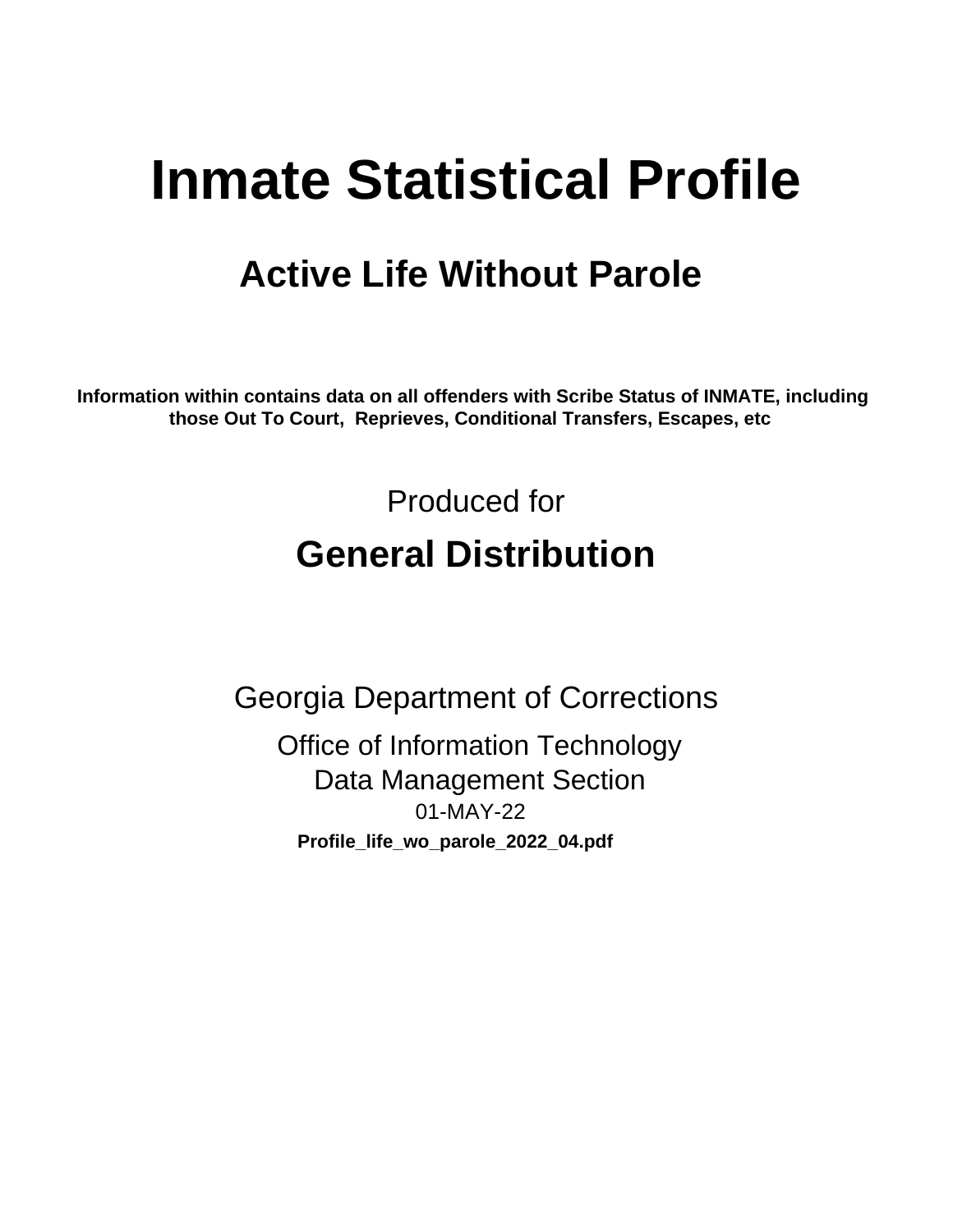# Inmate Statistical Profile

## Active Life Without Parole

**Information within contains data on all offenders with Scribe Status of INMATE, including those Out To Court, Reprieves, Conditional Transfers, Escapes, etc**

Produced for

## General Distribution

Georgia Department of Corrections

Office of Information Technology

Data Management Section

01-MAY-22

**Profile_life_wo_parole_2022_04.pdf**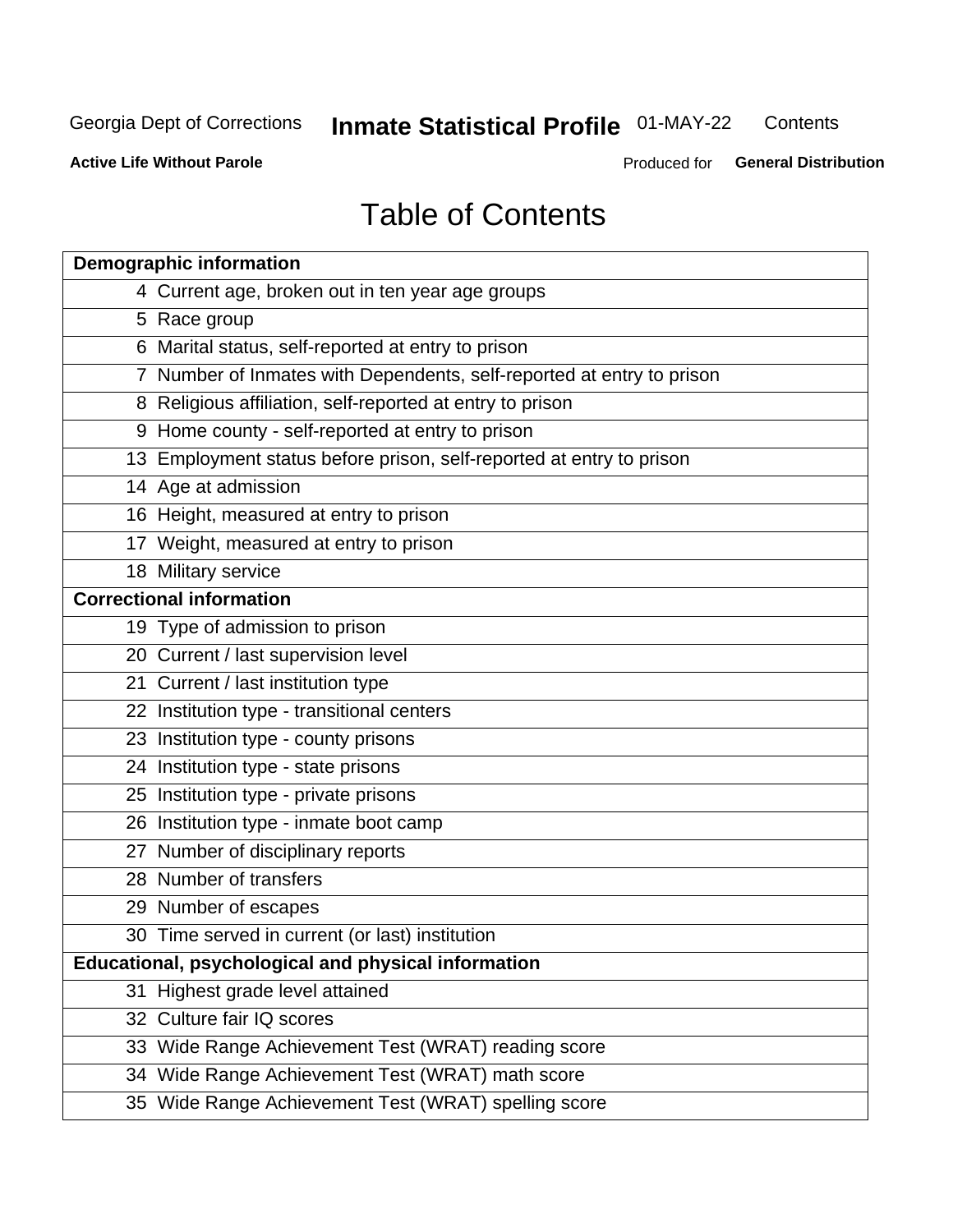# Table of Contents

| Page | Section |
|---|---|
| **Demographic information** | |
| 4 | Current age, broken out in ten year age groups |
| 5 | Race group |
| 6 | Marital status, self-reported at entry to prison |
| 7 | Number of Inmates with Dependents, self-reported at entry to prison |
| 8 | Religious affiliation, self-reported at entry to prison |
| 9 | Home county - self-reported at entry to prison |
| 13 | Employment status before prison, self-reported at entry to prison |
| 14 | Age at admission |
| 16 | Height, measured at entry to prison |
| 17 | Weight, measured at entry to prison |
| 18 | Military service |
| **Correctional information** | |
| 19 | Type of admission to prison |
| 20 | Current / last supervision level |
| 21 | Current / last institution type |
| 22 | Institution type - transitional centers |
| 23 | Institution type - county prisons |
| 24 | Institution type - state prisons |
| 25 | Institution type - private prisons |
| 26 | Institution type - inmate boot camp |
| 27 | Number of disciplinary reports |
| 28 | Number of transfers |
| 29 | Number of escapes |
| 30 | Time served in current (or last) institution |
| **Educational, psychological and physical information** | |
| 31 | Highest grade level attained |
| 32 | Culture fair IQ scores |
| 33 | Wide Range Achievement Test (WRAT) reading score |
| 34 | Wide Range Achievement Test (WRAT) math score |
| 35 | Wide Range Achievement Test (WRAT) spelling score |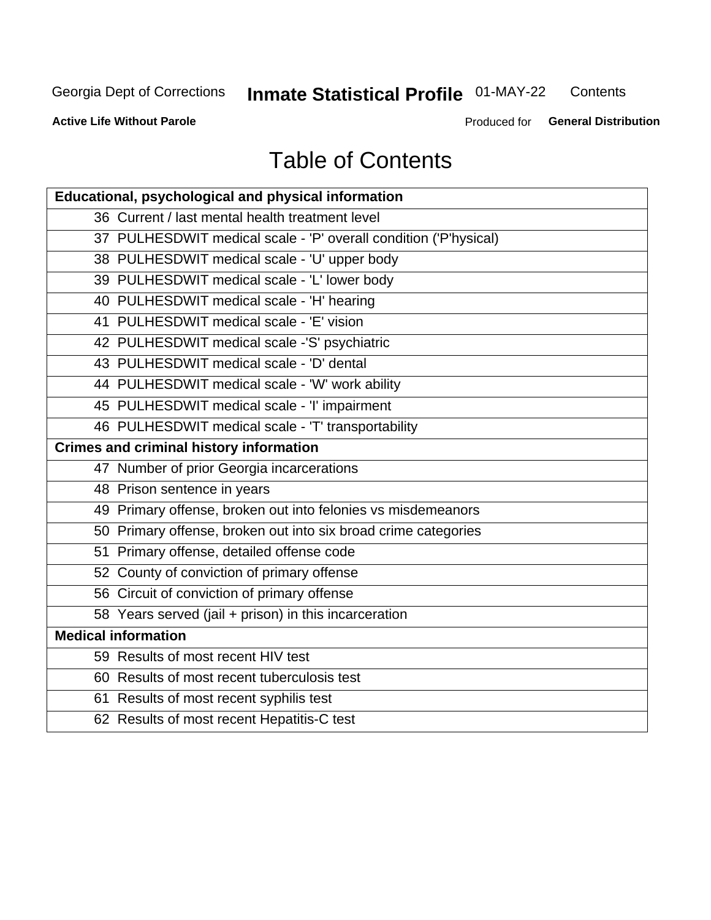# Table of Contents

| Educational, psychological and physical information |
|---|
| 36 Current / last mental health treatment level |
| 37 PULHESDWIT medical scale - 'P' overall condition ('P'hysical) |
| 38 PULHESDWIT medical scale - 'U' upper body |
| 39 PULHESDWIT medical scale - 'L' lower body |
| 40 PULHESDWIT medical scale - 'H' hearing |
| 41 PULHESDWIT medical scale - 'E' vision |
| 42 PULHESDWIT medical scale -'S' psychiatric |
| 43 PULHESDWIT medical scale - 'D' dental |
| 44 PULHESDWIT medical scale - 'W' work ability |
| 45 PULHESDWIT medical scale - 'I' impairment |
| 46 PULHESDWIT medical scale - 'T' transportability |
| **Crimes and criminal history information** |
| 47 Number of prior Georgia incarcerations |
| 48 Prison sentence in years |
| 49 Primary offense, broken out into felonies vs misdemeanors |
| 50 Primary offense, broken out into six broad crime categories |
| 51 Primary offense, detailed offense code |
| 52 County of conviction of primary offense |
| 56 Circuit of conviction of primary offense |
| 58 Years served (jail + prison) in this incarceration |
| **Medical information** |
| 59 Results of most recent HIV test |
| 60 Results of most recent tuberculosis test |
| 61 Results of most recent syphilis test |
| 62 Results of most recent Hepatitis-C test |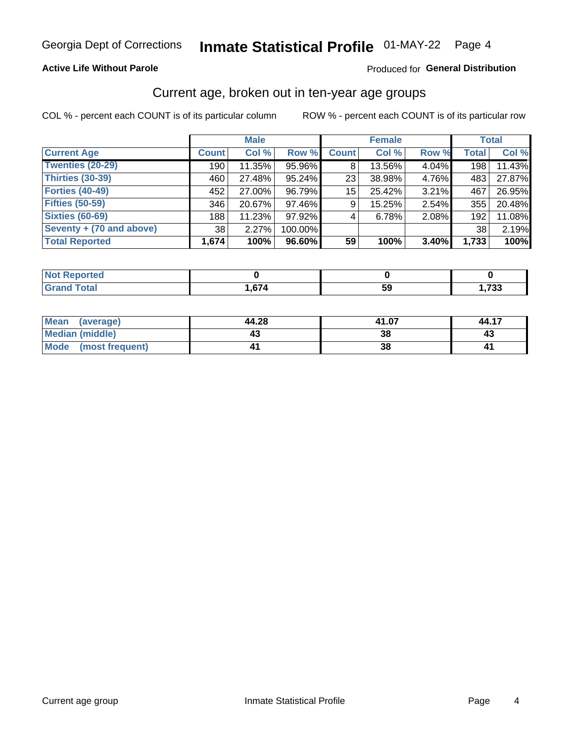Georgia Dept of Corrections **Inmate Statistical Profile** 01-MAY-22

**Active Life Without Parole**

Produced for **General Distribution**

## Current age, broken out in ten-year age groups

COL % - percent each COUNT is of its particular column  ROW % - percent each COUNT is of its particular row

| | Male | | | Female | | | Total | |
|---|---|---|---|---|---|---|---|---|
| **Current Age** | **Count** | **Col %** | **Row %** | **Count** | **Col %** | **Row %** | **Total** | **Col %** |
| Twenties (20-29) | 190 | 11.35% | 95.96% | 8 | 13.56% | 4.04% | 198 | 11.43% |
| Thirties (30-39) | 460 | 27.48% | 95.24% | 23 | 38.98% | 4.76% | 483 | 27.87% |
| Forties (40-49) | 452 | 27.00% | 96.79% | 15 | 25.42% | 3.21% | 467 | 26.95% |
| Fifties (50-59) | 346 | 20.67% | 97.46% | 9 | 15.25% | 2.54% | 355 | 20.48% |
| Sixties (60-69) | 188 | 11.23% | 97.92% | 4 | 6.78% | 2.08% | 192 | 11.08% |
| Seventy + (70 and above) | 38 | 2.27% | 100.00% | | | | 38 | 2.19% |
| **Total Reported** | **1,674** | **100%** | **96.60%** | **59** | **100%** | **3.40%** | **1,733** | **100%** |

| | Male | Female | Total |
|---|---|---|---|
| Not Reported | **0** | **0** | **0** |
| Grand Total | **1,674** | **59** | **1,733** |

| | Male | Female | Total |
|---|---|---|---|
| Mean (average) | **44.28** | **41.07** | **44.17** |
| Median (middle) | **43** | **38** | **43** |
| Mode (most frequent) | **41** | **38** | **41** |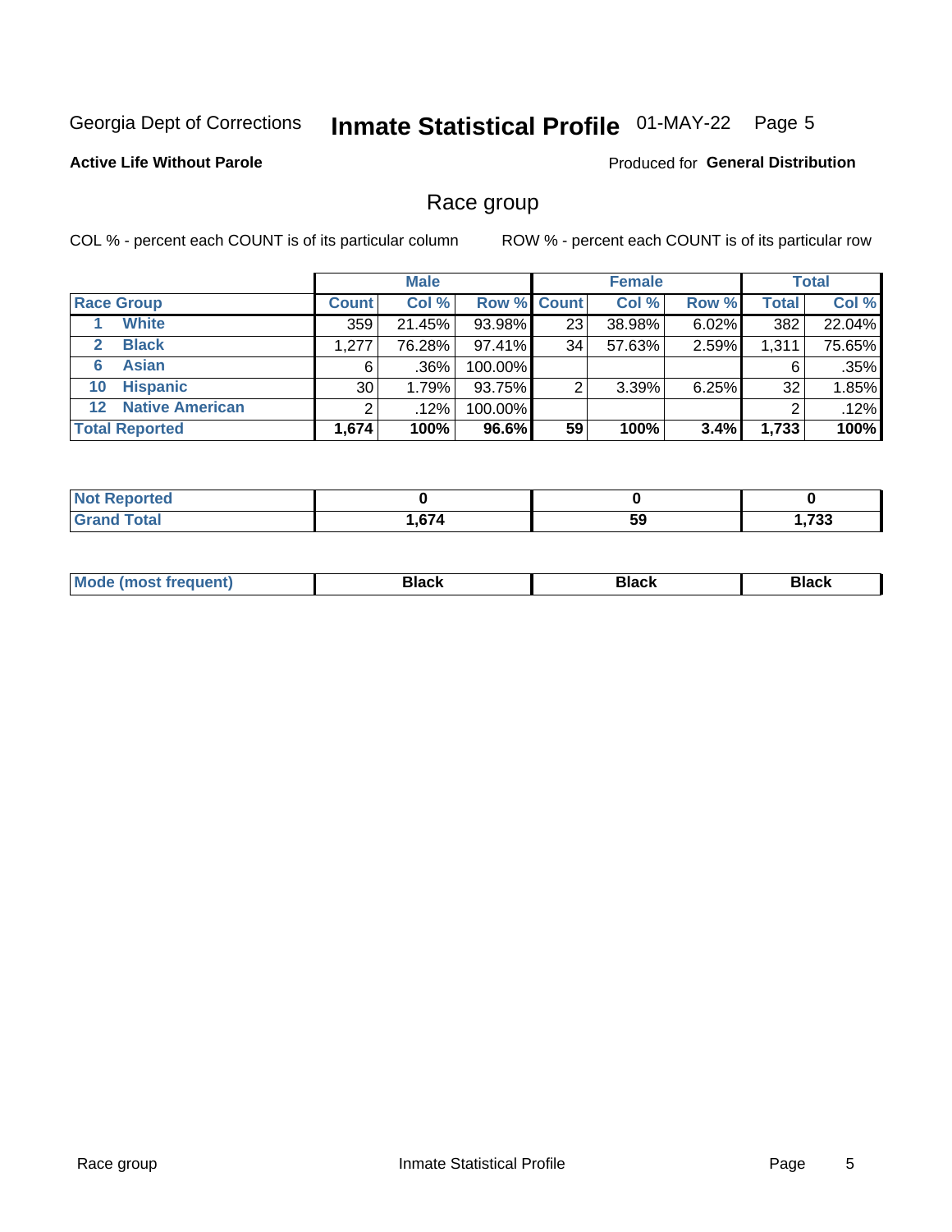Georgia Dept of Corrections **Inmate Statistical Profile** 01-MAY-22 Page 5

**Active Life Without Parole**

Produced for **General Distribution**

## Race group

COL % - percent each COUNT is of its particular column ROW % - percent each COUNT is of its particular row

| | Male | | | Female | | | Total | |
|---|---|---|---|---|---|---|---|---|
| **Race Group** | **Count** | **Col %** | **Row %** | **Count** | **Col %** | **Row %** | **Total** | **Col %** |
| 1 **White** | 359 | 21.45% | 93.98% | 23 | 38.98% | 6.02% | 382 | 22.04% |
| 2 **Black** | 1,277 | 76.28% | 97.41% | 34 | 57.63% | 2.59% | 1,311 | 75.65% |
| 6 **Asian** | 6 | .36% | 100.00% | | | | 6 | .35% |
| 10 **Hispanic** | 30 | 1.79% | 93.75% | 2 | 3.39% | 6.25% | 32 | 1.85% |
| 12 **Native American** | 2 | .12% | 100.00% | | | | 2 | .12% |
| **Total Reported** | **1,674** | **100%** | **96.6%** | **59** | **100%** | **3.4%** | **1,733** | **100%** |

| | Male | Female | Total |
|---|---|---|---|
| **Not Reported** | **0** | **0** | **0** |
| **Grand Total** | **1,674** | **59** | **1,733** |

| | Male | Female | Total |
|---|---|---|---|
| **Mode (most frequent)** | **Black** | **Black** | **Black** |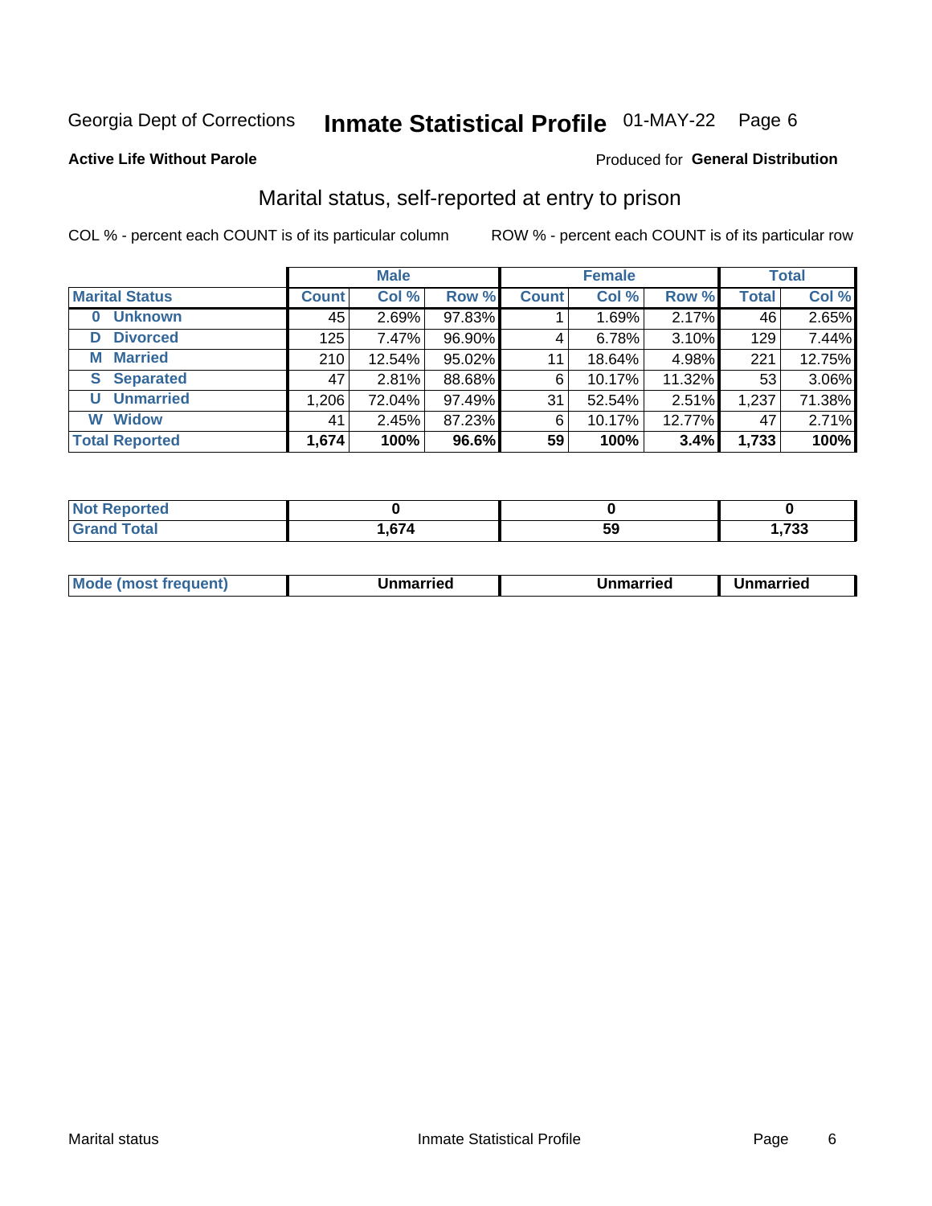Georgia Dept of Corrections **Inmate Statistical Profile** 01-MAY-22 Page 6

**Active Life Without Parole**

Produced for **General Distribution**

## Marital status, self-reported at entry to prison

COL % - percent each COUNT is of its particular column

ROW % - percent each COUNT is of its particular row

| | Male | | | Female | | | Total | |
|---|---|---|---|---|---|---|---|---|
| **Marital Status** | **Count** | **Col %** | **Row %** | **Count** | **Col %** | **Row %** | **Total** | **Col %** |
| **0 Unknown** | 45 | 2.69% | 97.83% | 1 | 1.69% | 2.17% | 46 | 2.65% |
| **D Divorced** | 125 | 7.47% | 96.90% | 4 | 6.78% | 3.10% | 129 | 7.44% |
| **M Married** | 210 | 12.54% | 95.02% | 11 | 18.64% | 4.98% | 221 | 12.75% |
| **S Separated** | 47 | 2.81% | 88.68% | 6 | 10.17% | 11.32% | 53 | 3.06% |
| **U Unmarried** | 1,206 | 72.04% | 97.49% | 31 | 52.54% | 2.51% | 1,237 | 71.38% |
| **W Widow** | 41 | 2.45% | 87.23% | 6 | 10.17% | 12.77% | 47 | 2.71% |
| **Total Reported** | **1,674** | **100%** | **96.6%** | **59** | **100%** | **3.4%** | **1,733** | **100%** |

| | Male | Female | Total |
|---|---|---|---|
| **Not Reported** | **0** | **0** | **0** |
| **Grand Total** | **1,674** | **59** | **1,733** |

| | Male | Female | Total |
|---|---|---|---|
| **Mode (most frequent)** | **Unmarried** | **Unmarried** | **Unmarried** |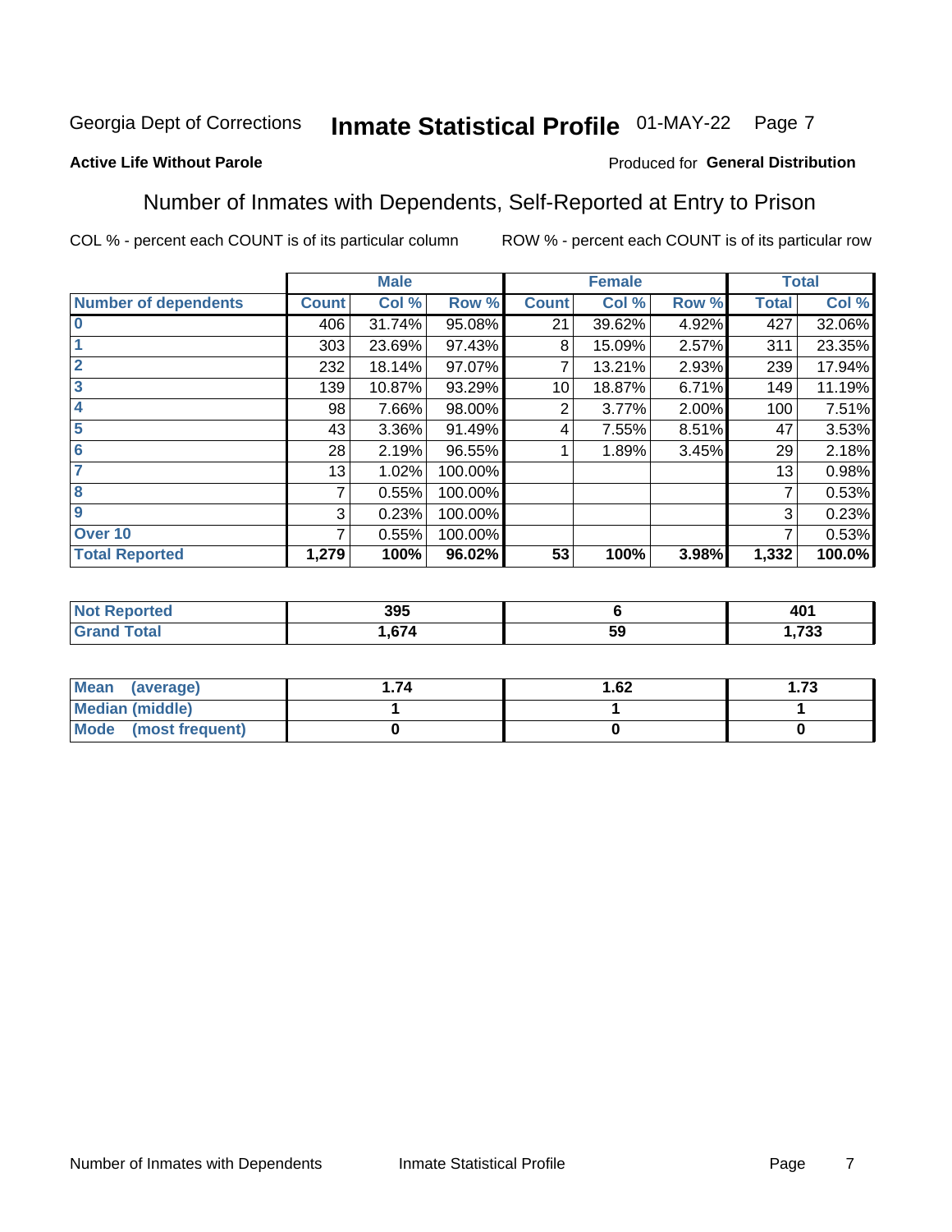Georgia Dept of Corrections **Inmate Statistical Profile** 01-MAY-22

**Active Life Without Parole**

Produced for **General Distribution**

## Number of Inmates with Dependents, Self-Reported at Entry to Prison

COL % - percent each COUNT is of its particular column ROW % - percent each COUNT is of its particular row

| | Male | | | Female | | | Total | |
|---|---|---|---|---|---|---|---|---|
| **Number of dependents** | **Count** | **Col %** | **Row %** | **Count** | **Col %** | **Row %** | **Total** | **Col %** |
| 0 | 406 | 31.74% | 95.08% | 21 | 39.62% | 4.92% | 427 | 32.06% |
| 1 | 303 | 23.69% | 97.43% | 8 | 15.09% | 2.57% | 311 | 23.35% |
| 2 | 232 | 18.14% | 97.07% | 7 | 13.21% | 2.93% | 239 | 17.94% |
| 3 | 139 | 10.87% | 93.29% | 10 | 18.87% | 6.71% | 149 | 11.19% |
| 4 | 98 | 7.66% | 98.00% | 2 | 3.77% | 2.00% | 100 | 7.51% |
| 5 | 43 | 3.36% | 91.49% | 4 | 7.55% | 8.51% | 47 | 3.53% |
| 6 | 28 | 2.19% | 96.55% | 1 | 1.89% | 3.45% | 29 | 2.18% |
| 7 | 13 | 1.02% | 100.00% | | | | 13 | 0.98% |
| 8 | 7 | 0.55% | 100.00% | | | | 7 | 0.53% |
| 9 | 3 | 0.23% | 100.00% | | | | 3 | 0.23% |
| Over 10 | 7 | 0.55% | 100.00% | | | | 7 | 0.53% |
| **Total Reported** | **1,279** | **100%** | **96.02%** | **53** | **100%** | **3.98%** | **1,332** | **100.0%** |

| | Male | Female | Total |
|---|---|---|---|
| **Not Reported** | **395** | **6** | **401** |
| **Grand Total** | **1,674** | **59** | **1,733** |

| | Male | Female | Total |
|---|---|---|---|
| **Mean (average)** | **1.74** | **1.62** | **1.73** |
| **Median (middle)** | **1** | **1** | **1** |
| **Mode (most frequent)** | **0** | **0** | **0** |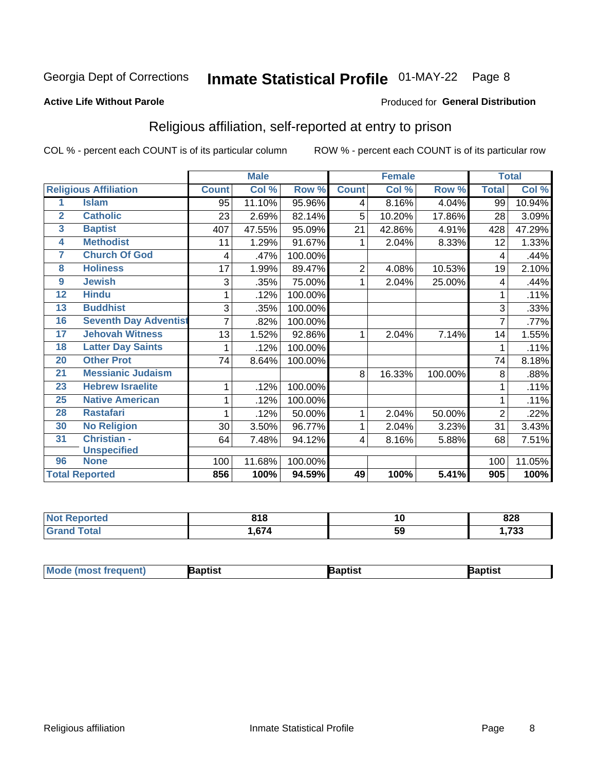Georgia Dept of Corrections **Inmate Statistical Profile** 01-MAY-22

**Active Life Without Parole**

Produced for **General Distribution**

## Religious affiliation, self-reported at entry to prison

COL % - percent each COUNT is of its particular column ROW % - percent each COUNT is of its particular row

| Religious Affiliation | | Male | | | Female | | | Total | |
|---|---|---|---|---|---|---|---|---|---|
| | | Count | Col % | Row % | Count | Col % | Row % | Total | Col % |
| 1 | Islam | 95 | 11.10% | 95.96% | 4 | 8.16% | 4.04% | 99 | 10.94% |
| 2 | Catholic | 23 | 2.69% | 82.14% | 5 | 10.20% | 17.86% | 28 | 3.09% |
| 3 | Baptist | 407 | 47.55% | 95.09% | 21 | 42.86% | 4.91% | 428 | 47.29% |
| 4 | Methodist | 11 | 1.29% | 91.67% | 1 | 2.04% | 8.33% | 12 | 1.33% |
| 7 | Church Of God | 4 | .47% | 100.00% | | | | 4 | .44% |
| 8 | Holiness | 17 | 1.99% | 89.47% | 2 | 4.08% | 10.53% | 19 | 2.10% |
| 9 | Jewish | 3 | .35% | 75.00% | 1 | 2.04% | 25.00% | 4 | .44% |
| 12 | Hindu | 1 | .12% | 100.00% | | | | 1 | .11% |
| 13 | Buddhist | 3 | .35% | 100.00% | | | | 3 | .33% |
| 16 | Seventh Day Adventist | 7 | .82% | 100.00% | | | | 7 | .77% |
| 17 | Jehovah Witness | 13 | 1.52% | 92.86% | 1 | 2.04% | 7.14% | 14 | 1.55% |
| 18 | Latter Day Saints | 1 | .12% | 100.00% | | | | 1 | .11% |
| 20 | Other Prot | 74 | 8.64% | 100.00% | | | | 74 | 8.18% |
| 21 | Messianic Judaism | | | | 8 | 16.33% | 100.00% | 8 | .88% |
| 23 | Hebrew Israelite | 1 | .12% | 100.00% | | | | 1 | .11% |
| 25 | Native American | 1 | .12% | 100.00% | | | | 1 | .11% |
| 28 | Rastafari | 1 | .12% | 50.00% | 1 | 2.04% | 50.00% | 2 | .22% |
| 30 | No Religion | 30 | 3.50% | 96.77% | 1 | 2.04% | 3.23% | 31 | 3.43% |
| 31 | Christian - Unspecified | 64 | 7.48% | 94.12% | 4 | 8.16% | 5.88% | 68 | 7.51% |
| 96 | None | 100 | 11.68% | 100.00% | | | | 100 | 11.05% |
| **Total Reported** | | **856** | **100%** | **94.59%** | **49** | **100%** | **5.41%** | **905** | **100%** |

| | Male | Female | Total |
|---|---|---|---|
| Not Reported | 818 | 10 | 828 |
| Grand Total | 1,674 | 59 | 1,733 |

| | Male | Female | Total |
|---|---|---|---|
| Mode (most frequent) | Baptist | Baptist | Baptist |

Religious affiliation Inmate Statistical Profile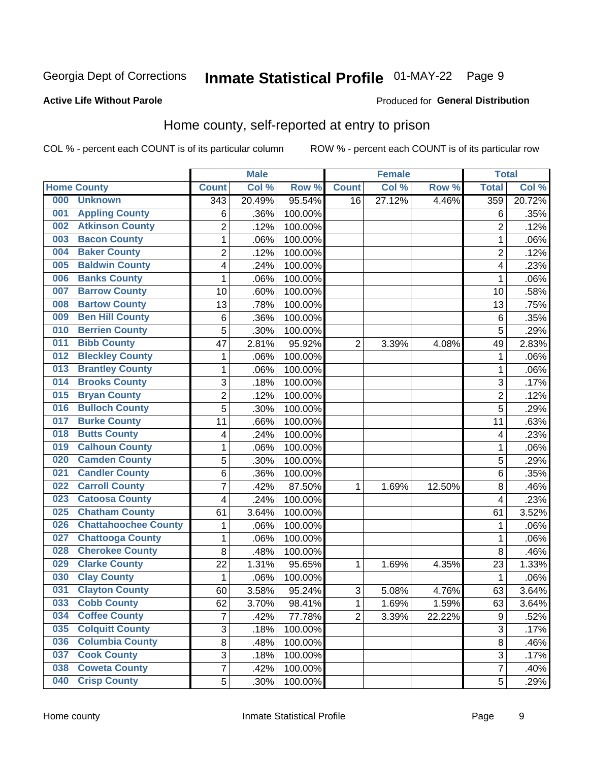Georgia Dept of Corrections **Inmate Statistical Profile** 01-MAY-22

**Active Life Without Parole**

Produced for **General Distribution**

## Home county, self-reported at entry to prison

COL % - percent each COUNT is of its particular column ROW % - percent each COUNT is of its particular row

| | Male | | | Female | | | Total | |
|---|---|---|---|---|---|---|---|---|
| Home County | Count | Col % | Row % | Count | Col % | Row % | Total | Col % |
| 000 Unknown | 343 | 20.49% | 95.54% | 16 | 27.12% | 4.46% | 359 | 20.72% |
| 001 Appling County | 6 | .36% | 100.00% | | | | 6 | .35% |
| 002 Atkinson County | 2 | .12% | 100.00% | | | | 2 | .12% |
| 003 Bacon County | 1 | .06% | 100.00% | | | | 1 | .06% |
| 004 Baker County | 2 | .12% | 100.00% | | | | 2 | .12% |
| 005 Baldwin County | 4 | .24% | 100.00% | | | | 4 | .23% |
| 006 Banks County | 1 | .06% | 100.00% | | | | 1 | .06% |
| 007 Barrow County | 10 | .60% | 100.00% | | | | 10 | .58% |
| 008 Bartow County | 13 | .78% | 100.00% | | | | 13 | .75% |
| 009 Ben Hill County | 6 | .36% | 100.00% | | | | 6 | .35% |
| 010 Berrien County | 5 | .30% | 100.00% | | | | 5 | .29% |
| 011 Bibb County | 47 | 2.81% | 95.92% | 2 | 3.39% | 4.08% | 49 | 2.83% |
| 012 Bleckley County | 1 | .06% | 100.00% | | | | 1 | .06% |
| 013 Brantley County | 1 | .06% | 100.00% | | | | 1 | .06% |
| 014 Brooks County | 3 | .18% | 100.00% | | | | 3 | .17% |
| 015 Bryan County | 2 | .12% | 100.00% | | | | 2 | .12% |
| 016 Bulloch County | 5 | .30% | 100.00% | | | | 5 | .29% |
| 017 Burke County | 11 | .66% | 100.00% | | | | 11 | .63% |
| 018 Butts County | 4 | .24% | 100.00% | | | | 4 | .23% |
| 019 Calhoun County | 1 | .06% | 100.00% | | | | 1 | .06% |
| 020 Camden County | 5 | .30% | 100.00% | | | | 5 | .29% |
| 021 Candler County | 6 | .36% | 100.00% | | | | 6 | .35% |
| 022 Carroll County | 7 | .42% | 87.50% | 1 | 1.69% | 12.50% | 8 | .46% |
| 023 Catoosa County | 4 | .24% | 100.00% | | | | 4 | .23% |
| 025 Chatham County | 61 | 3.64% | 100.00% | | | | 61 | 3.52% |
| 026 Chattahoochee County | 1 | .06% | 100.00% | | | | 1 | .06% |
| 027 Chattooga County | 1 | .06% | 100.00% | | | | 1 | .06% |
| 028 Cherokee County | 8 | .48% | 100.00% | | | | 8 | .46% |
| 029 Clarke County | 22 | 1.31% | 95.65% | 1 | 1.69% | 4.35% | 23 | 1.33% |
| 030 Clay County | 1 | .06% | 100.00% | | | | 1 | .06% |
| 031 Clayton County | 60 | 3.58% | 95.24% | 3 | 5.08% | 4.76% | 63 | 3.64% |
| 033 Cobb County | 62 | 3.70% | 98.41% | 1 | 1.69% | 1.59% | 63 | 3.64% |
| 034 Coffee County | 7 | .42% | 77.78% | 2 | 3.39% | 22.22% | 9 | .52% |
| 035 Colquitt County | 3 | .18% | 100.00% | | | | 3 | .17% |
| 036 Columbia County | 8 | .48% | 100.00% | | | | 8 | .46% |
| 037 Cook County | 3 | .18% | 100.00% | | | | 3 | .17% |
| 038 Coweta County | 7 | .42% | 100.00% | | | | 7 | .40% |
| 040 Crisp County | 5 | .30% | 100.00% | | | | 5 | .29% |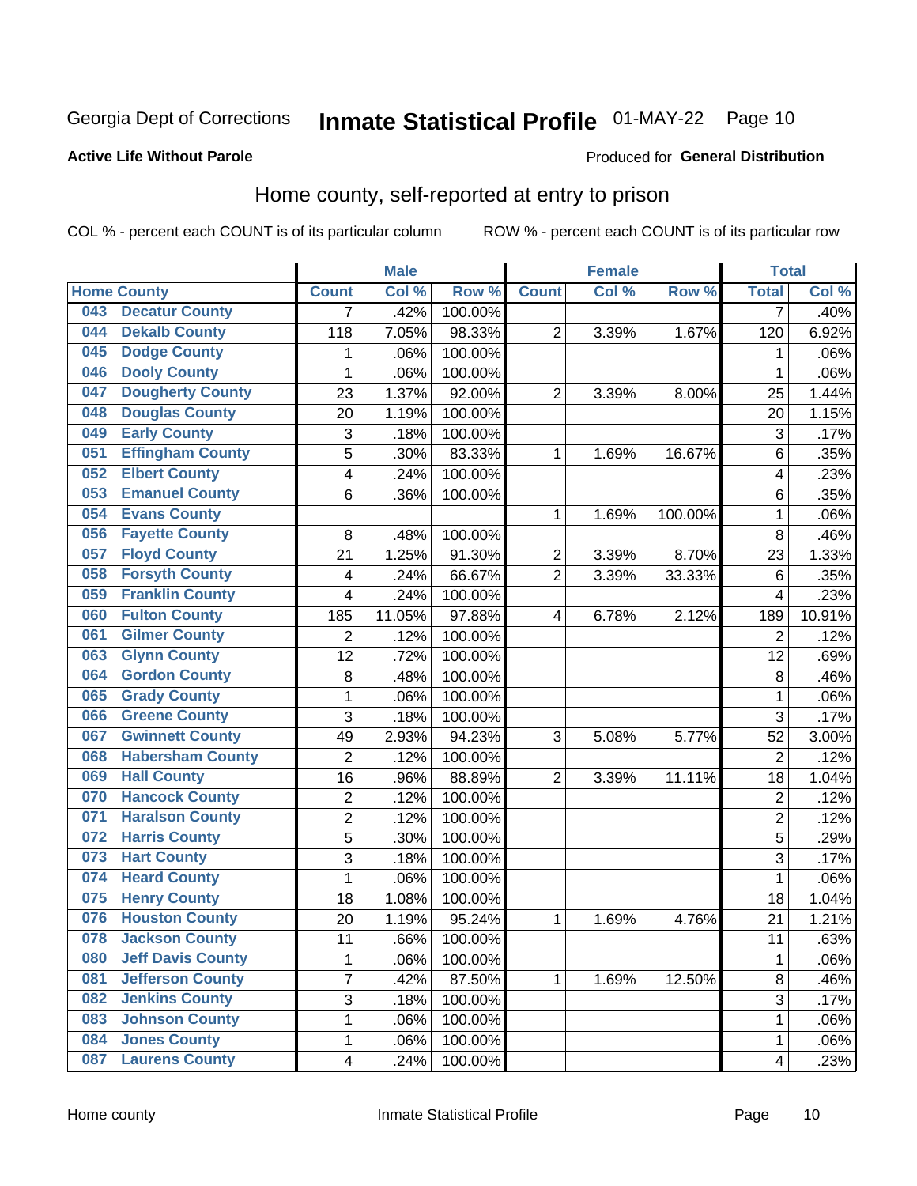Georgia Dept of Corrections **Inmate Statistical Profile** 01-MAY-22

**Active Life Without Parole**

Produced for **General Distribution**

## Home county, self-reported at entry to prison

COL % - percent each COUNT is of its particular column ROW % - percent each COUNT is of its particular row

| Home County | | Male | | | Female | | | Total | |
|---|---|---|---|---|---|---|---|---|---|
| | | Count | Col % | Row % | Count | Col % | Row % | Total | Col % |
| 043 | Decatur County | 7 | .42% | 100.00% | | | | 7 | .40% |
| 044 | Dekalb County | 118 | 7.05% | 98.33% | 2 | 3.39% | 1.67% | 120 | 6.92% |
| 045 | Dodge County | 1 | .06% | 100.00% | | | | 1 | .06% |
| 046 | Dooly County | 1 | .06% | 100.00% | | | | 1 | .06% |
| 047 | Dougherty County | 23 | 1.37% | 92.00% | 2 | 3.39% | 8.00% | 25 | 1.44% |
| 048 | Douglas County | 20 | 1.19% | 100.00% | | | | 20 | 1.15% |
| 049 | Early County | 3 | .18% | 100.00% | | | | 3 | .17% |
| 051 | Effingham County | 5 | .30% | 83.33% | 1 | 1.69% | 16.67% | 6 | .35% |
| 052 | Elbert County | 4 | .24% | 100.00% | | | | 4 | .23% |
| 053 | Emanuel County | 6 | .36% | 100.00% | | | | 6 | .35% |
| 054 | Evans County | | | | 1 | 1.69% | 100.00% | 1 | .06% |
| 056 | Fayette County | 8 | .48% | 100.00% | | | | 8 | .46% |
| 057 | Floyd County | 21 | 1.25% | 91.30% | 2 | 3.39% | 8.70% | 23 | 1.33% |
| 058 | Forsyth County | 4 | .24% | 66.67% | 2 | 3.39% | 33.33% | 6 | .35% |
| 059 | Franklin County | 4 | .24% | 100.00% | | | | 4 | .23% |
| 060 | Fulton County | 185 | 11.05% | 97.88% | 4 | 6.78% | 2.12% | 189 | 10.91% |
| 061 | Gilmer County | 2 | .12% | 100.00% | | | | 2 | .12% |
| 063 | Glynn County | 12 | .72% | 100.00% | | | | 12 | .69% |
| 064 | Gordon County | 8 | .48% | 100.00% | | | | 8 | .46% |
| 065 | Grady County | 1 | .06% | 100.00% | | | | 1 | .06% |
| 066 | Greene County | 3 | .18% | 100.00% | | | | 3 | .17% |
| 067 | Gwinnett County | 49 | 2.93% | 94.23% | 3 | 5.08% | 5.77% | 52 | 3.00% |
| 068 | Habersham County | 2 | .12% | 100.00% | | | | 2 | .12% |
| 069 | Hall County | 16 | .96% | 88.89% | 2 | 3.39% | 11.11% | 18 | 1.04% |
| 070 | Hancock County | 2 | .12% | 100.00% | | | | 2 | .12% |
| 071 | Haralson County | 2 | .12% | 100.00% | | | | 2 | .12% |
| 072 | Harris County | 5 | .30% | 100.00% | | | | 5 | .29% |
| 073 | Hart County | 3 | .18% | 100.00% | | | | 3 | .17% |
| 074 | Heard County | 1 | .06% | 100.00% | | | | 1 | .06% |
| 075 | Henry County | 18 | 1.08% | 100.00% | | | | 18 | 1.04% |
| 076 | Houston County | 20 | 1.19% | 95.24% | 1 | 1.69% | 4.76% | 21 | 1.21% |
| 078 | Jackson County | 11 | .66% | 100.00% | | | | 11 | .63% |
| 080 | Jeff Davis County | 1 | .06% | 100.00% | | | | 1 | .06% |
| 081 | Jefferson County | 7 | .42% | 87.50% | 1 | 1.69% | 12.50% | 8 | .46% |
| 082 | Jenkins County | 3 | .18% | 100.00% | | | | 3 | .17% |
| 083 | Johnson County | 1 | .06% | 100.00% | | | | 1 | .06% |
| 084 | Jones County | 1 | .06% | 100.00% | | | | 1 | .06% |
| 087 | Laurens County | 4 | .24% | 100.00% | | | | 4 | .23% |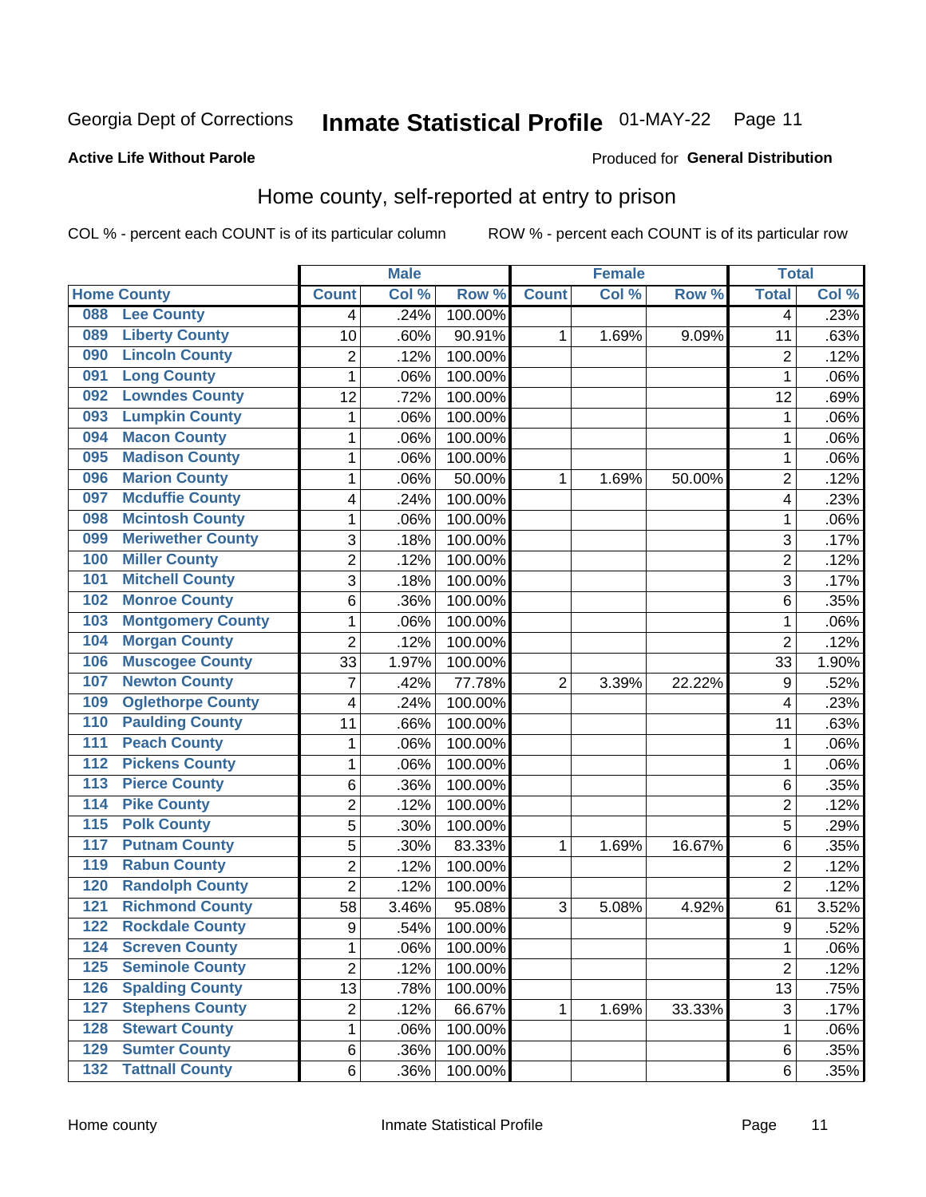Georgia Dept of Corrections **Inmate Statistical Profile** 01-MAY-22

**Active Life Without Parole**

Produced for **General Distribution**

## Home county, self-reported at entry to prison

COL % - percent each COUNT is of its particular column ROW % - percent each COUNT is of its particular row

| Home County | | Male | | | Female | | | Total | |
|---|---|---|---|---|---|---|---|---|---|
| | | Count | Col % | Row % | Count | Col % | Row % | Total | Col % |
| 088 | Lee County | 4 | .24% | 100.00% | | | | 4 | .23% |
| 089 | Liberty County | 10 | .60% | 90.91% | 1 | 1.69% | 9.09% | 11 | .63% |
| 090 | Lincoln County | 2 | .12% | 100.00% | | | | 2 | .12% |
| 091 | Long County | 1 | .06% | 100.00% | | | | 1 | .06% |
| 092 | Lowndes County | 12 | .72% | 100.00% | | | | 12 | .69% |
| 093 | Lumpkin County | 1 | .06% | 100.00% | | | | 1 | .06% |
| 094 | Macon County | 1 | .06% | 100.00% | | | | 1 | .06% |
| 095 | Madison County | 1 | .06% | 100.00% | | | | 1 | .06% |
| 096 | Marion County | 1 | .06% | 50.00% | 1 | 1.69% | 50.00% | 2 | .12% |
| 097 | Mcduffie County | 4 | .24% | 100.00% | | | | 4 | .23% |
| 098 | Mcintosh County | 1 | .06% | 100.00% | | | | 1 | .06% |
| 099 | Meriwether County | 3 | .18% | 100.00% | | | | 3 | .17% |
| 100 | Miller County | 2 | .12% | 100.00% | | | | 2 | .12% |
| 101 | Mitchell County | 3 | .18% | 100.00% | | | | 3 | .17% |
| 102 | Monroe County | 6 | .36% | 100.00% | | | | 6 | .35% |
| 103 | Montgomery County | 1 | .06% | 100.00% | | | | 1 | .06% |
| 104 | Morgan County | 2 | .12% | 100.00% | | | | 2 | .12% |
| 106 | Muscogee County | 33 | 1.97% | 100.00% | | | | 33 | 1.90% |
| 107 | Newton County | 7 | .42% | 77.78% | 2 | 3.39% | 22.22% | 9 | .52% |
| 109 | Oglethorpe County | 4 | .24% | 100.00% | | | | 4 | .23% |
| 110 | Paulding County | 11 | .66% | 100.00% | | | | 11 | .63% |
| 111 | Peach County | 1 | .06% | 100.00% | | | | 1 | .06% |
| 112 | Pickens County | 1 | .06% | 100.00% | | | | 1 | .06% |
| 113 | Pierce County | 6 | .36% | 100.00% | | | | 6 | .35% |
| 114 | Pike County | 2 | .12% | 100.00% | | | | 2 | .12% |
| 115 | Polk County | 5 | .30% | 100.00% | | | | 5 | .29% |
| 117 | Putnam County | 5 | .30% | 83.33% | 1 | 1.69% | 16.67% | 6 | .35% |
| 119 | Rabun County | 2 | .12% | 100.00% | | | | 2 | .12% |
| 120 | Randolph County | 2 | .12% | 100.00% | | | | 2 | .12% |
| 121 | Richmond County | 58 | 3.46% | 95.08% | 3 | 5.08% | 4.92% | 61 | 3.52% |
| 122 | Rockdale County | 9 | .54% | 100.00% | | | | 9 | .52% |
| 124 | Screven County | 1 | .06% | 100.00% | | | | 1 | .06% |
| 125 | Seminole County | 2 | .12% | 100.00% | | | | 2 | .12% |
| 126 | Spalding County | 13 | .78% | 100.00% | | | | 13 | .75% |
| 127 | Stephens County | 2 | .12% | 66.67% | 1 | 1.69% | 33.33% | 3 | .17% |
| 128 | Stewart County | 1 | .06% | 100.00% | | | | 1 | .06% |
| 129 | Sumter County | 6 | .36% | 100.00% | | | | 6 | .35% |
| 132 | Tattnall County | 6 | .36% | 100.00% | | | | 6 | .35% |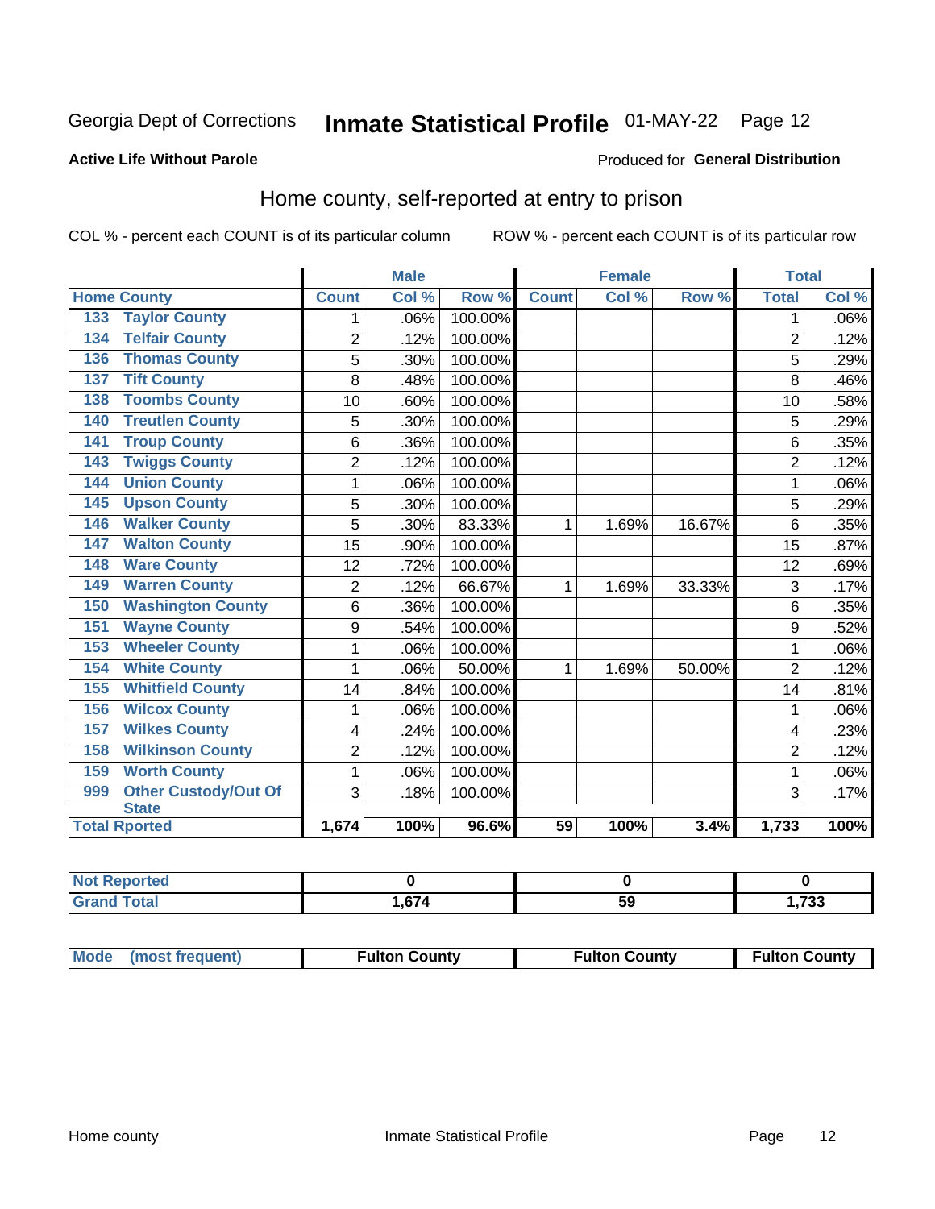Georgia Dept of Corrections **Inmate Statistical Profile** 01-MAY-22

**Active Life Without Parole** Produced for **General Distribution**

## Home county, self-reported at entry to prison

COL % - percent each COUNT is of its particular column ROW % - percent each COUNT is of its particular row

| Home County | | Male | | | Female | | | Total | |
|---|---|---|---|---|---|---|---|---|---|
| | | Count | Col % | Row % | Count | Col % | Row % | Total | Col % |
| 133 | Taylor County | 1 | .06% | 100.00% | | | | 1 | .06% |
| 134 | Telfair County | 2 | .12% | 100.00% | | | | 2 | .12% |
| 136 | Thomas County | 5 | .30% | 100.00% | | | | 5 | .29% |
| 137 | Tift County | 8 | .48% | 100.00% | | | | 8 | .46% |
| 138 | Toombs County | 10 | .60% | 100.00% | | | | 10 | .58% |
| 140 | Treutlen County | 5 | .30% | 100.00% | | | | 5 | .29% |
| 141 | Troup County | 6 | .36% | 100.00% | | | | 6 | .35% |
| 143 | Twiggs County | 2 | .12% | 100.00% | | | | 2 | .12% |
| 144 | Union County | 1 | .06% | 100.00% | | | | 1 | .06% |
| 145 | Upson County | 5 | .30% | 100.00% | | | | 5 | .29% |
| 146 | Walker County | 5 | .30% | 83.33% | 1 | 1.69% | 16.67% | 6 | .35% |
| 147 | Walton County | 15 | .90% | 100.00% | | | | 15 | .87% |
| 148 | Ware County | 12 | .72% | 100.00% | | | | 12 | .69% |
| 149 | Warren County | 2 | .12% | 66.67% | 1 | 1.69% | 33.33% | 3 | .17% |
| 150 | Washington County | 6 | .36% | 100.00% | | | | 6 | .35% |
| 151 | Wayne County | 9 | .54% | 100.00% | | | | 9 | .52% |
| 153 | Wheeler County | 1 | .06% | 100.00% | | | | 1 | .06% |
| 154 | White County | 1 | .06% | 50.00% | 1 | 1.69% | 50.00% | 2 | .12% |
| 155 | Whitfield County | 14 | .84% | 100.00% | | | | 14 | .81% |
| 156 | Wilcox County | 1 | .06% | 100.00% | | | | 1 | .06% |
| 157 | Wilkes County | 4 | .24% | 100.00% | | | | 4 | .23% |
| 158 | Wilkinson County | 2 | .12% | 100.00% | | | | 2 | .12% |
| 159 | Worth County | 1 | .06% | 100.00% | | | | 1 | .06% |
| 999 | Other Custody/Out Of State | 3 | .18% | 100.00% | | | | 3 | .17% |
| Total Rported | | 1,674 | 100% | 96.6% | 59 | 100% | 3.4% | 1,733 | 100% |

| | Male | Female | Total |
|---|---|---|---|
| Not Reported | 0 | 0 | 0 |
| Grand Total | 1,674 | 59 | 1,733 |

| | Male | Female | Total |
|---|---|---|---|
| Mode (most frequent) | Fulton County | Fulton County | Fulton County |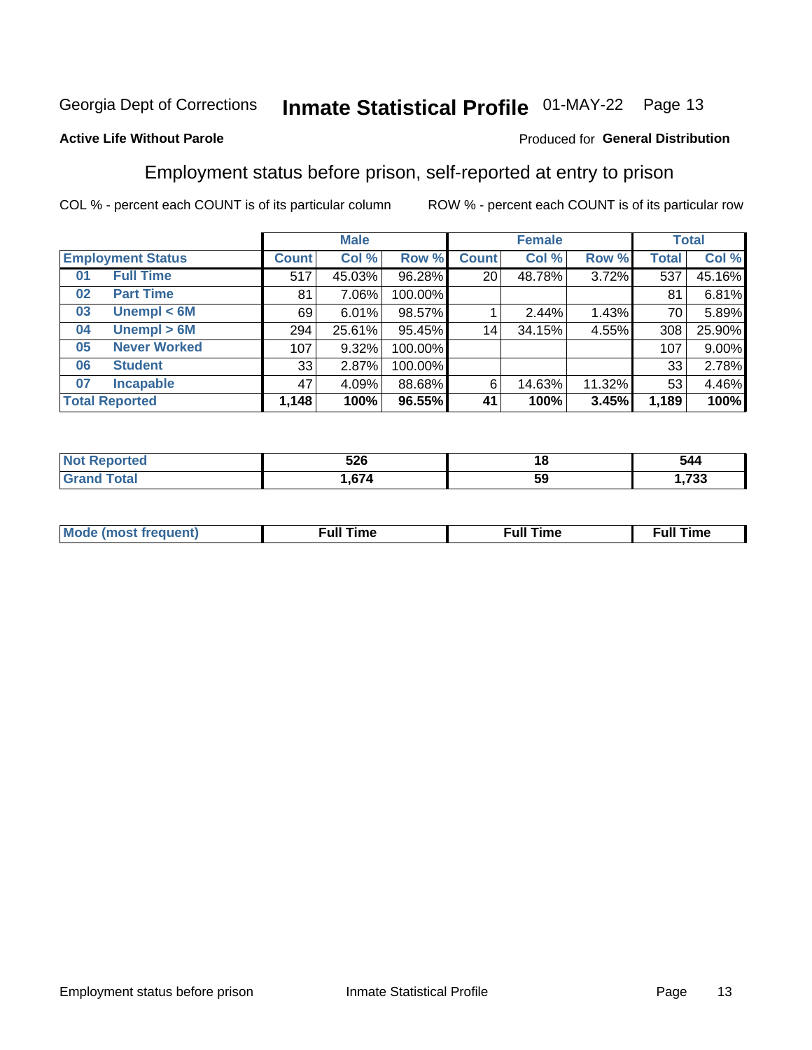Georgia Dept of Corrections **Inmate Statistical Profile** 01-MAY-22

**Active Life Without Parole**

Produced for **General Distribution**

## Employment status before prison, self-reported at entry to prison

COL % - percent each COUNT is of its particular column ROW % - percent each COUNT is of its particular row

| Employment Status | | Male | | | Female | | | Total | |
|---|---|---|---|---|---|---|---|---|---|
| | | Count | Col % | Row % | Count | Col % | Row % | Total | Col % |
| 01 | Full Time | 517 | 45.03% | 96.28% | 20 | 48.78% | 3.72% | 537 | 45.16% |
| 02 | Part Time | 81 | 7.06% | 100.00% | | | | 81 | 6.81% |
| 03 | Unempl < 6M | 69 | 6.01% | 98.57% | 1 | 2.44% | 1.43% | 70 | 5.89% |
| 04 | Unempl > 6M | 294 | 25.61% | 95.45% | 14 | 34.15% | 4.55% | 308 | 25.90% |
| 05 | Never Worked | 107 | 9.32% | 100.00% | | | | 107 | 9.00% |
| 06 | Student | 33 | 2.87% | 100.00% | | | | 33 | 2.78% |
| 07 | Incapable | 47 | 4.09% | 88.68% | 6 | 14.63% | 11.32% | 53 | 4.46% |
| **Total Reported** | | **1,148** | **100%** | **96.55%** | **41** | **100%** | **3.45%** | **1,189** | **100%** |

| | Male | Female | Total |
|---|---|---|---|
| Not Reported | 526 | 18 | 544 |
| Grand Total | 1,674 | 59 | 1,733 |

| | Male | Female | Total |
|---|---|---|---|
| Mode (most frequent) | Full Time | Full Time | Full Time |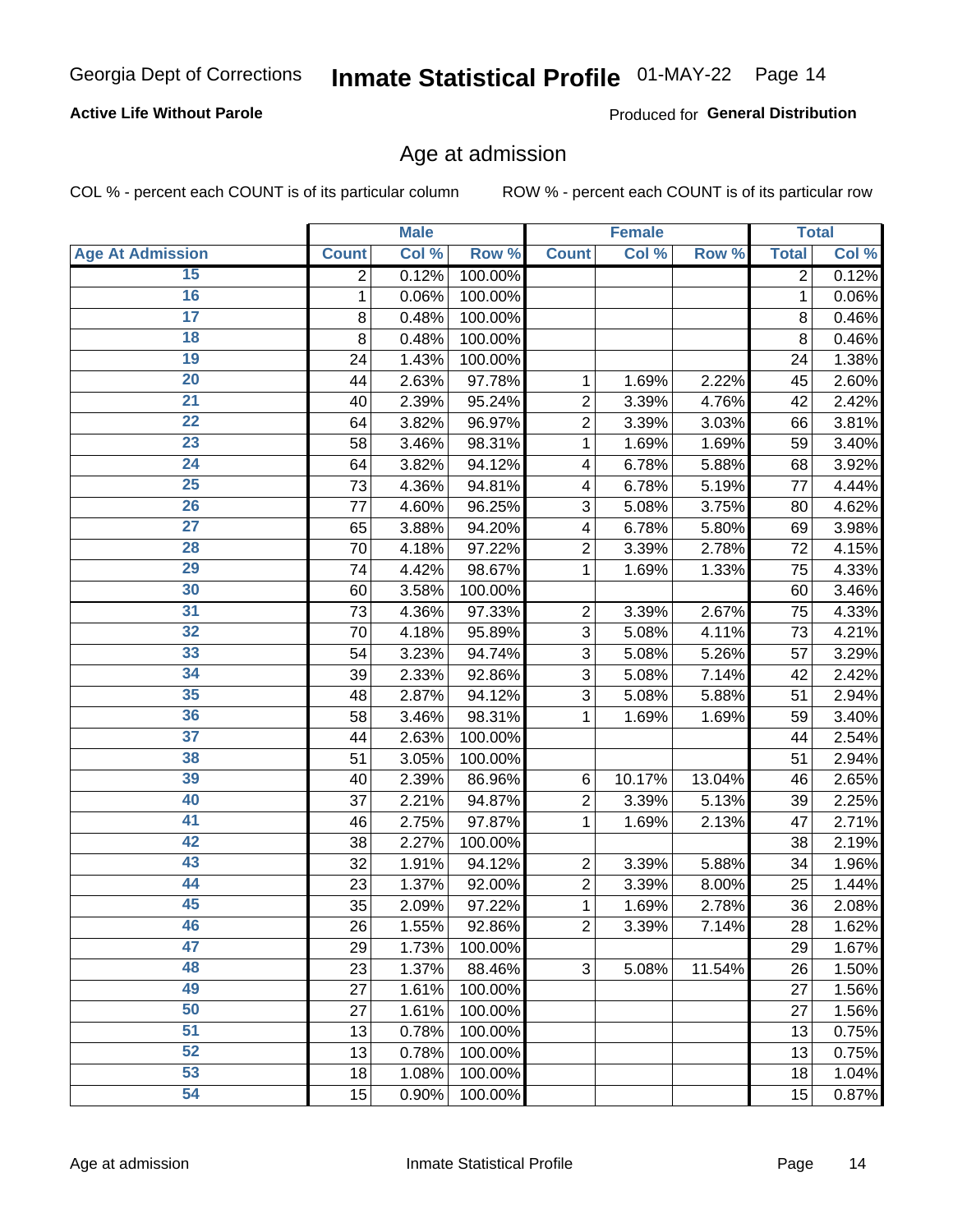Georgia Dept of Corrections **Inmate Statistical Profile** 01-MAY-22 Page 14

**Active Life Without Parole**

Produced for **General Distribution**

## Age at admission

COL % - percent each COUNT is of its particular column ROW % - percent each COUNT is of its particular row

| | Male | | | Female | | | Total | |
|---|---|---|---|---|---|---|---|---|
| Age At Admission | Count | Col % | Row % | Count | Col % | Row % | Total | Col % |
| 15 | 2 | 0.12% | 100.00% | | | | 2 | 0.12% |
| 16 | 1 | 0.06% | 100.00% | | | | 1 | 0.06% |
| 17 | 8 | 0.48% | 100.00% | | | | 8 | 0.46% |
| 18 | 8 | 0.48% | 100.00% | | | | 8 | 0.46% |
| 19 | 24 | 1.43% | 100.00% | | | | 24 | 1.38% |
| 20 | 44 | 2.63% | 97.78% | 1 | 1.69% | 2.22% | 45 | 2.60% |
| 21 | 40 | 2.39% | 95.24% | 2 | 3.39% | 4.76% | 42 | 2.42% |
| 22 | 64 | 3.82% | 96.97% | 2 | 3.39% | 3.03% | 66 | 3.81% |
| 23 | 58 | 3.46% | 98.31% | 1 | 1.69% | 1.69% | 59 | 3.40% |
| 24 | 64 | 3.82% | 94.12% | 4 | 6.78% | 5.88% | 68 | 3.92% |
| 25 | 73 | 4.36% | 94.81% | 4 | 6.78% | 5.19% | 77 | 4.44% |
| 26 | 77 | 4.60% | 96.25% | 3 | 5.08% | 3.75% | 80 | 4.62% |
| 27 | 65 | 3.88% | 94.20% | 4 | 6.78% | 5.80% | 69 | 3.98% |
| 28 | 70 | 4.18% | 97.22% | 2 | 3.39% | 2.78% | 72 | 4.15% |
| 29 | 74 | 4.42% | 98.67% | 1 | 1.69% | 1.33% | 75 | 4.33% |
| 30 | 60 | 3.58% | 100.00% | | | | 60 | 3.46% |
| 31 | 73 | 4.36% | 97.33% | 2 | 3.39% | 2.67% | 75 | 4.33% |
| 32 | 70 | 4.18% | 95.89% | 3 | 5.08% | 4.11% | 73 | 4.21% |
| 33 | 54 | 3.23% | 94.74% | 3 | 5.08% | 5.26% | 57 | 3.29% |
| 34 | 39 | 2.33% | 92.86% | 3 | 5.08% | 7.14% | 42 | 2.42% |
| 35 | 48 | 2.87% | 94.12% | 3 | 5.08% | 5.88% | 51 | 2.94% |
| 36 | 58 | 3.46% | 98.31% | 1 | 1.69% | 1.69% | 59 | 3.40% |
| 37 | 44 | 2.63% | 100.00% | | | | 44 | 2.54% |
| 38 | 51 | 3.05% | 100.00% | | | | 51 | 2.94% |
| 39 | 40 | 2.39% | 86.96% | 6 | 10.17% | 13.04% | 46 | 2.65% |
| 40 | 37 | 2.21% | 94.87% | 2 | 3.39% | 5.13% | 39 | 2.25% |
| 41 | 46 | 2.75% | 97.87% | 1 | 1.69% | 2.13% | 47 | 2.71% |
| 42 | 38 | 2.27% | 100.00% | | | | 38 | 2.19% |
| 43 | 32 | 1.91% | 94.12% | 2 | 3.39% | 5.88% | 34 | 1.96% |
| 44 | 23 | 1.37% | 92.00% | 2 | 3.39% | 8.00% | 25 | 1.44% |
| 45 | 35 | 2.09% | 97.22% | 1 | 1.69% | 2.78% | 36 | 2.08% |
| 46 | 26 | 1.55% | 92.86% | 2 | 3.39% | 7.14% | 28 | 1.62% |
| 47 | 29 | 1.73% | 100.00% | | | | 29 | 1.67% |
| 48 | 23 | 1.37% | 88.46% | 3 | 5.08% | 11.54% | 26 | 1.50% |
| 49 | 27 | 1.61% | 100.00% | | | | 27 | 1.56% |
| 50 | 27 | 1.61% | 100.00% | | | | 27 | 1.56% |
| 51 | 13 | 0.78% | 100.00% | | | | 13 | 0.75% |
| 52 | 13 | 0.78% | 100.00% | | | | 13 | 0.75% |
| 53 | 18 | 1.08% | 100.00% | | | | 18 | 1.04% |
| 54 | 15 | 0.90% | 100.00% | | | | 15 | 0.87% |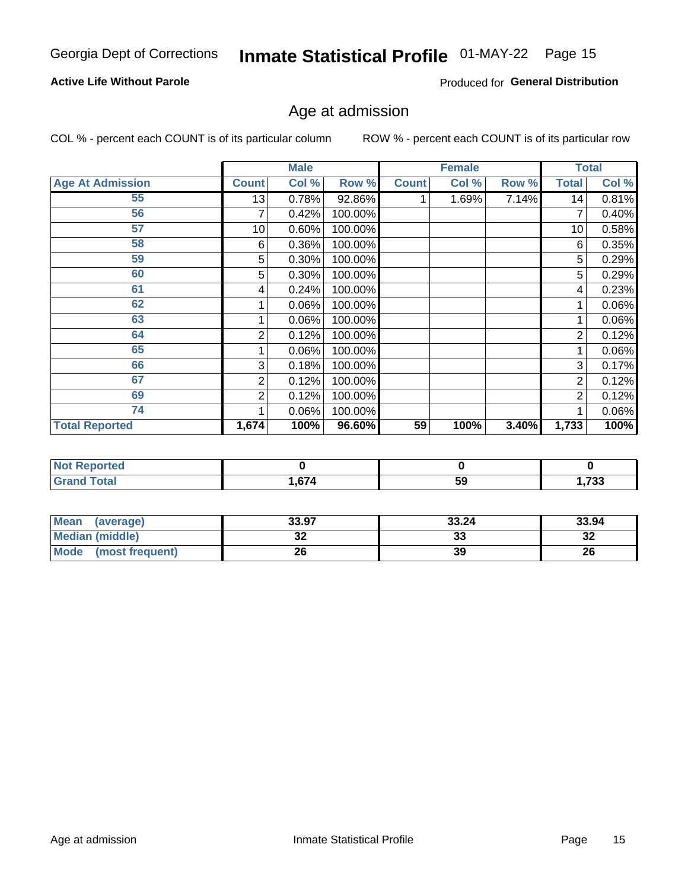Georgia Dept of Corrections **Inmate Statistical Profile** 01-MAY-22

**Active Life Without Parole**

Produced for **General Distribution**

## Age at admission

COL % - percent each COUNT is of its particular column ROW % - percent each COUNT is of its particular row

| | Male | | | Female | | | Total | |
|---|---|---|---|---|---|---|---|---|
| **Age At Admission** | **Count** | **Col %** | **Row %** | **Count** | **Col %** | **Row %** | **Total** | **Col %** |
| 55 | 13 | 0.78% | 92.86% | 1 | 1.69% | 7.14% | 14 | 0.81% |
| 56 | 7 | 0.42% | 100.00% | | | | 7 | 0.40% |
| 57 | 10 | 0.60% | 100.00% | | | | 10 | 0.58% |
| 58 | 6 | 0.36% | 100.00% | | | | 6 | 0.35% |
| 59 | 5 | 0.30% | 100.00% | | | | 5 | 0.29% |
| 60 | 5 | 0.30% | 100.00% | | | | 5 | 0.29% |
| 61 | 4 | 0.24% | 100.00% | | | | 4 | 0.23% |
| 62 | 1 | 0.06% | 100.00% | | | | 1 | 0.06% |
| 63 | 1 | 0.06% | 100.00% | | | | 1 | 0.06% |
| 64 | 2 | 0.12% | 100.00% | | | | 2 | 0.12% |
| 65 | 1 | 0.06% | 100.00% | | | | 1 | 0.06% |
| 66 | 3 | 0.18% | 100.00% | | | | 3 | 0.17% |
| 67 | 2 | 0.12% | 100.00% | | | | 2 | 0.12% |
| 69 | 2 | 0.12% | 100.00% | | | | 2 | 0.12% |
| 74 | 1 | 0.06% | 100.00% | | | | 1 | 0.06% |
| **Total Reported** | **1,674** | **100%** | **96.60%** | **59** | **100%** | **3.40%** | **1,733** | **100%** |

| | Male | Female | Total |
|---|---|---|---|
| **Not Reported** | 0 | 0 | 0 |
| **Grand Total** | 1,674 | 59 | 1,733 |

| | Male | Female | Total |
|---|---|---|---|
| **Mean (average)** | 33.97 | 33.24 | 33.94 |
| **Median (middle)** | 32 | 33 | 32 |
| **Mode (most frequent)** | 26 | 39 | 26 |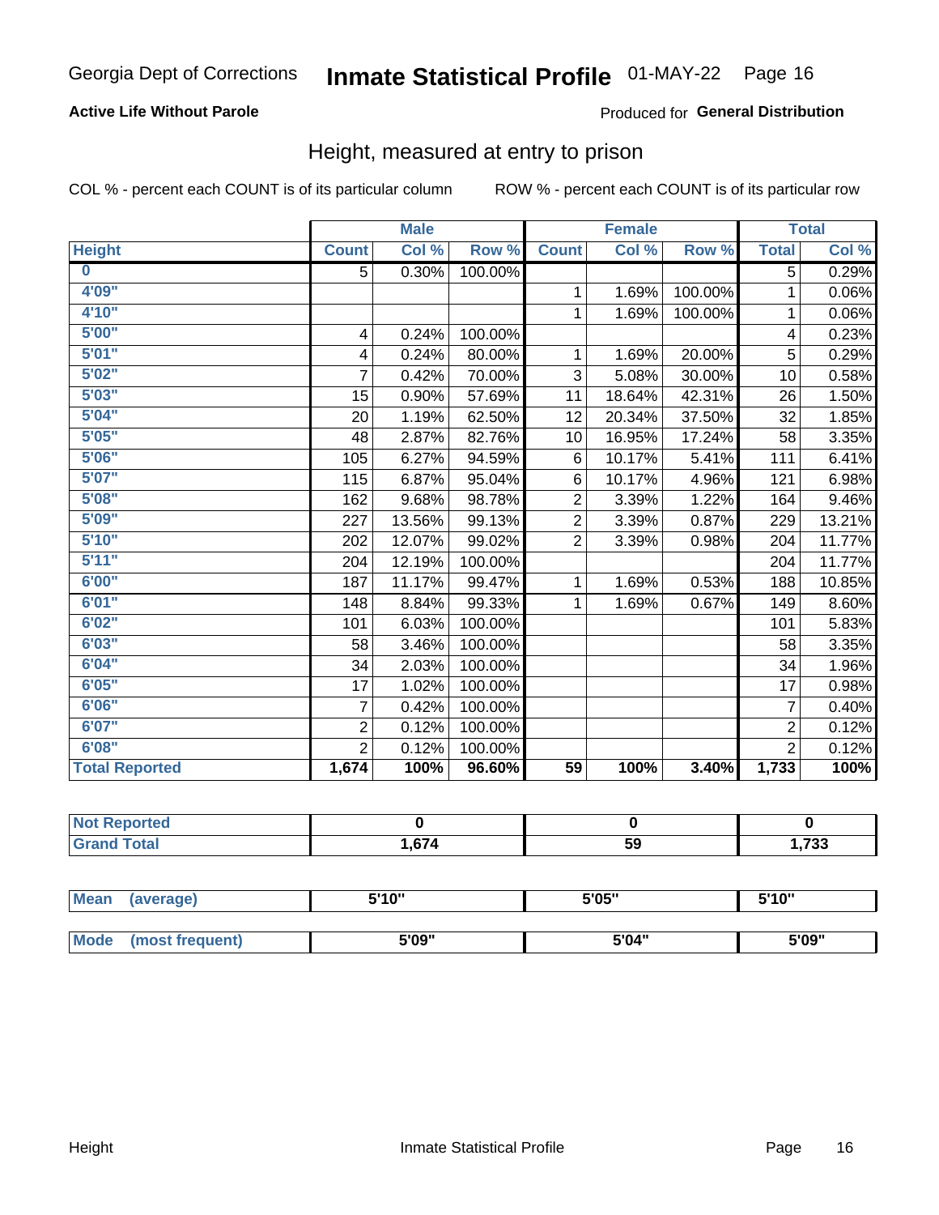Georgia Dept of Corrections **Inmate Statistical Profile** 01-MAY-22

**Active Life Without Parole**

Produced for **General Distribution**

## Height, measured at entry to prison

COL % - percent each COUNT is of its particular column    ROW % - percent each COUNT is of its particular row

| | Male | | | Female | | | Total | |
|---|---|---|---|---|---|---|---|---|
| **Height** | **Count** | **Col %** | **Row %** | **Count** | **Col %** | **Row %** | **Total** | **Col %** |
| 0 | 5 | 0.30% | 100.00% | | | | 5 | 0.29% |
| 4'09" | | | | 1 | 1.69% | 100.00% | 1 | 0.06% |
| 4'10" | | | | 1 | 1.69% | 100.00% | 1 | 0.06% |
| 5'00" | 4 | 0.24% | 100.00% | | | | 4 | 0.23% |
| 5'01" | 4 | 0.24% | 80.00% | 1 | 1.69% | 20.00% | 5 | 0.29% |
| 5'02" | 7 | 0.42% | 70.00% | 3 | 5.08% | 30.00% | 10 | 0.58% |
| 5'03" | 15 | 0.90% | 57.69% | 11 | 18.64% | 42.31% | 26 | 1.50% |
| 5'04" | 20 | 1.19% | 62.50% | 12 | 20.34% | 37.50% | 32 | 1.85% |
| 5'05" | 48 | 2.87% | 82.76% | 10 | 16.95% | 17.24% | 58 | 3.35% |
| 5'06" | 105 | 6.27% | 94.59% | 6 | 10.17% | 5.41% | 111 | 6.41% |
| 5'07" | 115 | 6.87% | 95.04% | 6 | 10.17% | 4.96% | 121 | 6.98% |
| 5'08" | 162 | 9.68% | 98.78% | 2 | 3.39% | 1.22% | 164 | 9.46% |
| 5'09" | 227 | 13.56% | 99.13% | 2 | 3.39% | 0.87% | 229 | 13.21% |
| 5'10" | 202 | 12.07% | 99.02% | 2 | 3.39% | 0.98% | 204 | 11.77% |
| 5'11" | 204 | 12.19% | 100.00% | | | | 204 | 11.77% |
| 6'00" | 187 | 11.17% | 99.47% | 1 | 1.69% | 0.53% | 188 | 10.85% |
| 6'01" | 148 | 8.84% | 99.33% | 1 | 1.69% | 0.67% | 149 | 8.60% |
| 6'02" | 101 | 6.03% | 100.00% | | | | 101 | 5.83% |
| 6'03" | 58 | 3.46% | 100.00% | | | | 58 | 3.35% |
| 6'04" | 34 | 2.03% | 100.00% | | | | 34 | 1.96% |
| 6'05" | 17 | 1.02% | 100.00% | | | | 17 | 0.98% |
| 6'06" | 7 | 0.42% | 100.00% | | | | 7 | 0.40% |
| 6'07" | 2 | 0.12% | 100.00% | | | | 2 | 0.12% |
| 6'08" | 2 | 0.12% | 100.00% | | | | 2 | 0.12% |
| **Total Reported** | **1,674** | **100%** | **96.60%** | **59** | **100%** | **3.40%** | **1,733** | **100%** |

| | Male | Female | Total |
|---|---|---|---|
| Not Reported | 0 | 0 | 0 |
| Grand Total | 1,674 | 59 | 1,733 |

| | Male | Female | Total |
|---|---|---|---|
| Mean (average) | 5'10" | 5'05" | 5'10" |
| Mode (most frequent) | 5'09" | 5'04" | 5'09" |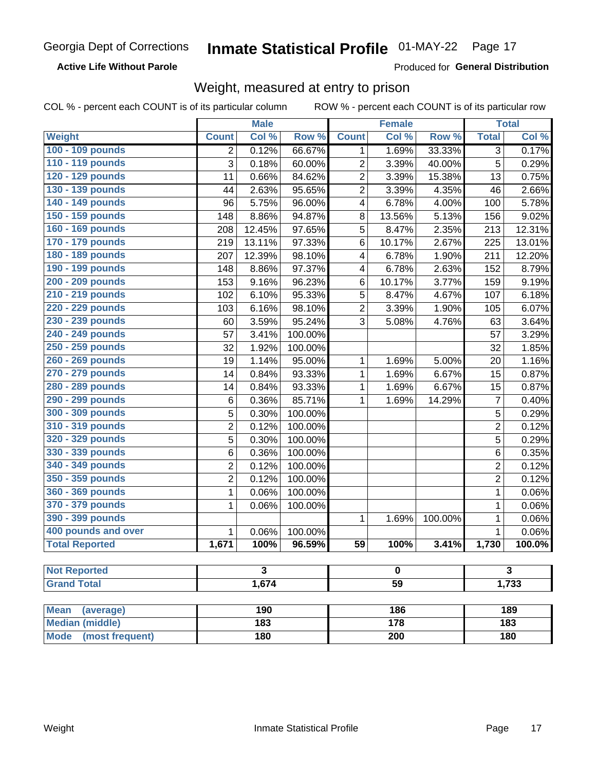Georgia Dept of Corrections **Inmate Statistical Profile** 01-MAY-22

**Active Life Without Parole**

Produced for **General Distribution**

## Weight, measured at entry to prison

COL % - percent each COUNT is of its particular column ROW % - percent each COUNT is of its particular row

| Weight | Male | | | Female | | | Total | |
|---|---|---|---|---|---|---|---|---|
| | Count | Col % | Row % | Count | Col % | Row % | Total | Col % |
| 100 - 109 pounds | 2 | 0.12% | 66.67% | 1 | 1.69% | 33.33% | 3 | 0.17% |
| 110 - 119 pounds | 3 | 0.18% | 60.00% | 2 | 3.39% | 40.00% | 5 | 0.29% |
| 120 - 129 pounds | 11 | 0.66% | 84.62% | 2 | 3.39% | 15.38% | 13 | 0.75% |
| 130 - 139 pounds | 44 | 2.63% | 95.65% | 2 | 3.39% | 4.35% | 46 | 2.66% |
| 140 - 149 pounds | 96 | 5.75% | 96.00% | 4 | 6.78% | 4.00% | 100 | 5.78% |
| 150 - 159 pounds | 148 | 8.86% | 94.87% | 8 | 13.56% | 5.13% | 156 | 9.02% |
| 160 - 169 pounds | 208 | 12.45% | 97.65% | 5 | 8.47% | 2.35% | 213 | 12.31% |
| 170 - 179 pounds | 219 | 13.11% | 97.33% | 6 | 10.17% | 2.67% | 225 | 13.01% |
| 180 - 189 pounds | 207 | 12.39% | 98.10% | 4 | 6.78% | 1.90% | 211 | 12.20% |
| 190 - 199 pounds | 148 | 8.86% | 97.37% | 4 | 6.78% | 2.63% | 152 | 8.79% |
| 200 - 209 pounds | 153 | 9.16% | 96.23% | 6 | 10.17% | 3.77% | 159 | 9.19% |
| 210 - 219 pounds | 102 | 6.10% | 95.33% | 5 | 8.47% | 4.67% | 107 | 6.18% |
| 220 - 229 pounds | 103 | 6.16% | 98.10% | 2 | 3.39% | 1.90% | 105 | 6.07% |
| 230 - 239 pounds | 60 | 3.59% | 95.24% | 3 | 5.08% | 4.76% | 63 | 3.64% |
| 240 - 249 pounds | 57 | 3.41% | 100.00% | | | | 57 | 3.29% |
| 250 - 259 pounds | 32 | 1.92% | 100.00% | | | | 32 | 1.85% |
| 260 - 269 pounds | 19 | 1.14% | 95.00% | 1 | 1.69% | 5.00% | 20 | 1.16% |
| 270 - 279 pounds | 14 | 0.84% | 93.33% | 1 | 1.69% | 6.67% | 15 | 0.87% |
| 280 - 289 pounds | 14 | 0.84% | 93.33% | 1 | 1.69% | 6.67% | 15 | 0.87% |
| 290 - 299 pounds | 6 | 0.36% | 85.71% | 1 | 1.69% | 14.29% | 7 | 0.40% |
| 300 - 309 pounds | 5 | 0.30% | 100.00% | | | | 5 | 0.29% |
| 310 - 319 pounds | 2 | 0.12% | 100.00% | | | | 2 | 0.12% |
| 320 - 329 pounds | 5 | 0.30% | 100.00% | | | | 5 | 0.29% |
| 330 - 339 pounds | 6 | 0.36% | 100.00% | | | | 6 | 0.35% |
| 340 - 349 pounds | 2 | 0.12% | 100.00% | | | | 2 | 0.12% |
| 350 - 359 pounds | 2 | 0.12% | 100.00% | | | | 2 | 0.12% |
| 360 - 369 pounds | 1 | 0.06% | 100.00% | | | | 1 | 0.06% |
| 370 - 379 pounds | 1 | 0.06% | 100.00% | | | | 1 | 0.06% |
| 390 - 399 pounds | | | | 1 | 1.69% | 100.00% | 1 | 0.06% |
| 400 pounds and over | 1 | 0.06% | 100.00% | | | | 1 | 0.06% |
| **Total Reported** | **1,671** | **100%** | **96.59%** | **59** | **100%** | **3.41%** | **1,730** | **100.0%** |

| | Male | Female | Total |
|---|---|---|---|
| Not Reported | 3 | 0 | 3 |
| Grand Total | 1,674 | 59 | 1,733 |

| | Male | Female | Total |
|---|---|---|---|
| Mean (average) | 190 | 186 | 189 |
| Median (middle) | 183 | 178 | 183 |
| Mode (most frequent) | 180 | 200 | 180 |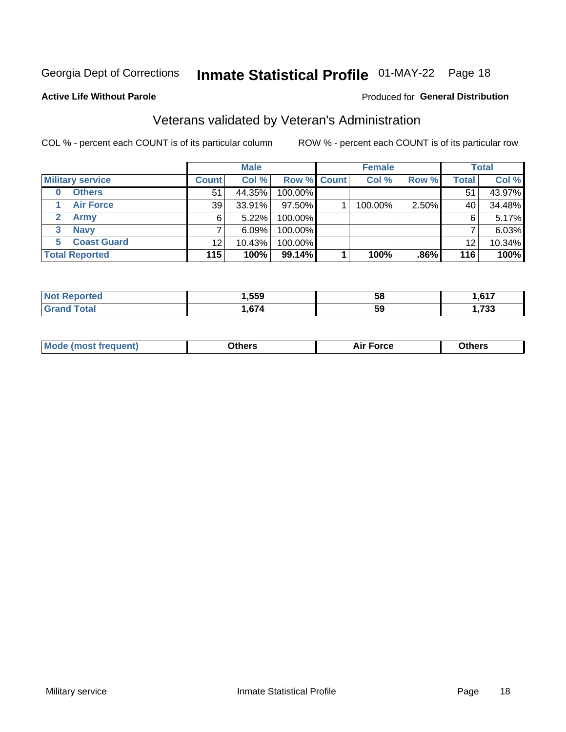Georgia Dept of Corrections **Inmate Statistical Profile** 01-MAY-22 Page 18

**Active Life Without Parole**

Produced for **General Distribution**

## Veterans validated by Veteran's Administration

COL % - percent each COUNT is of its particular column ROW % - percent each COUNT is of its particular row

| | Male | | | Female | | | Total | |
|---|---|---|---|---|---|---|---|---|
| **Military service** | **Count** | **Col %** | **Row %** | **Count** | **Col %** | **Row %** | **Total** | **Col %** |
| **0 Others** | 51 | 44.35% | 100.00% | | | | 51 | 43.97% |
| **1 Air Force** | 39 | 33.91% | 97.50% | 1 | 100.00% | 2.50% | 40 | 34.48% |
| **2 Army** | 6 | 5.22% | 100.00% | | | | 6 | 5.17% |
| **3 Navy** | 7 | 6.09% | 100.00% | | | | 7 | 6.03% |
| **5 Coast Guard** | 12 | 10.43% | 100.00% | | | | 12 | 10.34% |
| **Total Reported** | **115** | **100%** | **99.14%** | **1** | **100%** | **.86%** | **116** | **100%** |

| | Male | Female | Total |
|---|---|---|---|
| **Not Reported** | **1,559** | **58** | **1,617** |
| **Grand Total** | **1,674** | **59** | **1,733** |

| | Male | Female | Total |
|---|---|---|---|
| **Mode (most frequent)** | **Others** | **Air Force** | **Others** |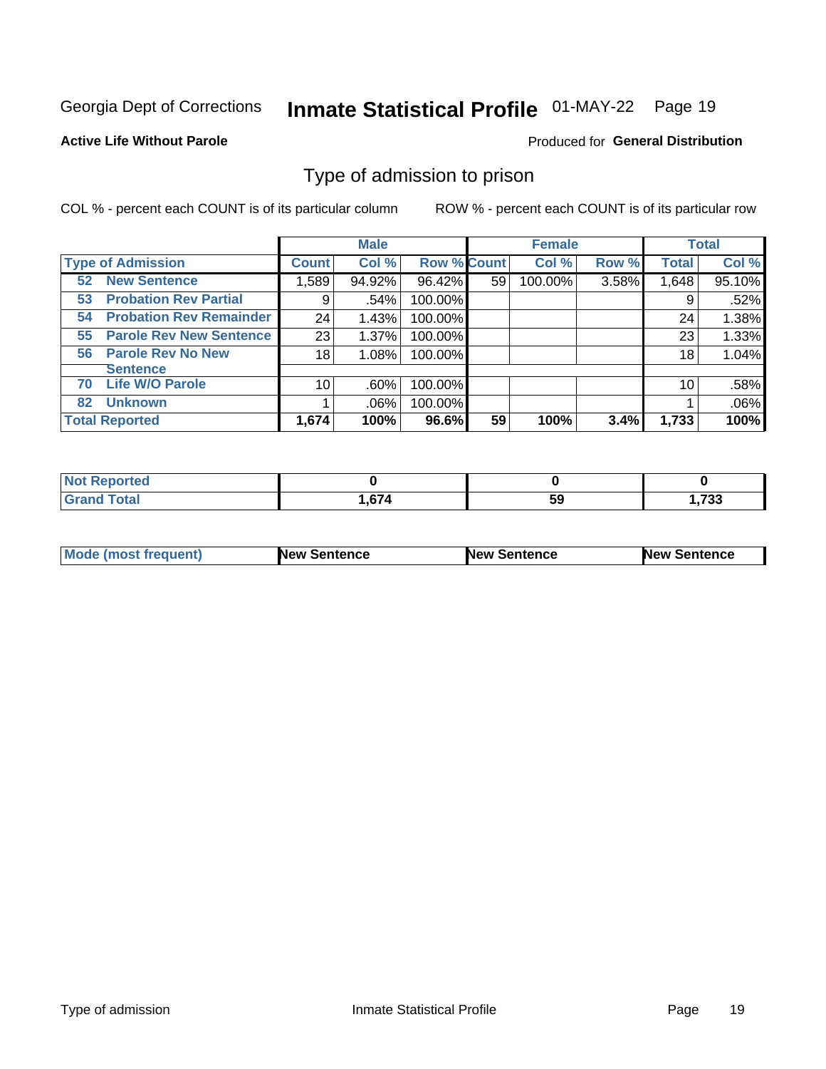Georgia Dept of Corrections **Inmate Statistical Profile** 01-MAY-22

**Active Life Without Parole**

Produced for **General Distribution**

## Type of admission to prison

COL % - percent each COUNT is of its particular column

ROW % - percent each COUNT is of its particular row

| | Male | | | Female | | | Total | |
|---|---|---|---|---|---|---|---|---|
| Type of Admission | Count | Col % | Row % | Count | Col % | Row % | Total | Col % |
| 52 New Sentence | 1,589 | 94.92% | 96.42% | 59 | 100.00% | 3.58% | 1,648 | 95.10% |
| 53 Probation Rev Partial | 9 | .54% | 100.00% | | | | 9 | .52% |
| 54 Probation Rev Remainder | 24 | 1.43% | 100.00% | | | | 24 | 1.38% |
| 55 Parole Rev New Sentence | 23 | 1.37% | 100.00% | | | | 23 | 1.33% |
| 56 Parole Rev No New Sentence | 18 | 1.08% | 100.00% | | | | 18 | 1.04% |
| 70 Life W/O Parole | 10 | .60% | 100.00% | | | | 10 | .58% |
| 82 Unknown | 1 | .06% | 100.00% | | | | 1 | .06% |
| **Total Reported** | **1,674** | **100%** | **96.6%** | **59** | **100%** | **3.4%** | **1,733** | **100%** |

| | Male | Female | Total |
|---|---|---|---|
| Not Reported | 0 | 0 | 0 |
| Grand Total | 1,674 | 59 | 1,733 |

| | Male | Female | Total |
|---|---|---|---|
| Mode (most frequent) | New Sentence | New Sentence | New Sentence |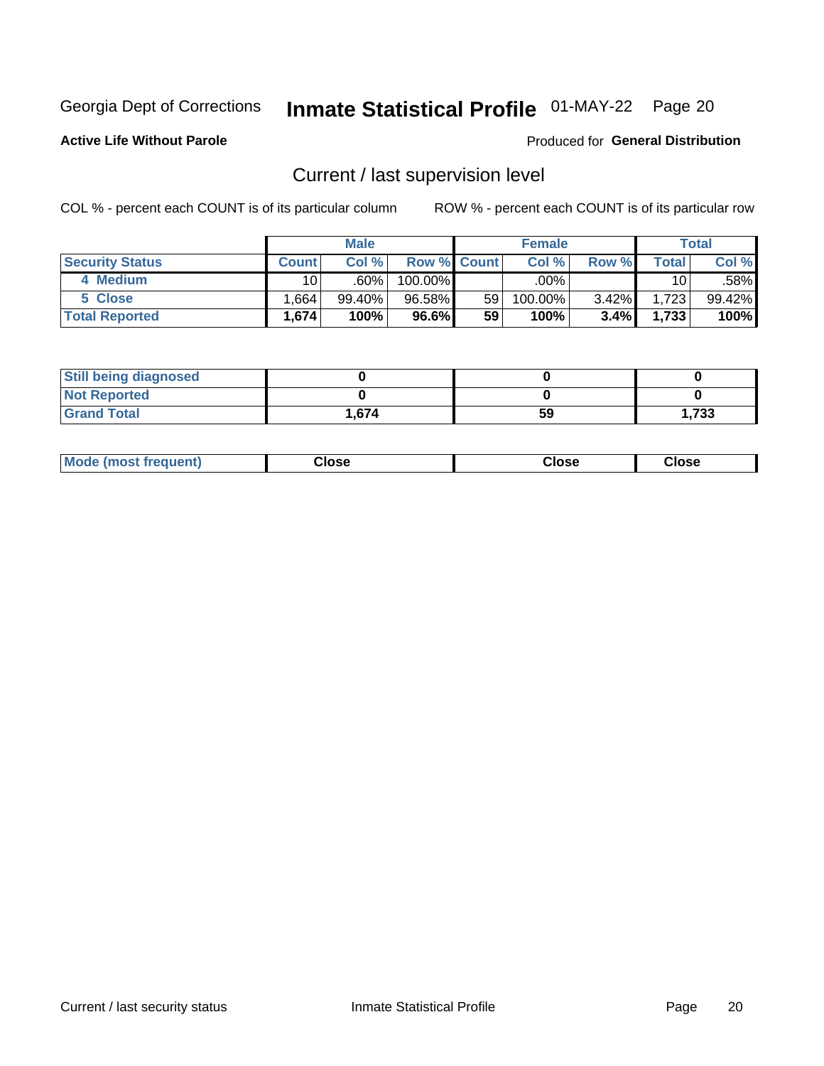Georgia Dept of Corrections **Inmate Statistical Profile** 01-MAY-22 Page 20

**Active Life Without Parole**

Produced for **General Distribution**

## Current / last supervision level

COL % - percent each COUNT is of its particular column ROW % - percent each COUNT is of its particular row

| | Male | | | Female | | | Total | |
|---|---|---|---|---|---|---|---|---|
| **Security Status** | **Count** | **Col %** | **Row %** | **Count** | **Col %** | **Row %** | **Total** | **Col %** |
| 4 Medium | 10 | .60% | 100.00% | | .00% | | 10 | .58% |
| 5 Close | 1,664 | 99.40% | 96.58% | 59 | 100.00% | 3.42% | 1,723 | 99.42% |
| **Total Reported** | **1,674** | **100%** | **96.6%** | **59** | **100%** | **3.4%** | **1,733** | **100%** |

| | Male | Female | Total |
|---|---|---|---|
| **Still being diagnosed** | **0** | **0** | **0** |
| **Not Reported** | **0** | **0** | **0** |
| **Grand Total** | **1,674** | **59** | **1,733** |

| | Male | Female | Total |
|---|---|---|---|
| **Mode (most frequent)** | **Close** | **Close** | **Close** |

Current / last security status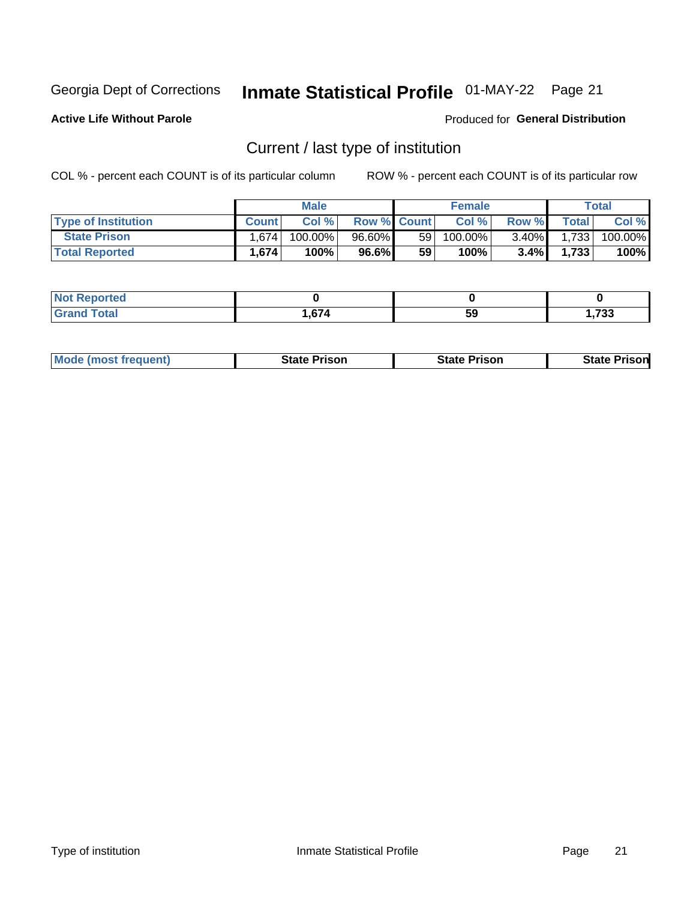Georgia Dept of Corrections **Inmate Statistical Profile** 01-MAY-22 Page 21

**Active Life Without Parole**

Produced for **General Distribution**

## Current / last type of institution

COL % - percent each COUNT is of its particular column ROW % - percent each COUNT is of its particular row

| | Male | | | Female | | | Total | |
|---|---|---|---|---|---|---|---|---|
| **Type of Institution** | **Count** | **Col %** | **Row %** | **Count** | **Col %** | **Row %** | **Total** | **Col %** |
| **State Prison** | 1,674 | 100.00% | 96.60% | 59 | 100.00% | 3.40% | 1,733 | 100.00% |
| **Total Reported** | **1,674** | **100%** | **96.6%** | **59** | **100%** | **3.4%** | **1,733** | **100%** |

| | Male | Female | Total |
|---|---|---|---|
| **Not Reported** | **0** | **0** | **0** |
| **Grand Total** | **1,674** | **59** | **1,733** |

| | Male | Female | Total |
|---|---|---|---|
| **Mode (most frequent)** | **State Prison** | **State Prison** | **State Prison** |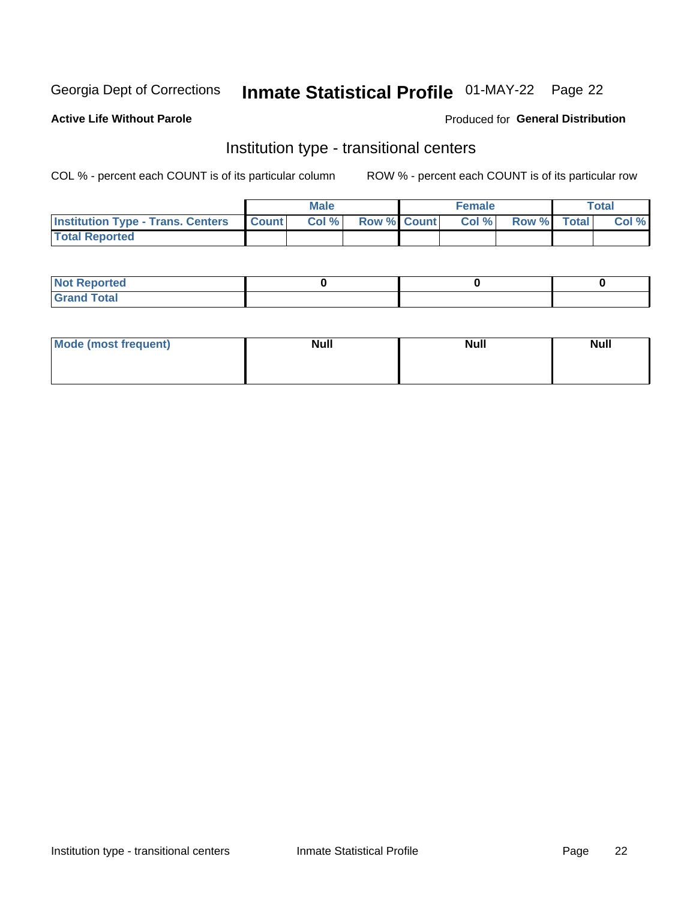Georgia Dept of Corrections **Inmate Statistical Profile** 01-MAY-22 Page 22

**Active Life Without Parole**

Produced for **General Distribution**

## Institution type - transitional centers

COL % - percent each COUNT is of its particular column ROW % - percent each COUNT is of its particular row

| | Male | | | Female | | | Total | |
|---|---|---|---|---|---|---|---|---|
| Institution Type - Trans. Centers | Count | Col % | Row % | Count | Col % | Row % | Total | Col % |
| Total Reported | | | | | | | | |

| | Male | Female | Total |
|---|---|---|---|
| Not Reported | 0 | 0 | 0 |
| Grand Total | | | |

| | Male | Female | Total |
|---|---|---|---|
| Mode (most frequent) | Null | Null | Null |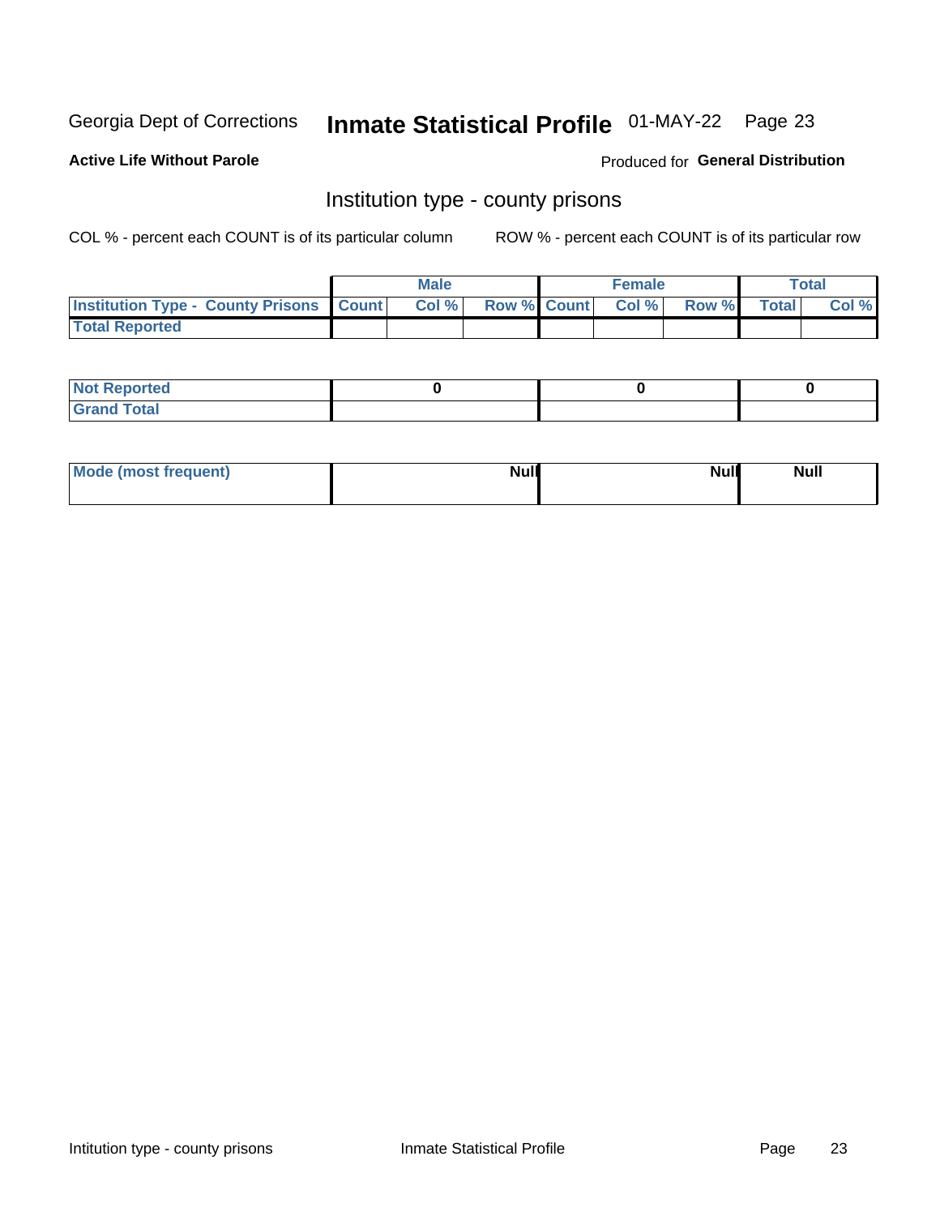Georgia Dept of Corrections **Inmate Statistical Profile** 01-MAY-22 Page 23

**Active Life Without Parole**

Produced for **General Distribution**

## Institution type - county prisons

COL % - percent each COUNT is of its particular column

ROW % - percent each COUNT is of its particular row

| | Male | | | Female | | | Total | |
|---|---|---|---|---|---|---|---|---|
| **Institution Type - County Prisons** | **Count** | **Col %** | **Row %** | **Count** | **Col %** | **Row %** | **Total** | **Col %** |
| **Total Reported** | | | | | | | | |

| | Male | Female | Total |
|---|---|---|---|
| **Not Reported** | **0** | **0** | **0** |
| **Grand Total** | | | |

| | Male | Female | Total |
|---|---|---|---|
| **Mode (most frequent)** | **Null** | **Null** | **Null** |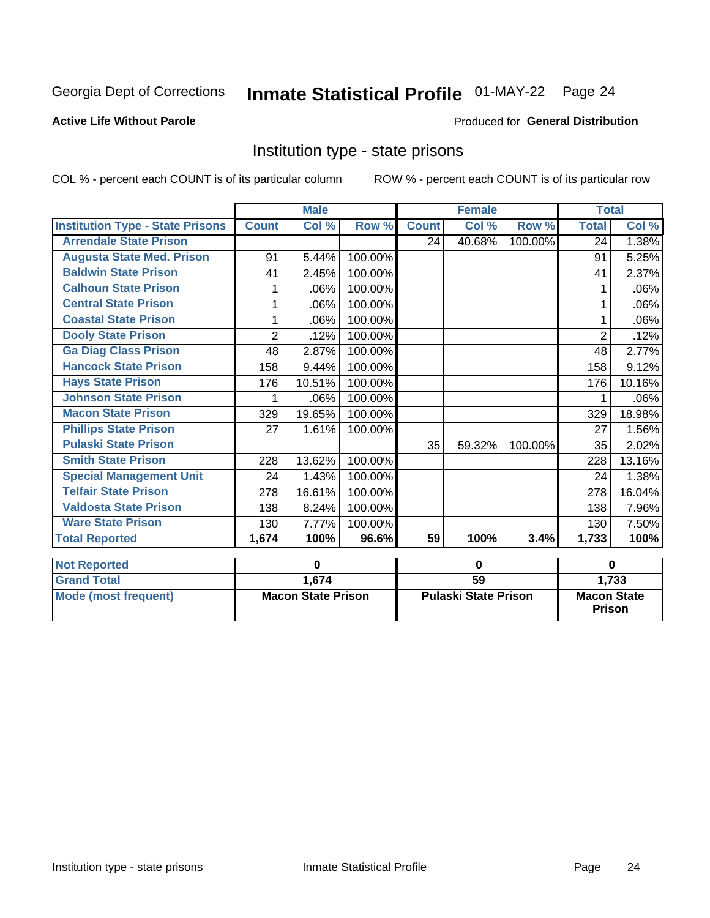Georgia Dept of Corrections **Inmate Statistical Profile** 01-MAY-22 Page 24

**Active Life Without Parole**

Produced for **General Distribution**

## Institution type - state prisons

COL % - percent each COUNT is of its particular column

ROW % - percent each COUNT is of its particular row

| | Male | | | Female | | | Total | |
|---|---|---|---|---|---|---|---|---|
| **Institution Type - State Prisons** | **Count** | **Col %** | **Row %** | **Count** | **Col %** | **Row %** | **Total** | **Col %** |
| **Arrendale State Prison** | | | | 24 | 40.68% | 100.00% | 24 | 1.38% |
| **Augusta State Med. Prison** | 91 | 5.44% | 100.00% | | | | 91 | 5.25% |
| **Baldwin State Prison** | 41 | 2.45% | 100.00% | | | | 41 | 2.37% |
| **Calhoun State Prison** | 1 | .06% | 100.00% | | | | 1 | .06% |
| **Central State Prison** | 1 | .06% | 100.00% | | | | 1 | .06% |
| **Coastal State Prison** | 1 | .06% | 100.00% | | | | 1 | .06% |
| **Dooly State Prison** | 2 | .12% | 100.00% | | | | 2 | .12% |
| **Ga Diag Class Prison** | 48 | 2.87% | 100.00% | | | | 48 | 2.77% |
| **Hancock State Prison** | 158 | 9.44% | 100.00% | | | | 158 | 9.12% |
| **Hays State Prison** | 176 | 10.51% | 100.00% | | | | 176 | 10.16% |
| **Johnson State Prison** | 1 | .06% | 100.00% | | | | 1 | .06% |
| **Macon State Prison** | 329 | 19.65% | 100.00% | | | | 329 | 18.98% |
| **Phillips State Prison** | 27 | 1.61% | 100.00% | | | | 27 | 1.56% |
| **Pulaski State Prison** | | | | 35 | 59.32% | 100.00% | 35 | 2.02% |
| **Smith State Prison** | 228 | 13.62% | 100.00% | | | | 228 | 13.16% |
| **Special Management Unit** | 24 | 1.43% | 100.00% | | | | 24 | 1.38% |
| **Telfair State Prison** | 278 | 16.61% | 100.00% | | | | 278 | 16.04% |
| **Valdosta State Prison** | 138 | 8.24% | 100.00% | | | | 138 | 7.96% |
| **Ware State Prison** | 130 | 7.77% | 100.00% | | | | 130 | 7.50% |
| **Total Reported** | **1,674** | **100%** | **96.6%** | **59** | **100%** | **3.4%** | **1,733** | **100%** |

| | Male | Female | Total |
|---|---|---|---|
| **Not Reported** | **0** | **0** | **0** |
| **Grand Total** | **1,674** | **59** | **1,733** |
| **Mode (most frequent)** | **Macon State Prison** | **Pulaski State Prison** | **Macon State Prison** |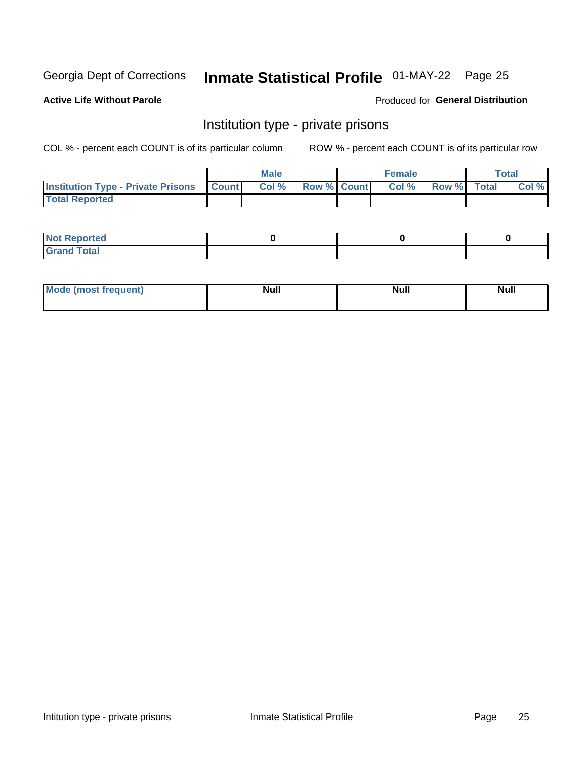Georgia Dept of Corrections **Inmate Statistical Profile** 01-MAY-22

**Active Life Without Parole**

Produced for **General Distribution**

## Institution type - private prisons

COL % - percent each COUNT is of its particular column

ROW % - percent each COUNT is of its particular row

| | Male | | | Female | | | Total | |
|---|---|---|---|---|---|---|---|---|
| **Institution Type - Private Prisons** | **Count** | **Col %** | **Row %** | **Count** | **Col %** | **Row %** | **Total** | **Col %** |
| **Total Reported** | | | | | | | | |

| | Male | Female | Total |
|---|---|---|---|
| **Not Reported** | 0 | 0 | 0 |
| **Grand Total** | | | |

| | Male | Female | Total |
|---|---|---|---|
| **Mode (most frequent)** | Null | Null | Null |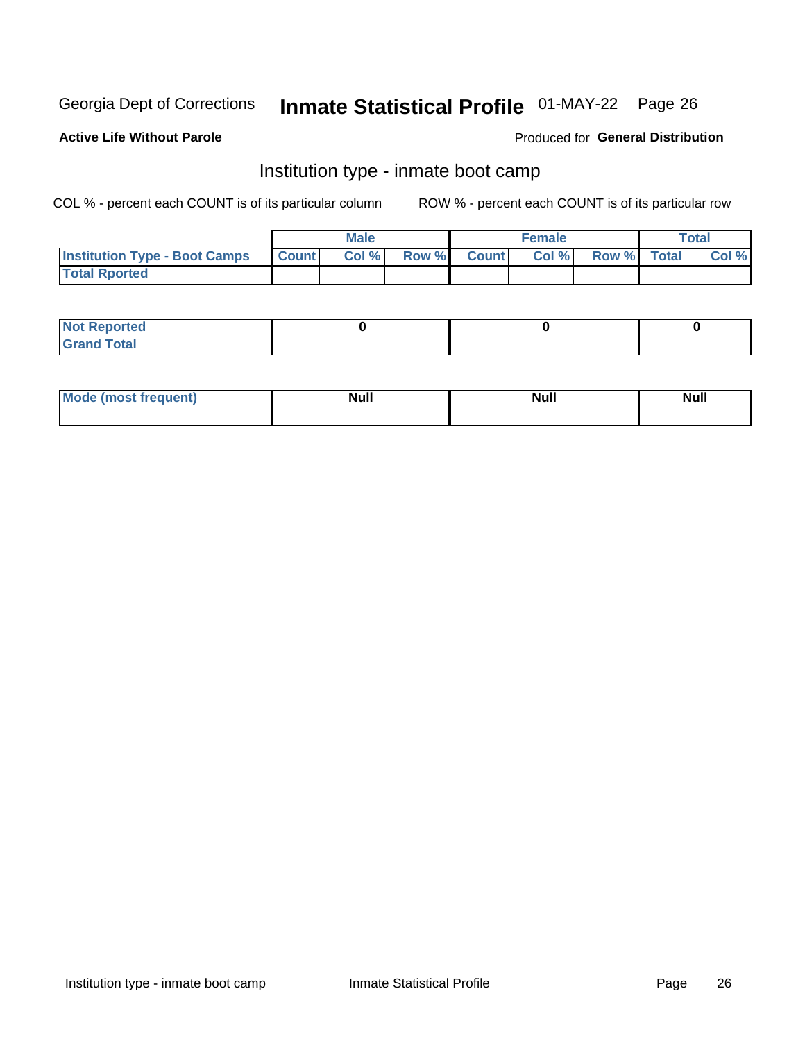Georgia Dept of Corrections **Inmate Statistical Profile** 01-MAY-22

**Active Life Without Parole**

Produced for **General Distribution**

## Institution type - inmate boot camp

COL % - percent each COUNT is of its particular column

ROW % - percent each COUNT is of its particular row

| | Male | | | Female | | | Total | |
|---|---|---|---|---|---|---|---|---|
| **Institution Type - Boot Camps** | **Count** | **Col %** | **Row %** | **Count** | **Col %** | **Row %** | **Total** | **Col %** |
| **Total Rported** | | | | | | | | |

| | Male | Female | Total |
|---|---|---|---|
| **Not Reported** | **0** | **0** | **0** |
| **Grand Total** | | | |

| | Male | Female | Total |
|---|---|---|---|
| **Mode (most frequent)** | **Null** | **Null** | **Null** |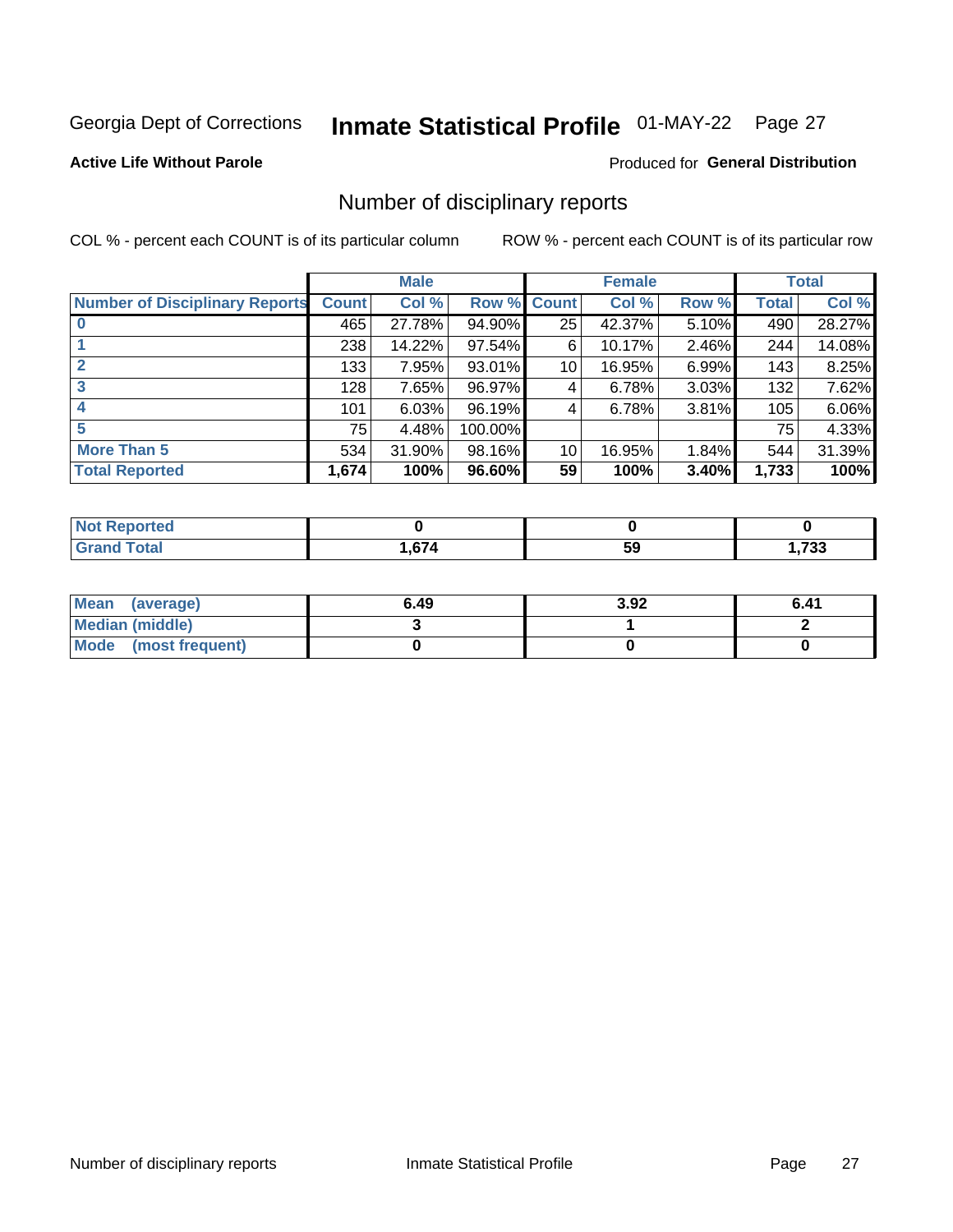Georgia Dept of Corrections **Inmate Statistical Profile** 01-MAY-22 Page 27

**Active Life Without Parole**

Produced for **General Distribution**

## Number of disciplinary reports

COL % - percent each COUNT is of its particular column

ROW % - percent each COUNT is of its particular row

| | Male | | | Female | | | Total | |
|---|---|---|---|---|---|---|---|---|
| **Number of Disciplinary Reports** | **Count** | **Col %** | **Row %** | **Count** | **Col %** | **Row %** | **Total** | **Col %** |
| **0** | 465 | 27.78% | 94.90% | 25 | 42.37% | 5.10% | 490 | 28.27% |
| **1** | 238 | 14.22% | 97.54% | 6 | 10.17% | 2.46% | 244 | 14.08% |
| **2** | 133 | 7.95% | 93.01% | 10 | 16.95% | 6.99% | 143 | 8.25% |
| **3** | 128 | 7.65% | 96.97% | 4 | 6.78% | 3.03% | 132 | 7.62% |
| **4** | 101 | 6.03% | 96.19% | 4 | 6.78% | 3.81% | 105 | 6.06% |
| **5** | 75 | 4.48% | 100.00% | | | | 75 | 4.33% |
| **More Than 5** | 534 | 31.90% | 98.16% | 10 | 16.95% | 1.84% | 544 | 31.39% |
| **Total Reported** | **1,674** | **100%** | **96.60%** | **59** | **100%** | **3.40%** | **1,733** | **100%** |

| | Male | Female | Total |
|---|---|---|---|
| **Not Reported** | **0** | **0** | **0** |
| **Grand Total** | **1,674** | **59** | **1,733** |

| | Male | Female | Total |
|---|---|---|---|
| **Mean (average)** | **6.49** | **3.92** | **6.41** |
| **Median (middle)** | **3** | **1** | **2** |
| **Mode (most frequent)** | **0** | **0** | **0** |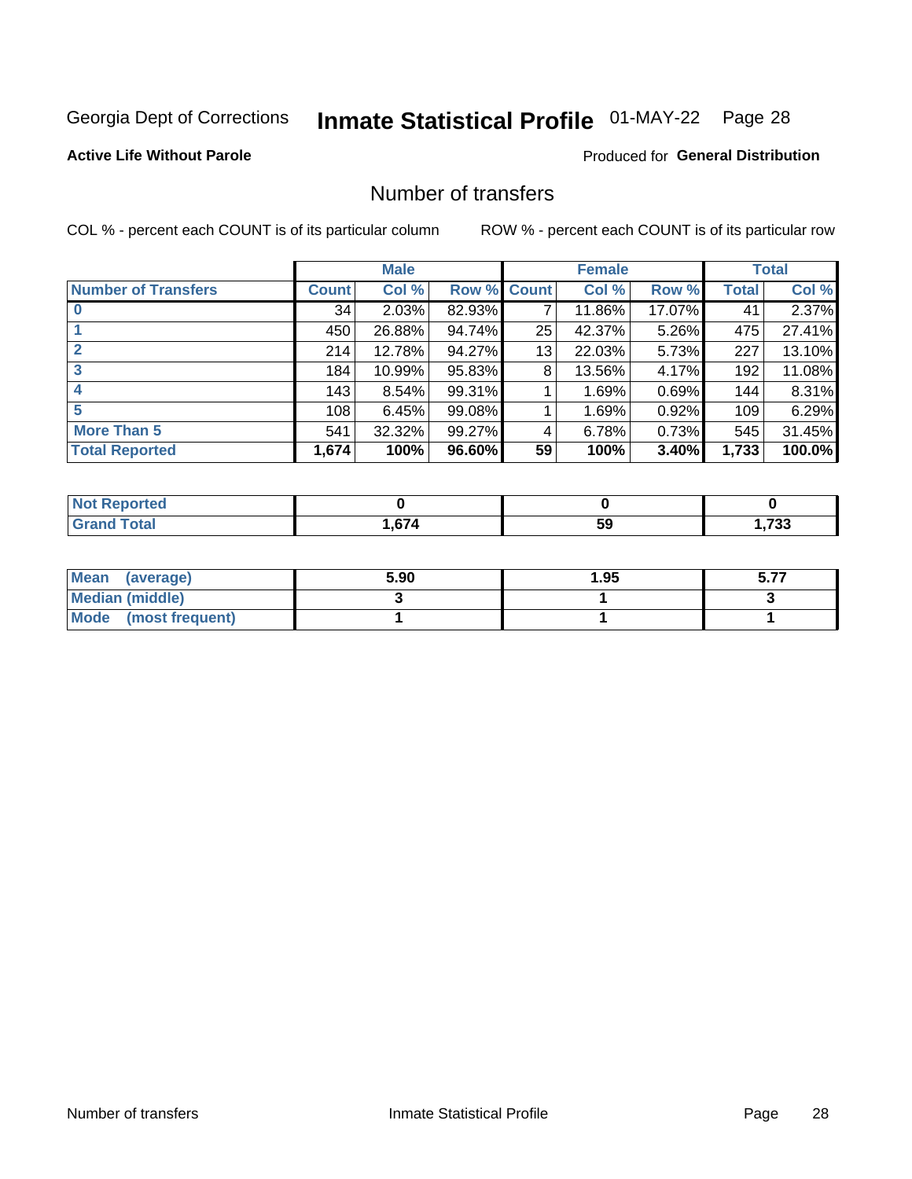Georgia Dept of Corrections **Inmate Statistical Profile** 01-MAY-22

**Active Life Without Parole**

Produced for **General Distribution**

## Number of transfers

COL % - percent each COUNT is of its particular column ROW % - percent each COUNT is of its particular row

| | Male | | | Female | | | Total | |
|---|---|---|---|---|---|---|---|---|
| **Number of Transfers** | **Count** | **Col %** | **Row %** | **Count** | **Col %** | **Row %** | **Total** | **Col %** |
| **0** | 34 | 2.03% | 82.93% | 7 | 11.86% | 17.07% | 41 | 2.37% |
| **1** | 450 | 26.88% | 94.74% | 25 | 42.37% | 5.26% | 475 | 27.41% |
| **2** | 214 | 12.78% | 94.27% | 13 | 22.03% | 5.73% | 227 | 13.10% |
| **3** | 184 | 10.99% | 95.83% | 8 | 13.56% | 4.17% | 192 | 11.08% |
| **4** | 143 | 8.54% | 99.31% | 1 | 1.69% | 0.69% | 144 | 8.31% |
| **5** | 108 | 6.45% | 99.08% | 1 | 1.69% | 0.92% | 109 | 6.29% |
| **More Than 5** | 541 | 32.32% | 99.27% | 4 | 6.78% | 0.73% | 545 | 31.45% |
| **Total Reported** | **1,674** | **100%** | **96.60%** | **59** | **100%** | **3.40%** | **1,733** | **100.0%** |

| | Male | Female | Total |
|---|---|---|---|
| **Not Reported** | **0** | **0** | **0** |
| **Grand Total** | **1,674** | **59** | **1,733** |

| | Male | Female | Total |
|---|---|---|---|
| **Mean (average)** | **5.90** | **1.95** | **5.77** |
| **Median (middle)** | **3** | **1** | **3** |
| **Mode (most frequent)** | **1** | **1** | **1** |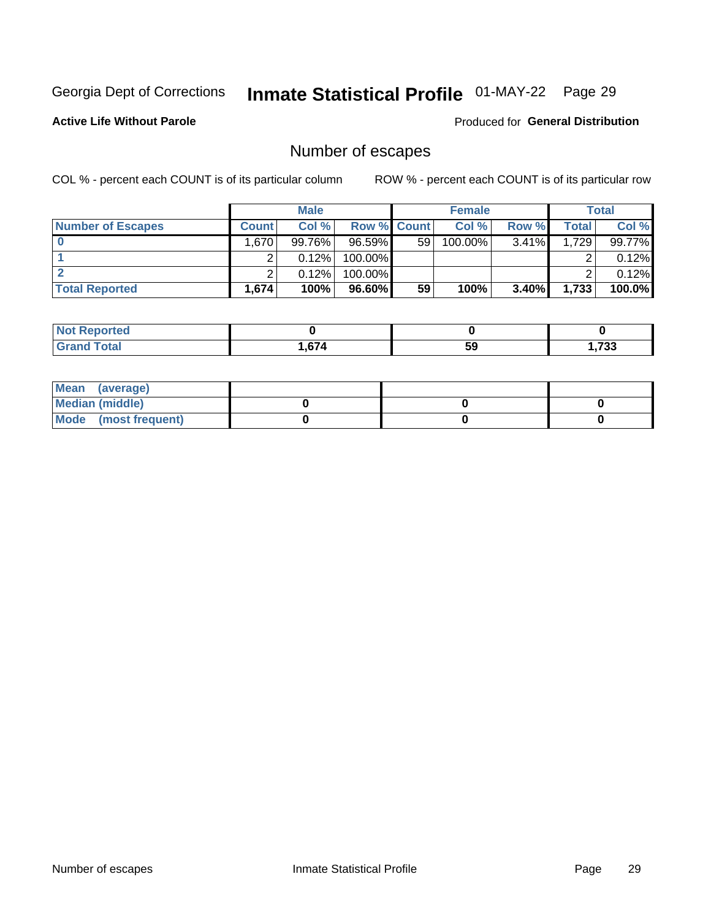Georgia Dept of Corrections **Inmate Statistical Profile** 01-MAY-22 Page 29

**Active Life Without Parole**

Produced for **General Distribution**

## Number of escapes

COL % - percent each COUNT is of its particular column

ROW % - percent each COUNT is of its particular row

| | Male | | | Female | | | Total | |
|---|---|---|---|---|---|---|---|---|
| **Number of Escapes** | **Count** | **Col %** | **Row %** | **Count** | **Col %** | **Row %** | **Total** | **Col %** |
| **0** | 1,670 | 99.76% | 96.59% | 59 | 100.00% | 3.41% | 1,729 | 99.77% |
| **1** | 2 | 0.12% | 100.00% | | | | 2 | 0.12% |
| **2** | 2 | 0.12% | 100.00% | | | | 2 | 0.12% |
| **Total Reported** | **1,674** | **100%** | **96.60%** | **59** | **100%** | **3.40%** | **1,733** | **100.0%** |

| | Male | Female | Total |
|---|---|---|---|
| **Not Reported** | **0** | **0** | **0** |
| **Grand Total** | **1,674** | **59** | **1,733** |

| | Male | Female | Total |
|---|---|---|---|
| **Mean (average)** | | | |
| **Median (middle)** | **0** | **0** | **0** |
| **Mode (most frequent)** | **0** | **0** | **0** |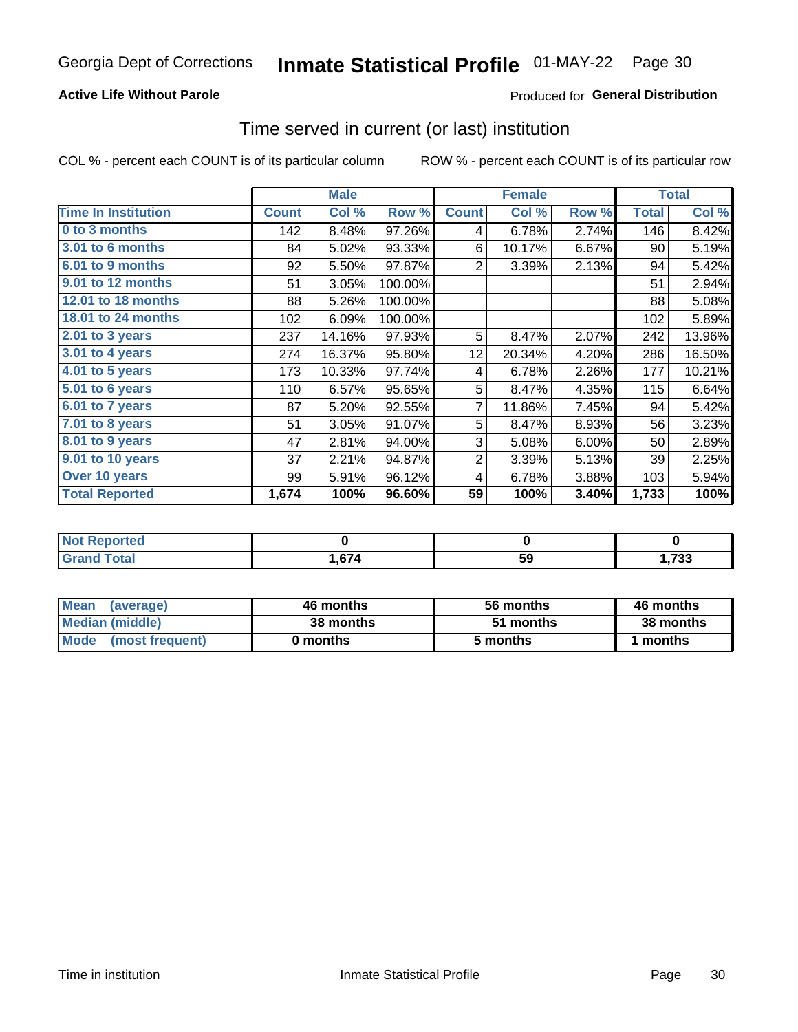Georgia Dept of Corrections **Inmate Statistical Profile** 01-MAY-22

**Active Life Without Parole**

Produced for **General Distribution**

## Time served in current (or last) institution

COL % - percent each COUNT is of its particular column

ROW % - percent each COUNT is of its particular row

| | Male | | | Female | | | Total | |
|---|---|---|---|---|---|---|---|---|
| **Time In Institution** | **Count** | **Col %** | **Row %** | **Count** | **Col %** | **Row %** | **Total** | **Col %** |
| **0 to 3 months** | 142 | 8.48% | 97.26% | 4 | 6.78% | 2.74% | 146 | 8.42% |
| **3.01 to 6 months** | 84 | 5.02% | 93.33% | 6 | 10.17% | 6.67% | 90 | 5.19% |
| **6.01 to 9 months** | 92 | 5.50% | 97.87% | 2 | 3.39% | 2.13% | 94 | 5.42% |
| **9.01 to 12 months** | 51 | 3.05% | 100.00% | | | | 51 | 2.94% |
| **12.01 to 18 months** | 88 | 5.26% | 100.00% | | | | 88 | 5.08% |
| **18.01 to 24 months** | 102 | 6.09% | 100.00% | | | | 102 | 5.89% |
| **2.01 to 3 years** | 237 | 14.16% | 97.93% | 5 | 8.47% | 2.07% | 242 | 13.96% |
| **3.01 to 4 years** | 274 | 16.37% | 95.80% | 12 | 20.34% | 4.20% | 286 | 16.50% |
| **4.01 to 5 years** | 173 | 10.33% | 97.74% | 4 | 6.78% | 2.26% | 177 | 10.21% |
| **5.01 to 6 years** | 110 | 6.57% | 95.65% | 5 | 8.47% | 4.35% | 115 | 6.64% |
| **6.01 to 7 years** | 87 | 5.20% | 92.55% | 7 | 11.86% | 7.45% | 94 | 5.42% |
| **7.01 to 8 years** | 51 | 3.05% | 91.07% | 5 | 8.47% | 8.93% | 56 | 3.23% |
| **8.01 to 9 years** | 47 | 2.81% | 94.00% | 3 | 5.08% | 6.00% | 50 | 2.89% |
| **9.01 to 10 years** | 37 | 2.21% | 94.87% | 2 | 3.39% | 5.13% | 39 | 2.25% |
| **Over 10 years** | 99 | 5.91% | 96.12% | 4 | 6.78% | 3.88% | 103 | 5.94% |
| **Total Reported** | **1,674** | **100%** | **96.60%** | **59** | **100%** | **3.40%** | **1,733** | **100%** |

| | Male | Female | Total |
|---|---|---|---|
| **Not Reported** | **0** | **0** | **0** |
| **Grand Total** | **1,674** | **59** | **1,733** |

| | Male | Female | Total |
|---|---|---|---|
| **Mean (average)** | **46 months** | **56 months** | **46 months** |
| **Median (middle)** | **38 months** | **51 months** | **38 months** |
| **Mode (most frequent)** | **0 months** | **5 months** | **1 months** |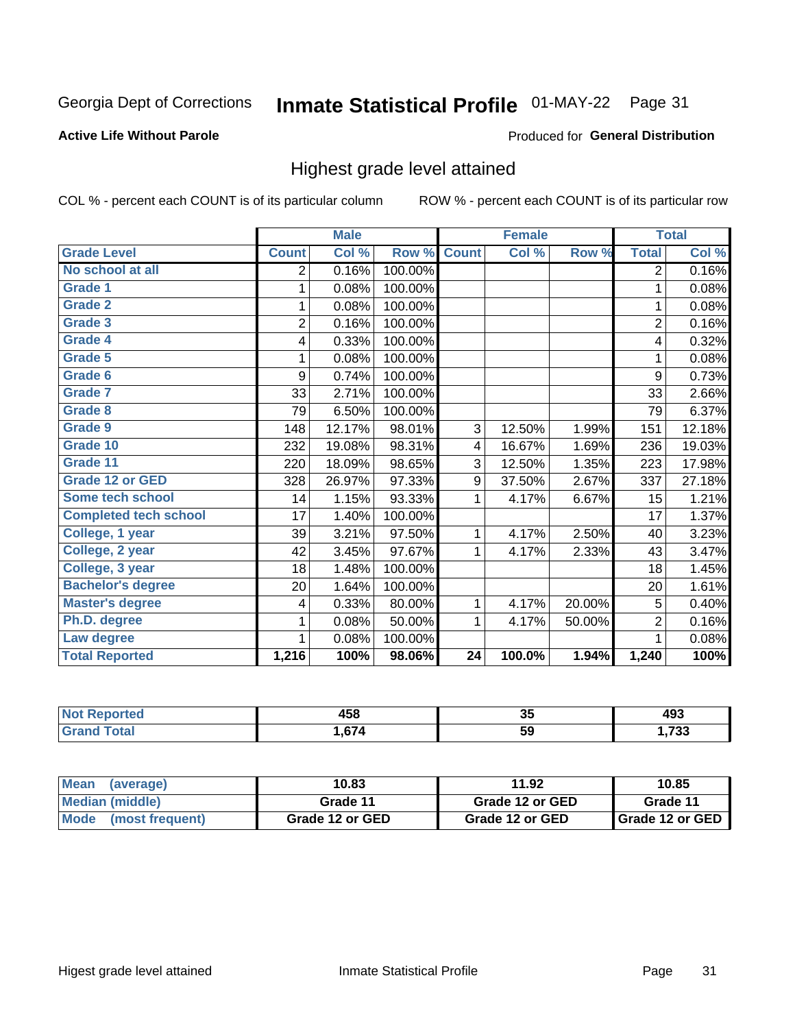Georgia Dept of Corrections **Inmate Statistical Profile** 01-MAY-22

**Active Life Without Parole**

Produced for **General Distribution**

## Highest grade level attained

COL % - percent each COUNT is of its particular column

ROW % - percent each COUNT is of its particular row

| | Male | | | Female | | | Total | |
|---|---|---|---|---|---|---|---|---|
| **Grade Level** | **Count** | **Col %** | **Row %** | **Count** | **Col %** | **Row %** | **Total** | **Col %** |
| No school at all | 2 | 0.16% | 100.00% | | | | 2 | 0.16% |
| Grade 1 | 1 | 0.08% | 100.00% | | | | 1 | 0.08% |
| Grade 2 | 1 | 0.08% | 100.00% | | | | 1 | 0.08% |
| Grade 3 | 2 | 0.16% | 100.00% | | | | 2 | 0.16% |
| Grade 4 | 4 | 0.33% | 100.00% | | | | 4 | 0.32% |
| Grade 5 | 1 | 0.08% | 100.00% | | | | 1 | 0.08% |
| Grade 6 | 9 | 0.74% | 100.00% | | | | 9 | 0.73% |
| Grade 7 | 33 | 2.71% | 100.00% | | | | 33 | 2.66% |
| Grade 8 | 79 | 6.50% | 100.00% | | | | 79 | 6.37% |
| Grade 9 | 148 | 12.17% | 98.01% | 3 | 12.50% | 1.99% | 151 | 12.18% |
| Grade 10 | 232 | 19.08% | 98.31% | 4 | 16.67% | 1.69% | 236 | 19.03% |
| Grade 11 | 220 | 18.09% | 98.65% | 3 | 12.50% | 1.35% | 223 | 17.98% |
| Grade 12 or GED | 328 | 26.97% | 97.33% | 9 | 37.50% | 2.67% | 337 | 27.18% |
| Some tech school | 14 | 1.15% | 93.33% | 1 | 4.17% | 6.67% | 15 | 1.21% |
| Completed tech school | 17 | 1.40% | 100.00% | | | | 17 | 1.37% |
| College, 1 year | 39 | 3.21% | 97.50% | 1 | 4.17% | 2.50% | 40 | 3.23% |
| College, 2 year | 42 | 3.45% | 97.67% | 1 | 4.17% | 2.33% | 43 | 3.47% |
| College, 3 year | 18 | 1.48% | 100.00% | | | | 18 | 1.45% |
| Bachelor's degree | 20 | 1.64% | 100.00% | | | | 20 | 1.61% |
| Master's degree | 4 | 0.33% | 80.00% | 1 | 4.17% | 20.00% | 5 | 0.40% |
| Ph.D. degree | 1 | 0.08% | 50.00% | 1 | 4.17% | 50.00% | 2 | 0.16% |
| Law degree | 1 | 0.08% | 100.00% | | | | 1 | 0.08% |
| **Total Reported** | **1,216** | **100%** | **98.06%** | **24** | **100.0%** | **1.94%** | **1,240** | **100%** |

| | Male | Female | Total |
|---|---|---|---|
| Not Reported | 458 | 35 | 493 |
| Grand Total | 1,674 | 59 | 1,733 |

| | Male | Female | Total |
|---|---|---|---|
| Mean (average) | 10.83 | 11.92 | 10.85 |
| Median (middle) | Grade 11 | Grade 12 or GED | Grade 11 |
| Mode (most frequent) | Grade 12 or GED | Grade 12 or GED | Grade 12 or GED |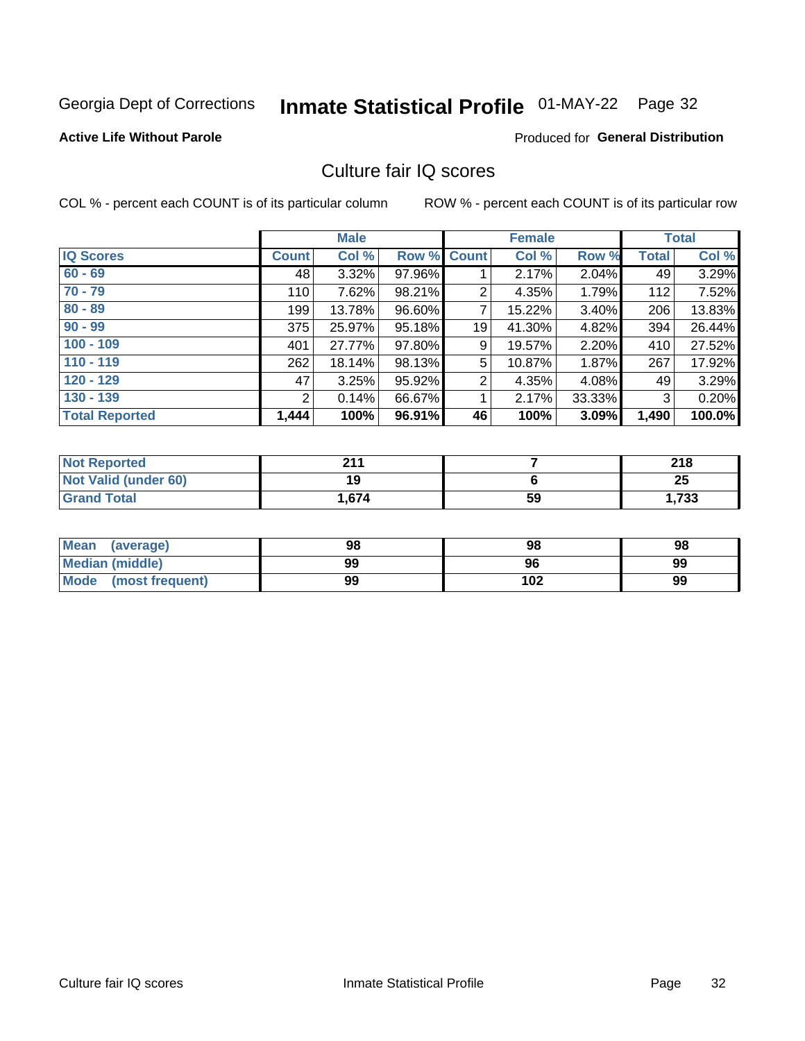Georgia Dept of Corrections **Inmate Statistical Profile** 01-MAY-22 Page 32

**Active Life Without Parole**

Produced for **General Distribution**

## Culture fair IQ scores

COL % - percent each COUNT is of its particular column

ROW % - percent each COUNT is of its particular row

| | Male | | | Female | | | Total | |
|---|---|---|---|---|---|---|---|---|
| IQ Scores | Count | Col % | Row % | Count | Col % | Row % | Total | Col % |
| 60 - 69 | 48 | 3.32% | 97.96% | 1 | 2.17% | 2.04% | 49 | 3.29% |
| 70 - 79 | 110 | 7.62% | 98.21% | 2 | 4.35% | 1.79% | 112 | 7.52% |
| 80 - 89 | 199 | 13.78% | 96.60% | 7 | 15.22% | 3.40% | 206 | 13.83% |
| 90 - 99 | 375 | 25.97% | 95.18% | 19 | 41.30% | 4.82% | 394 | 26.44% |
| 100 - 109 | 401 | 27.77% | 97.80% | 9 | 19.57% | 2.20% | 410 | 27.52% |
| 110 - 119 | 262 | 18.14% | 98.13% | 5 | 10.87% | 1.87% | 267 | 17.92% |
| 120 - 129 | 47 | 3.25% | 95.92% | 2 | 4.35% | 4.08% | 49 | 3.29% |
| 130 - 139 | 2 | 0.14% | 66.67% | 1 | 2.17% | 33.33% | 3 | 0.20% |
| **Total Reported** | **1,444** | **100%** | **96.91%** | **46** | **100%** | **3.09%** | **1,490** | **100.0%** |

| | Male | Female | Total |
|---|---|---|---|
| Not Reported | 211 | 7 | 218 |
| Not Valid (under 60) | 19 | 6 | 25 |
| Grand Total | 1,674 | 59 | 1,733 |

| | Male | Female | Total |
|---|---|---|---|
| Mean (average) | 98 | 98 | 98 |
| Median (middle) | 99 | 96 | 99 |
| Mode (most frequent) | 99 | 102 | 99 |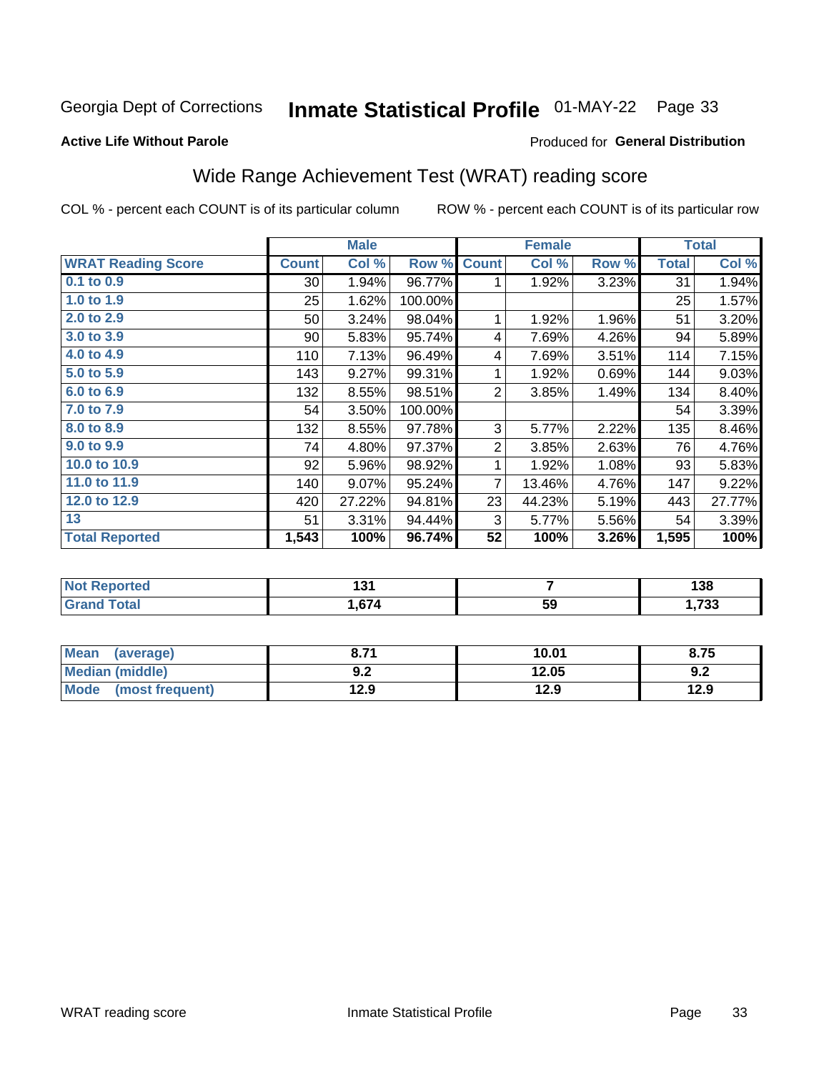Georgia Dept of Corrections **Inmate Statistical Profile** 01-MAY-22

**Active Life Without Parole**

Produced for **General Distribution**

## Wide Range Achievement Test (WRAT) reading score

COL % - percent each COUNT is of its particular column

ROW % - percent each COUNT is of its particular row

| | Male | | | Female | | | Total | |
|---|---|---|---|---|---|---|---|---|
| **WRAT Reading Score** | **Count** | **Col %** | **Row %** | **Count** | **Col %** | **Row %** | **Total** | **Col %** |
| 0.1 to 0.9 | 30 | 1.94% | 96.77% | 1 | 1.92% | 3.23% | 31 | 1.94% |
| 1.0 to 1.9 | 25 | 1.62% | 100.00% | | | | 25 | 1.57% |
| 2.0 to 2.9 | 50 | 3.24% | 98.04% | 1 | 1.92% | 1.96% | 51 | 3.20% |
| 3.0 to 3.9 | 90 | 5.83% | 95.74% | 4 | 7.69% | 4.26% | 94 | 5.89% |
| 4.0 to 4.9 | 110 | 7.13% | 96.49% | 4 | 7.69% | 3.51% | 114 | 7.15% |
| 5.0 to 5.9 | 143 | 9.27% | 99.31% | 1 | 1.92% | 0.69% | 144 | 9.03% |
| 6.0 to 6.9 | 132 | 8.55% | 98.51% | 2 | 3.85% | 1.49% | 134 | 8.40% |
| 7.0 to 7.9 | 54 | 3.50% | 100.00% | | | | 54 | 3.39% |
| 8.0 to 8.9 | 132 | 8.55% | 97.78% | 3 | 5.77% | 2.22% | 135 | 8.46% |
| 9.0 to 9.9 | 74 | 4.80% | 97.37% | 2 | 3.85% | 2.63% | 76 | 4.76% |
| 10.0 to 10.9 | 92 | 5.96% | 98.92% | 1 | 1.92% | 1.08% | 93 | 5.83% |
| 11.0 to 11.9 | 140 | 9.07% | 95.24% | 7 | 13.46% | 4.76% | 147 | 9.22% |
| 12.0 to 12.9 | 420 | 27.22% | 94.81% | 23 | 44.23% | 5.19% | 443 | 27.77% |
| 13 | 51 | 3.31% | 94.44% | 3 | 5.77% | 5.56% | 54 | 3.39% |
| **Total Reported** | **1,543** | **100%** | **96.74%** | **52** | **100%** | **3.26%** | **1,595** | **100%** |

| | Male | Female | Total |
|---|---|---|---|
| **Not Reported** | **131** | **7** | **138** |
| **Grand Total** | **1,674** | **59** | **1,733** |

| | Male | Female | Total |
|---|---|---|---|
| **Mean (average)** | **8.71** | **10.01** | **8.75** |
| **Median (middle)** | **9.2** | **12.05** | **9.2** |
| **Mode (most frequent)** | **12.9** | **12.9** | **12.9** |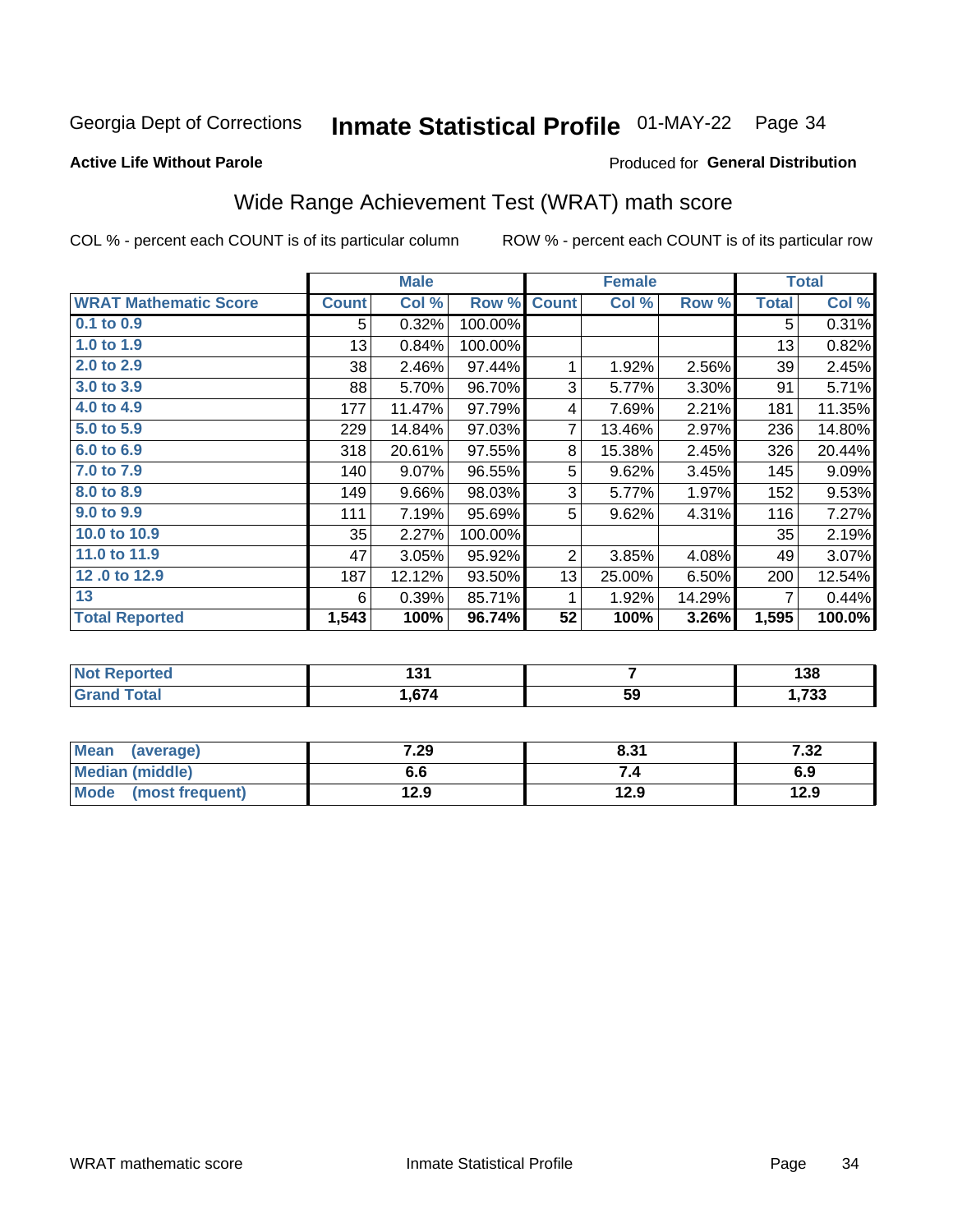Georgia Dept of Corrections **Inmate Statistical Profile** 01-MAY-22

**Active Life Without Parole**

Produced for **General Distribution**

## Wide Range Achievement Test (WRAT) math score

COL % - percent each COUNT is of its particular column ROW % - percent each COUNT is of its particular row

| | Male | | | Female | | | Total | |
|---|---|---|---|---|---|---|---|---|
| **WRAT Mathematic Score** | **Count** | **Col %** | **Row %** | **Count** | **Col %** | **Row %** | **Total** | **Col %** |
| 0.1 to 0.9 | 5 | 0.32% | 100.00% | | | | 5 | 0.31% |
| 1.0 to 1.9 | 13 | 0.84% | 100.00% | | | | 13 | 0.82% |
| 2.0 to 2.9 | 38 | 2.46% | 97.44% | 1 | 1.92% | 2.56% | 39 | 2.45% |
| 3.0 to 3.9 | 88 | 5.70% | 96.70% | 3 | 5.77% | 3.30% | 91 | 5.71% |
| 4.0 to 4.9 | 177 | 11.47% | 97.79% | 4 | 7.69% | 2.21% | 181 | 11.35% |
| 5.0 to 5.9 | 229 | 14.84% | 97.03% | 7 | 13.46% | 2.97% | 236 | 14.80% |
| 6.0 to 6.9 | 318 | 20.61% | 97.55% | 8 | 15.38% | 2.45% | 326 | 20.44% |
| 7.0 to 7.9 | 140 | 9.07% | 96.55% | 5 | 9.62% | 3.45% | 145 | 9.09% |
| 8.0 to 8.9 | 149 | 9.66% | 98.03% | 3 | 5.77% | 1.97% | 152 | 9.53% |
| 9.0 to 9.9 | 111 | 7.19% | 95.69% | 5 | 9.62% | 4.31% | 116 | 7.27% |
| 10.0 to 10.9 | 35 | 2.27% | 100.00% | | | | 35 | 2.19% |
| 11.0 to 11.9 | 47 | 3.05% | 95.92% | 2 | 3.85% | 4.08% | 49 | 3.07% |
| 12 .0 to 12.9 | 187 | 12.12% | 93.50% | 13 | 25.00% | 6.50% | 200 | 12.54% |
| 13 | 6 | 0.39% | 85.71% | 1 | 1.92% | 14.29% | 7 | 0.44% |
| **Total Reported** | **1,543** | **100%** | **96.74%** | **52** | **100%** | **3.26%** | **1,595** | **100.0%** |

| | Male | Female | Total |
|---|---|---|---|
| **Not Reported** | **131** | **7** | **138** |
| **Grand Total** | **1,674** | **59** | **1,733** |

| | Male | Female | Total |
|---|---|---|---|
| **Mean (average)** | **7.29** | **8.31** | **7.32** |
| **Median (middle)** | **6.6** | **7.4** | **6.9** |
| **Mode (most frequent)** | **12.9** | **12.9** | **12.9** |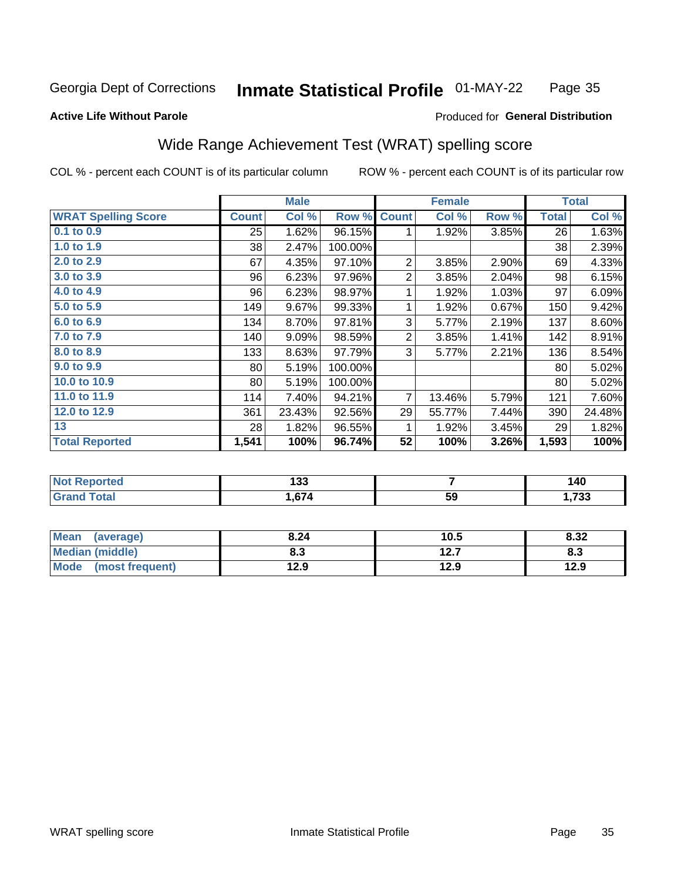Georgia Dept of Corrections **Inmate Statistical Profile** 01-MAY-22

**Active Life Without Parole**

Produced for **General Distribution**

## Wide Range Achievement Test (WRAT) spelling score

COL % - percent each COUNT is of its particular column ROW % - percent each COUNT is of its particular row

| | Male | | | Female | | | Total | |
|---|---|---|---|---|---|---|---|---|
| **WRAT Spelling Score** | **Count** | **Col %** | **Row %** | **Count** | **Col %** | **Row %** | **Total** | **Col %** |
| 0.1 to 0.9 | 25 | 1.62% | 96.15% | 1 | 1.92% | 3.85% | 26 | 1.63% |
| 1.0 to 1.9 | 38 | 2.47% | 100.00% | | | | 38 | 2.39% |
| 2.0 to 2.9 | 67 | 4.35% | 97.10% | 2 | 3.85% | 2.90% | 69 | 4.33% |
| 3.0 to 3.9 | 96 | 6.23% | 97.96% | 2 | 3.85% | 2.04% | 98 | 6.15% |
| 4.0 to 4.9 | 96 | 6.23% | 98.97% | 1 | 1.92% | 1.03% | 97 | 6.09% |
| 5.0 to 5.9 | 149 | 9.67% | 99.33% | 1 | 1.92% | 0.67% | 150 | 9.42% |
| 6.0 to 6.9 | 134 | 8.70% | 97.81% | 3 | 5.77% | 2.19% | 137 | 8.60% |
| 7.0 to 7.9 | 140 | 9.09% | 98.59% | 2 | 3.85% | 1.41% | 142 | 8.91% |
| 8.0 to 8.9 | 133 | 8.63% | 97.79% | 3 | 5.77% | 2.21% | 136 | 8.54% |
| 9.0 to 9.9 | 80 | 5.19% | 100.00% | | | | 80 | 5.02% |
| 10.0 to 10.9 | 80 | 5.19% | 100.00% | | | | 80 | 5.02% |
| 11.0 to 11.9 | 114 | 7.40% | 94.21% | 7 | 13.46% | 5.79% | 121 | 7.60% |
| 12.0 to 12.9 | 361 | 23.43% | 92.56% | 29 | 55.77% | 7.44% | 390 | 24.48% |
| 13 | 28 | 1.82% | 96.55% | 1 | 1.92% | 3.45% | 29 | 1.82% |
| **Total Reported** | **1,541** | **100%** | **96.74%** | **52** | **100%** | **3.26%** | **1,593** | **100%** |

| | Male | Female | Total |
|---|---|---|---|
| Not Reported | 133 | 7 | 140 |
| Grand Total | 1,674 | 59 | 1,733 |

| | Male | Female | Total |
|---|---|---|---|
| Mean (average) | 8.24 | 10.5 | 8.32 |
| Median (middle) | 8.3 | 12.7 | 8.3 |
| Mode (most frequent) | 12.9 | 12.9 | 12.9 |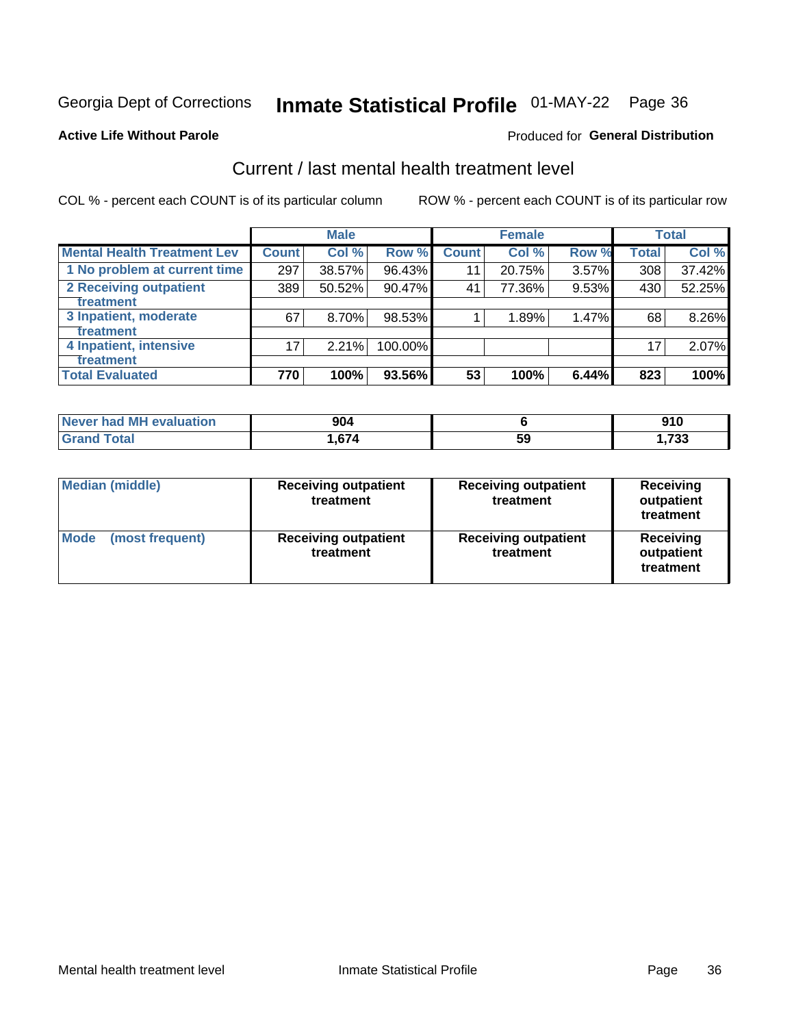Georgia Dept of Corrections **Inmate Statistical Profile** 01-MAY-22 Page 36

**Active Life Without Parole**

Produced for **General Distribution**

## Current / last mental health treatment level

COL % - percent each COUNT is of its particular column

ROW % - percent each COUNT is of its particular row

| | Male | | | Female | | | Total | |
|---|---|---|---|---|---|---|---|---|
| **Mental Health Treatment Lev** | **Count** | **Col %** | **Row %** | **Count** | **Col %** | **Row %** | **Total** | **Col %** |
| 1 No problem at current time | 297 | 38.57% | 96.43% | 11 | 20.75% | 3.57% | 308 | 37.42% |
| 2 Receiving outpatient treatment | 389 | 50.52% | 90.47% | 41 | 77.36% | 9.53% | 430 | 52.25% |
| 3 Inpatient, moderate treatment | 67 | 8.70% | 98.53% | 1 | 1.89% | 1.47% | 68 | 8.26% |
| 4 Inpatient, intensive treatment | 17 | 2.21% | 100.00% | | | | 17 | 2.07% |
| **Total Evaluated** | **770** | **100%** | **93.56%** | **53** | **100%** | **6.44%** | **823** | **100%** |

| | Male | Female | Total |
|---|---|---|---|
| **Never had MH evaluation** | **904** | **6** | **910** |
| **Grand Total** | **1,674** | **59** | **1,733** |

| | Male | Female | Total |
|---|---|---|---|
| **Median (middle)** | **Receiving outpatient treatment** | **Receiving outpatient treatment** | **Receiving outpatient treatment** |
| **Mode (most frequent)** | **Receiving outpatient treatment** | **Receiving outpatient treatment** | **Receiving outpatient treatment** |

Mental health treatment level Inmate Statistical Profile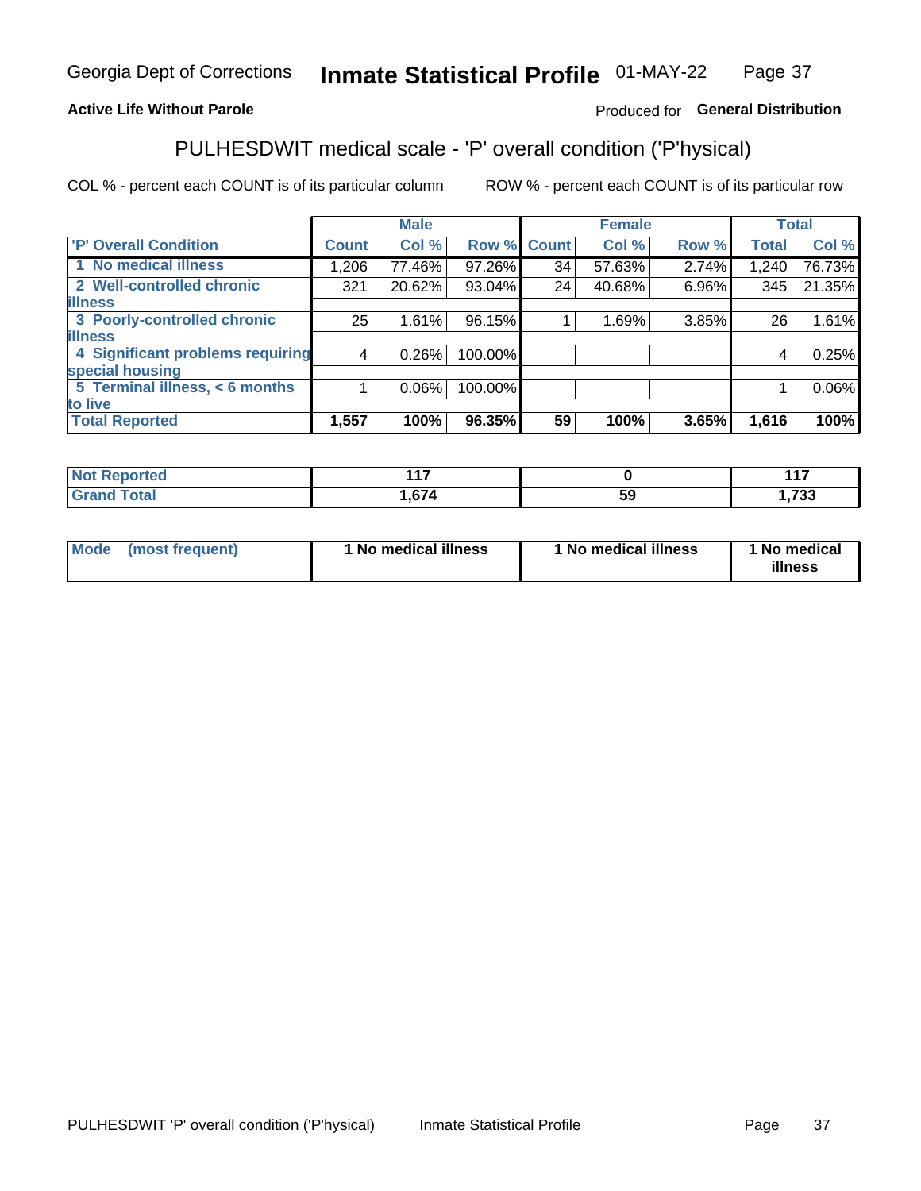Georgia Dept of Corrections **Inmate Statistical Profile** 01-MAY-22

**Active Life Without Parole**

Produced for **General Distribution**

## PULHESDWIT medical scale - 'P' overall condition ('P'hysical)

COL % - percent each COUNT is of its particular column ROW % - percent each COUNT is of its particular row

| | Male | | | Female | | | Total | |
|---|---|---|---|---|---|---|---|---|
| 'P' Overall Condition | Count | Col % | Row % | Count | Col % | Row % | Total | Col % |
| 1 No medical illness | 1,206 | 77.46% | 97.26% | 34 | 57.63% | 2.74% | 1,240 | 76.73% |
| 2 Well-controlled chronic illness | 321 | 20.62% | 93.04% | 24 | 40.68% | 6.96% | 345 | 21.35% |
| 3 Poorly-controlled chronic illness | 25 | 1.61% | 96.15% | 1 | 1.69% | 3.85% | 26 | 1.61% |
| 4 Significant problems requiring special housing | 4 | 0.26% | 100.00% | | | | 4 | 0.25% |
| 5 Terminal illness, < 6 months to live | 1 | 0.06% | 100.00% | | | | 1 | 0.06% |
| **Total Reported** | **1,557** | **100%** | **96.35%** | **59** | **100%** | **3.65%** | **1,616** | **100%** |

| | Male | Female | Total |
|---|---|---|---|
| Not Reported | 117 | 0 | 117 |
| Grand Total | 1,674 | 59 | 1,733 |

| | Male | Female | Total |
|---|---|---|---|
| Mode (most frequent) | 1 No medical illness | 1 No medical illness | 1 No medical illness |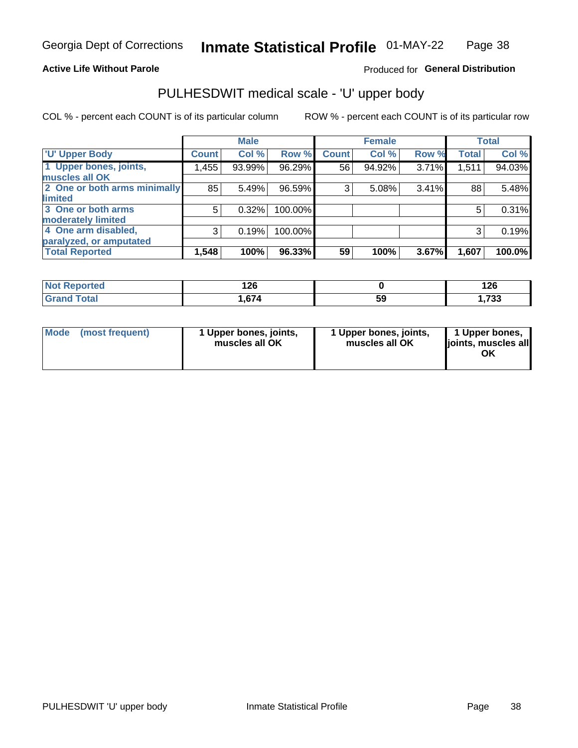**Active Life Without Parole** Produced for **General Distribution**

## PULHESDWIT medical scale - 'U' upper body

COL % - percent each COUNT is of its particular column ROW % - percent each COUNT is of its particular row

| | Male | | | Female | | | Total | |
|---|---|---|---|---|---|---|---|---|
| 'U' Upper Body | Count | Col % | Row % | Count | Col % | Row % | Total | Col % |
| 1 Upper bones, joints, muscles all OK | 1,455 | 93.99% | 96.29% | 56 | 94.92% | 3.71% | 1,511 | 94.03% |
| 2 One or both arms minimally limited | 85 | 5.49% | 96.59% | 3 | 5.08% | 3.41% | 88 | 5.48% |
| 3 One or both arms moderately limited | 5 | 0.32% | 100.00% | | | | 5 | 0.31% |
| 4 One arm disabled, paralyzed, or amputated | 3 | 0.19% | 100.00% | | | | 3 | 0.19% |
| **Total Reported** | **1,548** | **100%** | **96.33%** | **59** | **100%** | **3.67%** | **1,607** | **100.0%** |

| | Male | Female | Total |
|---|---|---|---|
| Not Reported | 126 | 0 | 126 |
| Grand Total | 1,674 | 59 | 1,733 |

| | Male | Female | Total |
|---|---|---|---|
| Mode (most frequent) | 1 Upper bones, joints, muscles all OK | 1 Upper bones, joints, muscles all OK | 1 Upper bones, joints, muscles all OK |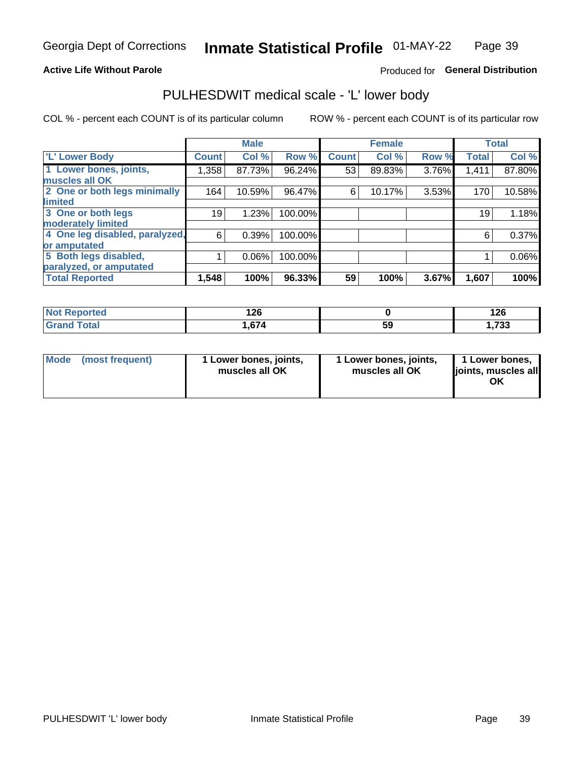Georgia Dept of Corrections **Inmate Statistical Profile** 01-MAY-22

**Active Life Without Parole**

Produced for **General Distribution**

## PULHESDWIT medical scale - 'L' lower body

COL % - percent each COUNT is of its particular column

ROW % - percent each COUNT is of its particular row

| | Male | | | Female | | | Total | |
|---|---|---|---|---|---|---|---|---|
| 'L' Lower Body | Count | Col % | Row % | Count | Col % | Row % | Total | Col % |
| 1 Lower bones, joints, muscles all OK | 1,358 | 87.73% | 96.24% | 53 | 89.83% | 3.76% | 1,411 | 87.80% |
| 2 One or both legs minimally limited | 164 | 10.59% | 96.47% | 6 | 10.17% | 3.53% | 170 | 10.58% |
| 3 One or both legs moderately limited | 19 | 1.23% | 100.00% | | | | 19 | 1.18% |
| 4 One leg disabled, paralyzed, or amputated | 6 | 0.39% | 100.00% | | | | 6 | 0.37% |
| 5 Both legs disabled, paralyzed, or amputated | 1 | 0.06% | 100.00% | | | | 1 | 0.06% |
| **Total Reported** | **1,548** | **100%** | **96.33%** | **59** | **100%** | **3.67%** | **1,607** | **100%** |

| | Male | Female | Total |
|---|---|---|---|
| Not Reported | 126 | 0 | 126 |
| Grand Total | 1,674 | 59 | 1,733 |

| | Male | Female | Total |
|---|---|---|---|
| Mode (most frequent) | 1 Lower bones, joints, muscles all OK | 1 Lower bones, joints, muscles all OK | 1 Lower bones, joints, muscles all OK |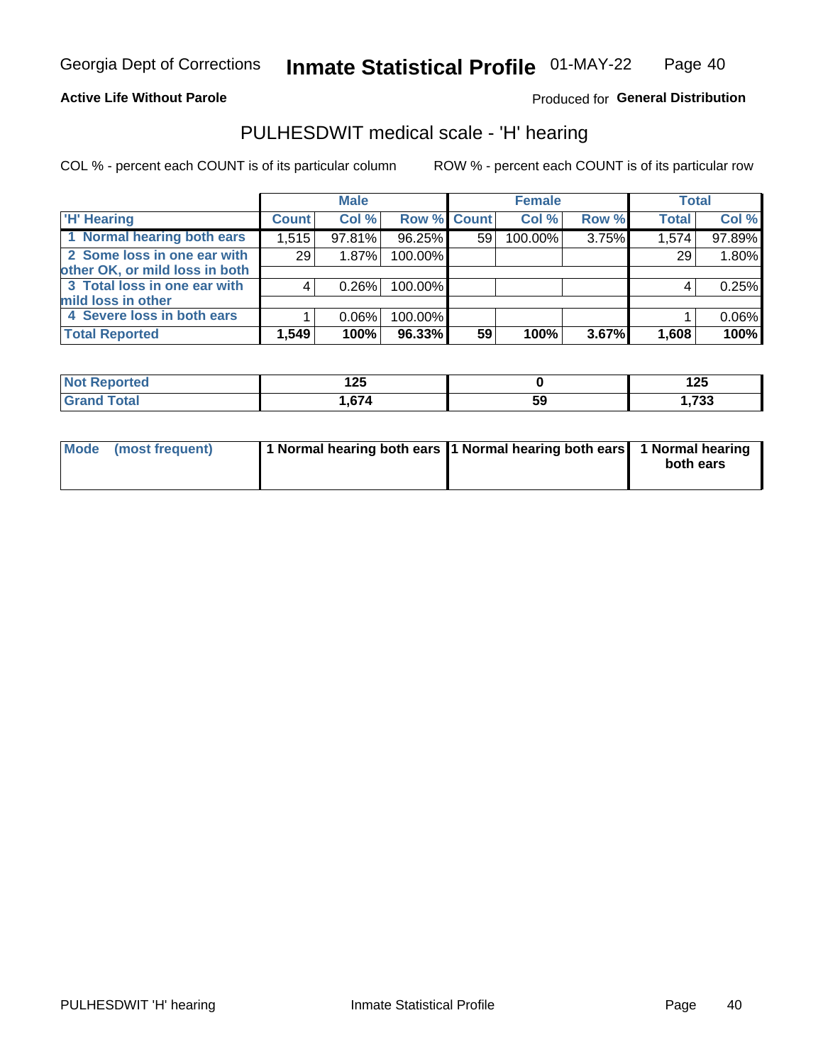Georgia Dept of Corrections **Inmate Statistical Profile** 01-MAY-22

**Active Life Without Parole**

Produced for **General Distribution**

## PULHESDWIT medical scale - 'H' hearing

COL % - percent each COUNT is of its particular column

ROW % - percent each COUNT is of its particular row

| | Male | | | Female | | | Total | |
|---|---|---|---|---|---|---|---|---|
| 'H' Hearing | Count | Col % | Row % | Count | Col % | Row % | Total | Col % |
| 1 Normal hearing both ears | 1,515 | 97.81% | 96.25% | 59 | 100.00% | 3.75% | 1,574 | 97.89% |
| 2 Some loss in one ear with other OK, or mild loss in both | 29 | 1.87% | 100.00% | | | | 29 | 1.80% |
| 3 Total loss in one ear with mild loss in other | 4 | 0.26% | 100.00% | | | | 4 | 0.25% |
| 4 Severe loss in both ears | 1 | 0.06% | 100.00% | | | | 1 | 0.06% |
| **Total Reported** | **1,549** | **100%** | **96.33%** | **59** | **100%** | **3.67%** | **1,608** | **100%** |

| | Male | Female | Total |
|---|---|---|---|
| Not Reported | 125 | 0 | 125 |
| Grand Total | 1,674 | 59 | 1,733 |

| | Male | Female | Total |
|---|---|---|---|
| Mode (most frequent) | 1 Normal hearing both ears | 1 Normal hearing both ears | 1 Normal hearing both ears |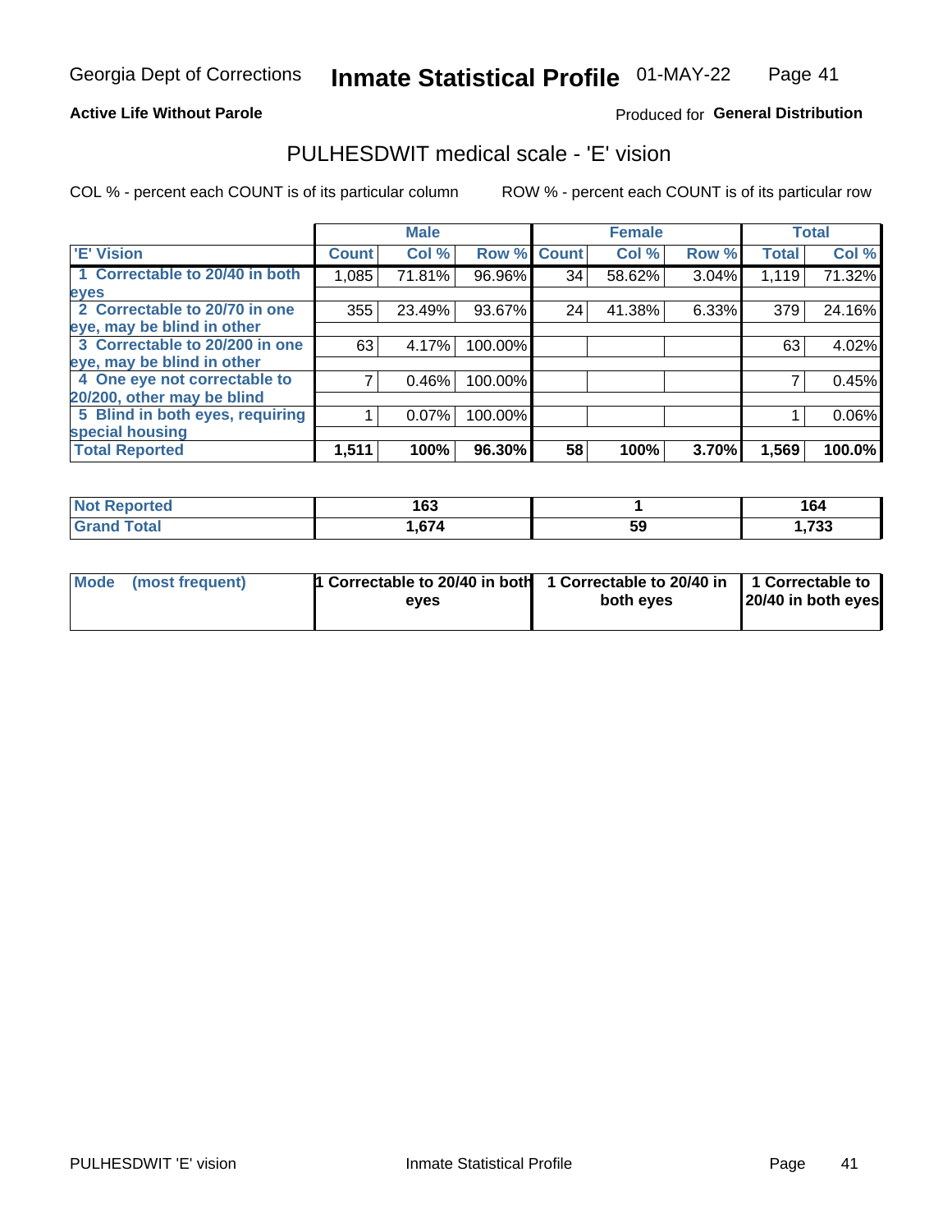Georgia Dept of Corrections **Inmate Statistical Profile** 01-MAY-22

**Active Life Without Parole**

Produced for **General Distribution**

## PULHESDWIT medical scale - 'E' vision

COL % - percent each COUNT is of its particular column

ROW % - percent each COUNT is of its particular row

| | Male | | | Female | | | Total | |
|---|---|---|---|---|---|---|---|---|
| 'E' Vision | Count | Col % | Row % | Count | Col % | Row % | Total | Col % |
| 1 Correctable to 20/40 in both eyes | 1,085 | 71.81% | 96.96% | 34 | 58.62% | 3.04% | 1,119 | 71.32% |
| 2 Correctable to 20/70 in one eye, may be blind in other | 355 | 23.49% | 93.67% | 24 | 41.38% | 6.33% | 379 | 24.16% |
| 3 Correctable to 20/200 in one eye, may be blind in other | 63 | 4.17% | 100.00% | | | | 63 | 4.02% |
| 4 One eye not correctable to 20/200, other may be blind | 7 | 0.46% | 100.00% | | | | 7 | 0.45% |
| 5 Blind in both eyes, requiring special housing | 1 | 0.07% | 100.00% | | | | 1 | 0.06% |
| **Total Reported** | **1,511** | **100%** | **96.30%** | **58** | **100%** | **3.70%** | **1,569** | **100.0%** |

| | Male | Female | Total |
|---|---|---|---|
| **Not Reported** | **163** | **1** | **164** |
| **Grand Total** | **1,674** | **59** | **1,733** |

| | Male | Female | Total |
|---|---|---|---|
| **Mode (most frequent)** | **1 Correctable to 20/40 in both eyes** | **1 Correctable to 20/40 in both eyes** | **1 Correctable to 20/40 in both eyes** |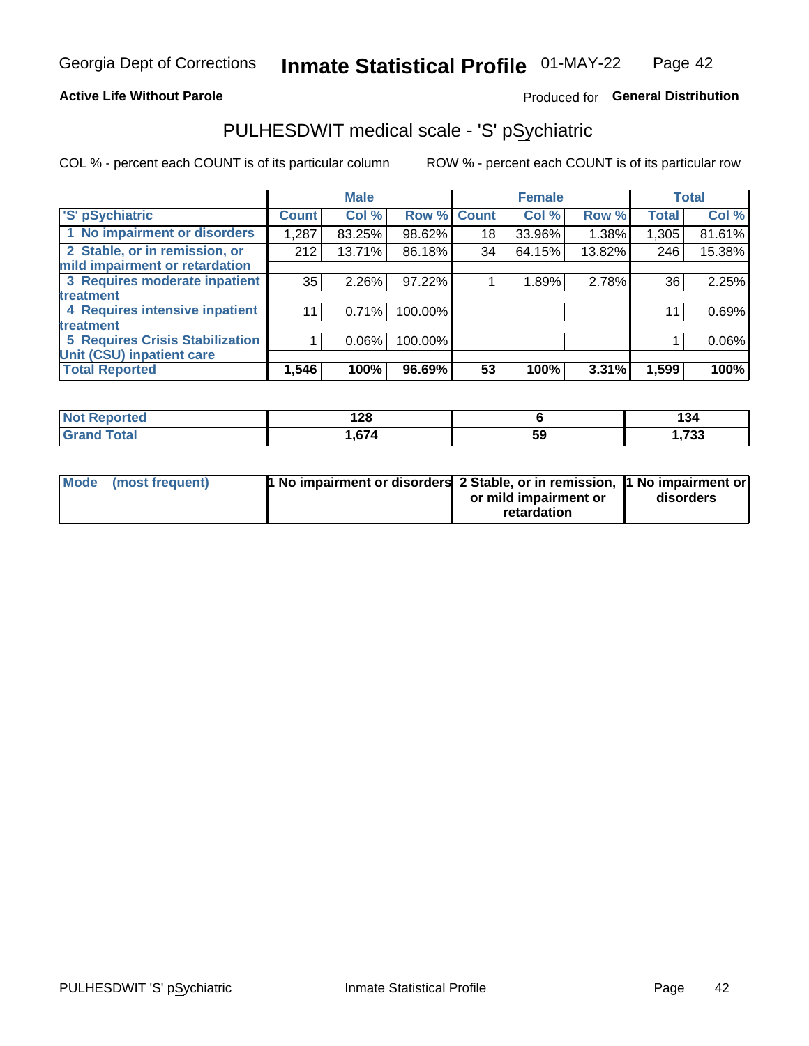**Active Life Without Parole**

Produced for **General Distribution**

# PULHESDWIT medical scale - 'S' pSychiatric

COL % - percent each COUNT is of its particular column

ROW % - percent each COUNT is of its particular row

| | Male | | | Female | | | Total | |
|---|---|---|---|---|---|---|---|---|
| 'S' pSychiatric | Count | Col % | Row % | Count | Col % | Row % | Total | Col % |
| 1 No impairment or disorders | 1,287 | 83.25% | 98.62% | 18 | 33.96% | 1.38% | 1,305 | 81.61% |
| 2 Stable, or in remission, or mild impairment or retardation | 212 | 13.71% | 86.18% | 34 | 64.15% | 13.82% | 246 | 15.38% |
| 3 Requires moderate inpatient treatment | 35 | 2.26% | 97.22% | 1 | 1.89% | 2.78% | 36 | 2.25% |
| 4 Requires intensive inpatient treatment | 11 | 0.71% | 100.00% | | | | 11 | 0.69% |
| 5 Requires Crisis Stabilization Unit (CSU) inpatient care | 1 | 0.06% | 100.00% | | | | 1 | 0.06% |
| **Total Reported** | **1,546** | **100%** | **96.69%** | **53** | **100%** | **3.31%** | **1,599** | **100%** |

| | Male | Female | Total |
|---|---|---|---|
| Not Reported | 128 | 6 | 134 |
| Grand Total | 1,674 | 59 | 1,733 |

| | Male | Female | Total |
|---|---|---|---|
| Mode (most frequent) | 1 No impairment or disorders | 2 Stable, or in remission, or mild impairment or retardation | 1 No impairment or disorders |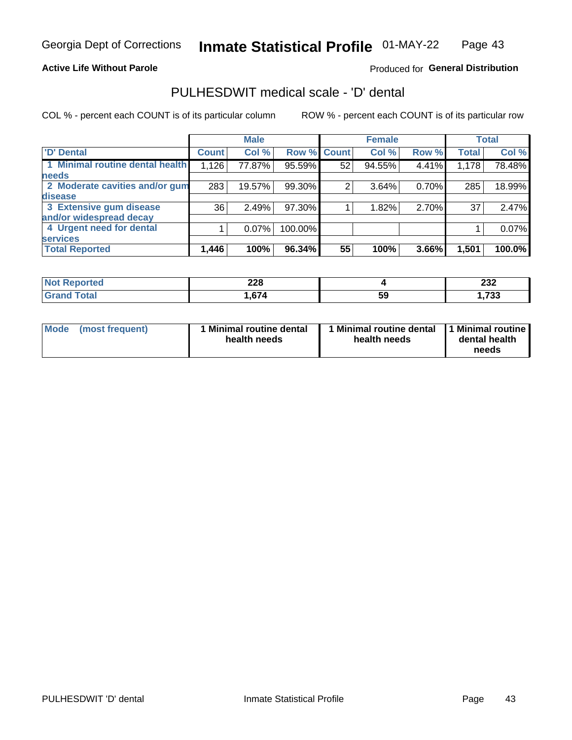Georgia Dept of Corrections **Inmate Statistical Profile** 01-MAY-22

**Active Life Without Parole**

Produced for **General Distribution**

# PULHESDWIT medical scale - 'D' dental

COL % - percent each COUNT is of its particular column

ROW % - percent each COUNT is of its particular row

| | Male | | | Female | | | Total | |
|---|---|---|---|---|---|---|---|---|
| 'D' Dental | Count | Col % | Row % | Count | Col % | Row % | Total | Col % |
| 1 Minimal routine dental health needs | 1,126 | 77.87% | 95.59% | 52 | 94.55% | 4.41% | 1,178 | 78.48% |
| 2 Moderate cavities and/or gum disease | 283 | 19.57% | 99.30% | 2 | 3.64% | 0.70% | 285 | 18.99% |
| 3 Extensive gum disease and/or widespread decay | 36 | 2.49% | 97.30% | 1 | 1.82% | 2.70% | 37 | 2.47% |
| 4 Urgent need for dental services | 1 | 0.07% | 100.00% | | | | 1 | 0.07% |
| **Total Reported** | **1,446** | **100%** | **96.34%** | **55** | **100%** | **3.66%** | **1,501** | **100.0%** |

| | Male | Female | Total |
|---|---|---|---|
| **Not Reported** | **228** | **4** | **232** |
| **Grand Total** | **1,674** | **59** | **1,733** |

| | Male | Female | Total |
|---|---|---|---|
| **Mode (most frequent)** | **1 Minimal routine dental health needs** | **1 Minimal routine dental health needs** | **1 Minimal routine dental health needs** |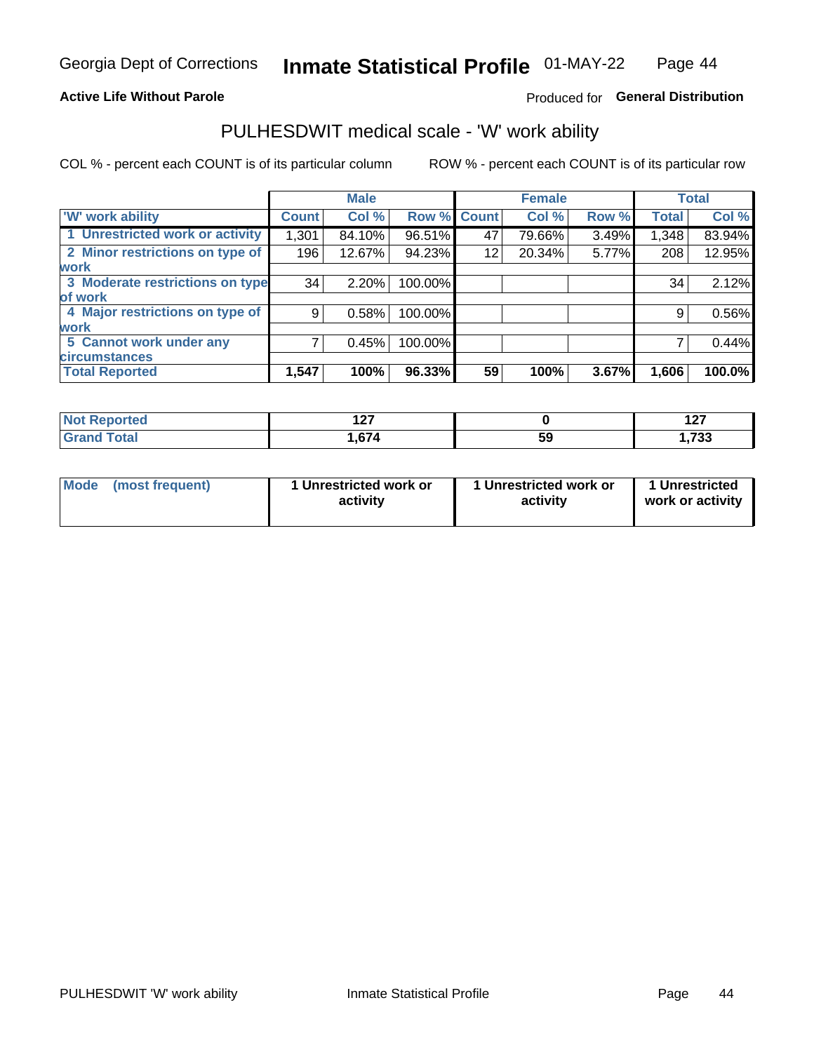Georgia Dept of Corrections **Inmate Statistical Profile** 01-MAY-22

**Active Life Without Parole**

Produced for **General Distribution**

## PULHESDWIT medical scale - 'W' work ability

COL % - percent each COUNT is of its particular column

ROW % - percent each COUNT is of its particular row

| | Male | | | Female | | | Total | |
|---|---|---|---|---|---|---|---|---|
| 'W' work ability | Count | Col % | Row % | Count | Col % | Row % | Total | Col % |
| 1 Unrestricted work or activity | 1,301 | 84.10% | 96.51% | 47 | 79.66% | 3.49% | 1,348 | 83.94% |
| 2 Minor restrictions on type of work | 196 | 12.67% | 94.23% | 12 | 20.34% | 5.77% | 208 | 12.95% |
| 3 Moderate restrictions on type of work | 34 | 2.20% | 100.00% | | | | 34 | 2.12% |
| 4 Major restrictions on type of work | 9 | 0.58% | 100.00% | | | | 9 | 0.56% |
| 5 Cannot work under any circumstances | 7 | 0.45% | 100.00% | | | | 7 | 0.44% |
| **Total Reported** | **1,547** | **100%** | **96.33%** | **59** | **100%** | **3.67%** | **1,606** | **100.0%** |

| | Male | Female | Total |
|---|---|---|---|
| Not Reported | 127 | 0 | 127 |
| Grand Total | 1,674 | 59 | 1,733 |

| | Male | Female | Total |
|---|---|---|---|
| Mode (most frequent) | 1 Unrestricted work or activity | 1 Unrestricted work or activity | 1 Unrestricted work or activity |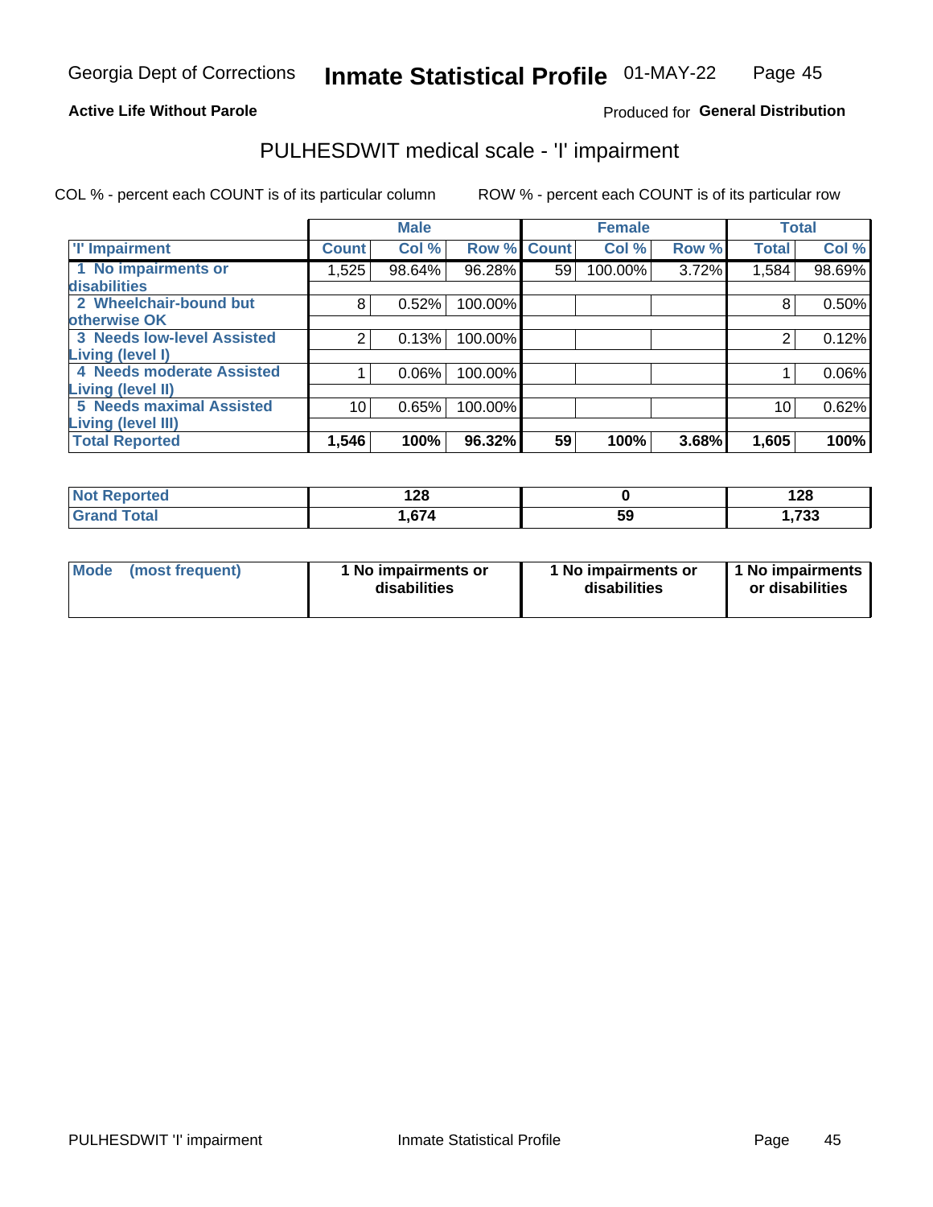Georgia Dept of Corrections **Inmate Statistical Profile** 01-MAY-22

**Active Life Without Parole**

Produced for **General Distribution**

## PULHESDWIT medical scale - 'I' impairment

COL % - percent each COUNT is of its particular column ROW % - percent each COUNT is of its particular row

| | Male | | | Female | | | Total | |
|---|---|---|---|---|---|---|---|---|
| 'I' Impairment | Count | Col % | Row % | Count | Col % | Row % | Total | Col % |
| 1 No impairments or disabilities | 1,525 | 98.64% | 96.28% | 59 | 100.00% | 3.72% | 1,584 | 98.69% |
| 2 Wheelchair-bound but otherwise OK | 8 | 0.52% | 100.00% | | | | 8 | 0.50% |
| 3 Needs low-level Assisted Living (level I) | 2 | 0.13% | 100.00% | | | | 2 | 0.12% |
| 4 Needs moderate Assisted Living (level II) | 1 | 0.06% | 100.00% | | | | 1 | 0.06% |
| 5 Needs maximal Assisted Living (level III) | 10 | 0.65% | 100.00% | | | | 10 | 0.62% |
| **Total Reported** | **1,546** | **100%** | **96.32%** | **59** | **100%** | **3.68%** | **1,605** | **100%** |

| | Male | Female | Total |
|---|---|---|---|
| Not Reported | 128 | 0 | 128 |
| Grand Total | 1,674 | 59 | 1,733 |

| | Male | Female | Total |
|---|---|---|---|
| Mode (most frequent) | 1 No impairments or disabilities | 1 No impairments or disabilities | 1 No impairments or disabilities |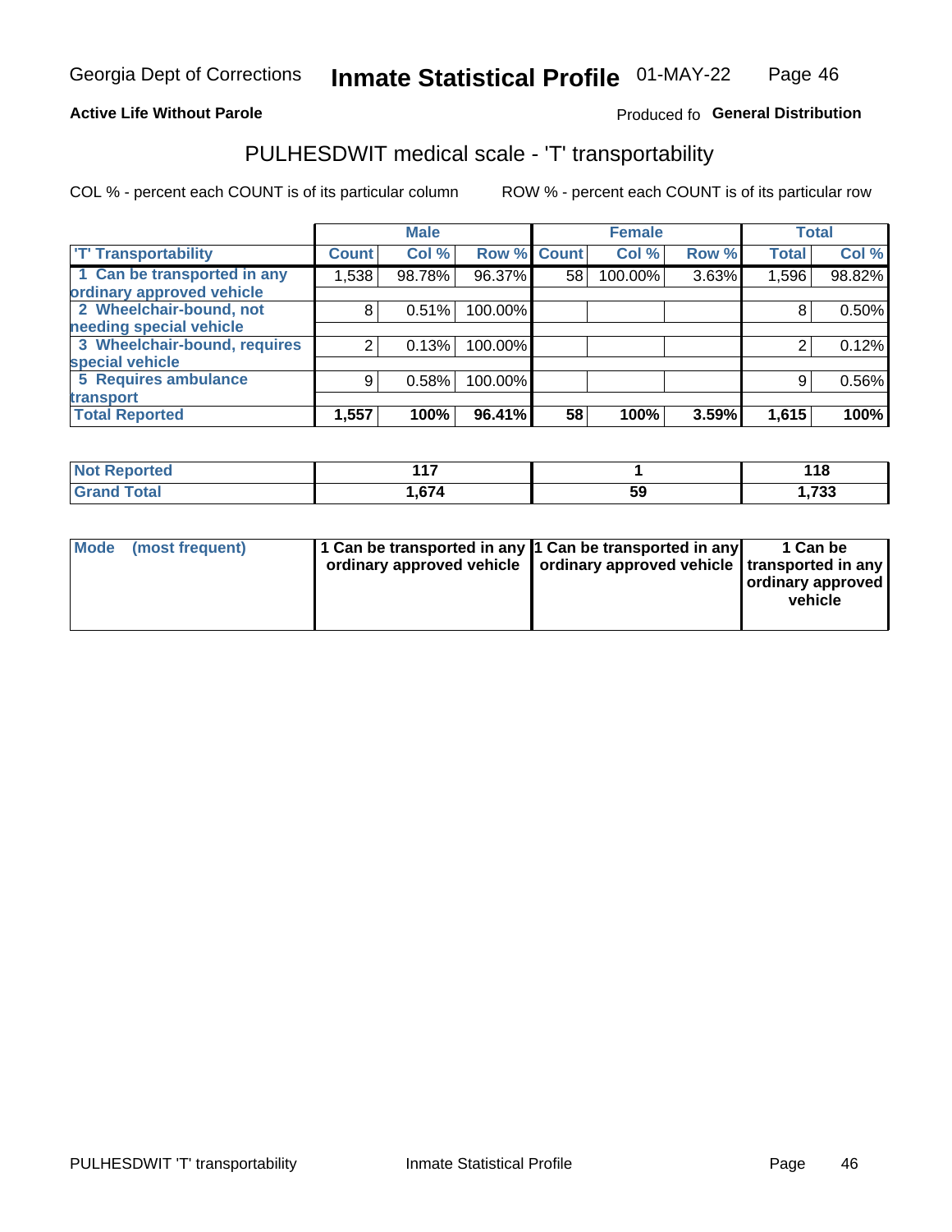Georgia Dept of Corrections **Inmate Statistical Profile** 01-MAY-22

**Active Life Without Parole**

Produced fo **General Distribution**

## PULHESDWIT medical scale - 'T' transportability

COL % - percent each COUNT is of its particular column ROW % - percent each COUNT is of its particular row

| | Male | | | Female | | | Total | |
|---|---|---|---|---|---|---|---|---|
| 'T' Transportability | Count | Col % | Row % | Count | Col % | Row % | Total | Col % |
| 1 Can be transported in any ordinary approved vehicle | 1,538 | 98.78% | 96.37% | 58 | 100.00% | 3.63% | 1,596 | 98.82% |
| 2 Wheelchair-bound, not needing special vehicle | 8 | 0.51% | 100.00% | | | | 8 | 0.50% |
| 3 Wheelchair-bound, requires special vehicle | 2 | 0.13% | 100.00% | | | | 2 | 0.12% |
| 5 Requires ambulance transport | 9 | 0.58% | 100.00% | | | | 9 | 0.56% |
| **Total Reported** | **1,557** | **100%** | **96.41%** | **58** | **100%** | **3.59%** | **1,615** | **100%** |

| | Male | Female | Total |
|---|---|---|---|
| **Not Reported** | **117** | **1** | **118** |
| **Grand Total** | **1,674** | **59** | **1,733** |

| | Male | Female | Total |
|---|---|---|---|
| **Mode (most frequent)** | **1 Can be transported in any ordinary approved vehicle** | **1 Can be transported in any ordinary approved vehicle** | **1 Can be transported in any ordinary approved vehicle** |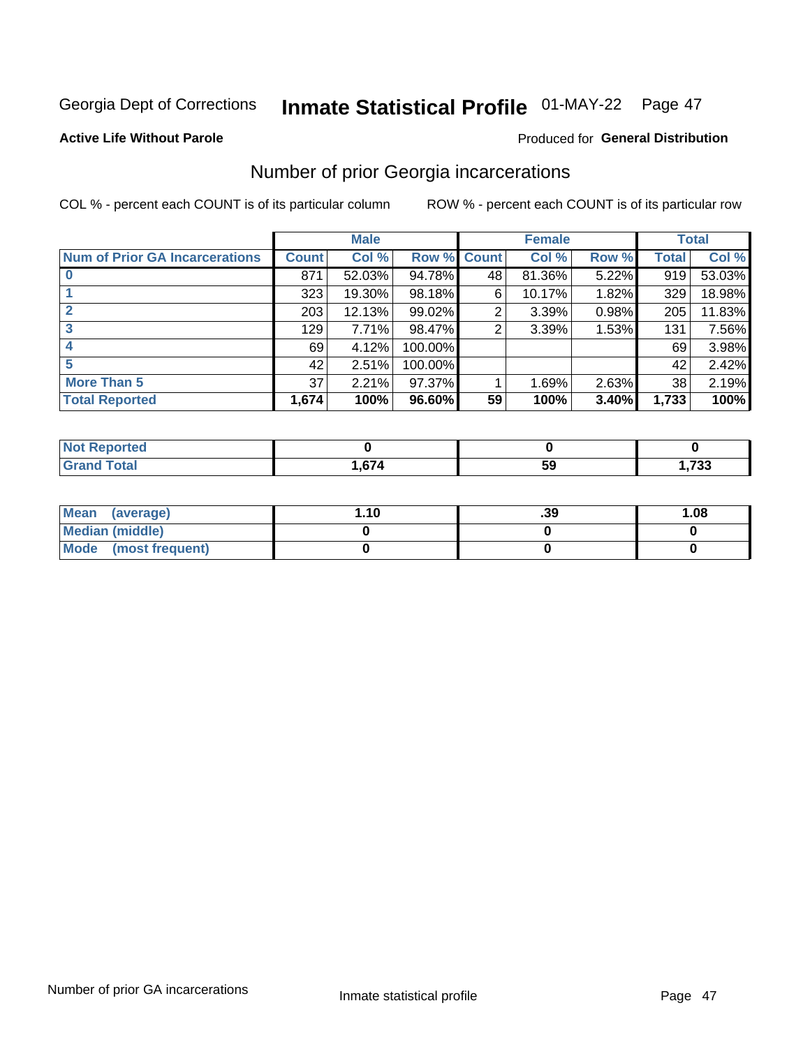Georgia Dept of Corrections **Inmate Statistical Profile** 01-MAY-22

**Active Life Without Parole**

Produced for **General Distribution**

## Number of prior Georgia incarcerations

COL % - percent each COUNT is of its particular column

ROW % - percent each COUNT is of its particular row

| | Male | | | Female | | | Total | |
|---|---|---|---|---|---|---|---|---|
| **Num of Prior GA Incarcerations** | **Count** | **Col %** | **Row %** | **Count** | **Col %** | **Row %** | **Total** | **Col %** |
| **0** | 871 | 52.03% | 94.78% | 48 | 81.36% | 5.22% | 919 | 53.03% |
| **1** | 323 | 19.30% | 98.18% | 6 | 10.17% | 1.82% | 329 | 18.98% |
| **2** | 203 | 12.13% | 99.02% | 2 | 3.39% | 0.98% | 205 | 11.83% |
| **3** | 129 | 7.71% | 98.47% | 2 | 3.39% | 1.53% | 131 | 7.56% |
| **4** | 69 | 4.12% | 100.00% | | | | 69 | 3.98% |
| **5** | 42 | 2.51% | 100.00% | | | | 42 | 2.42% |
| **More Than 5** | 37 | 2.21% | 97.37% | 1 | 1.69% | 2.63% | 38 | 2.19% |
| **Total Reported** | **1,674** | **100%** | **96.60%** | **59** | **100%** | **3.40%** | **1,733** | **100%** |

| | Male | Female | Total |
|---|---|---|---|
| **Not Reported** | **0** | **0** | **0** |
| **Grand Total** | **1,674** | **59** | **1,733** |

| | Male | Female | Total |
|---|---|---|---|
| **Mean (average)** | **1.10** | **.39** | **1.08** |
| **Median (middle)** | **0** | **0** | **0** |
| **Mode (most frequent)** | **0** | **0** | **0** |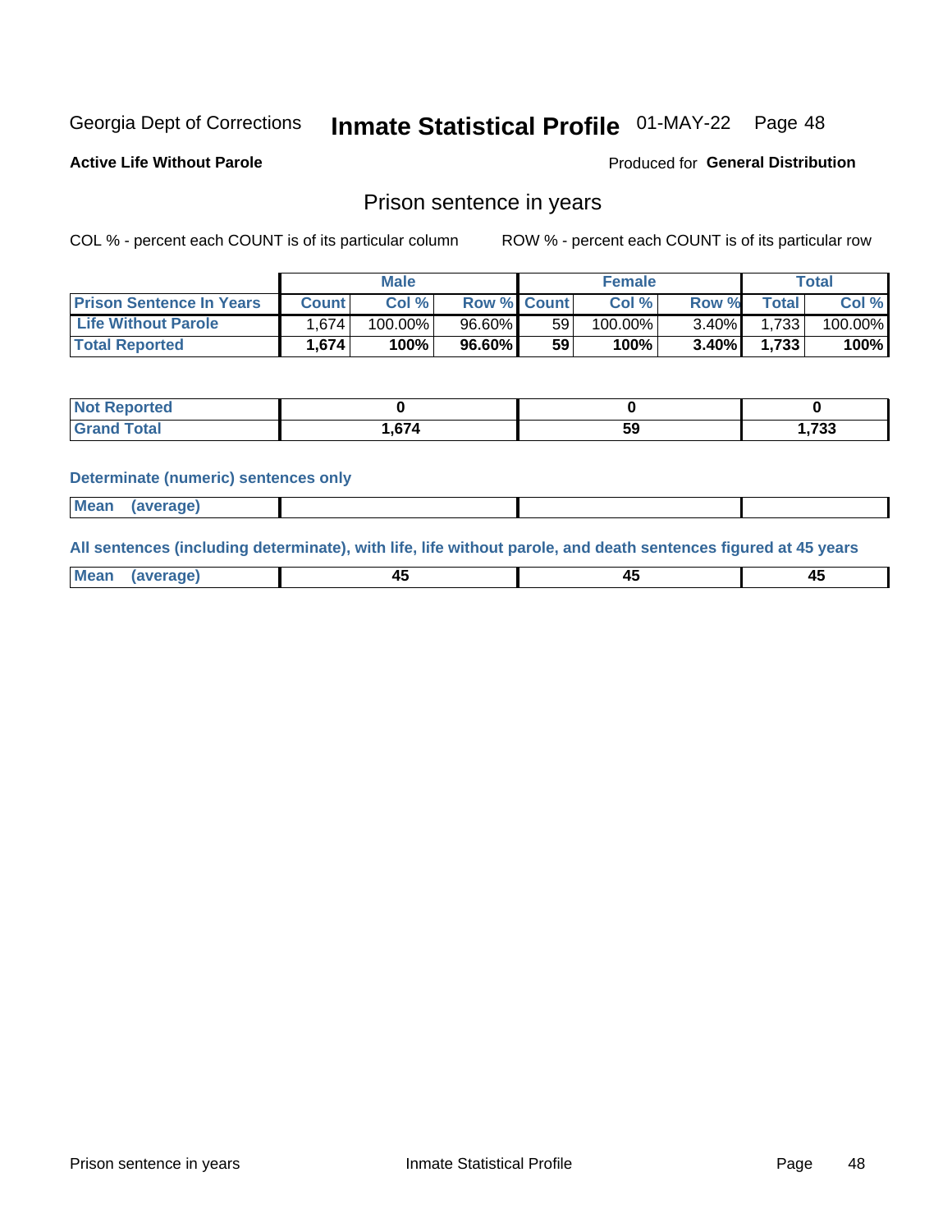Georgia Dept of Corrections **Inmate Statistical Profile** 01-MAY-22

**Active Life Without Parole**

Produced for **General Distribution**

## Prison sentence in years

COL % - percent each COUNT is of its particular column ROW % - percent each COUNT is of its particular row

| | Male | | | Female | | | Total | |
|---|---|---|---|---|---|---|---|---|
| **Prison Sentence In Years** | **Count** | **Col %** | **Row %** | **Count** | **Col %** | **Row %** | **Total** | **Col %** |
| **Life Without Parole** | 1,674 | 100.00% | 96.60% | 59 | 100.00% | 3.40% | 1,733 | 100.00% |
| **Total Reported** | **1,674** | **100%** | **96.60%** | **59** | **100%** | **3.40%** | **1,733** | **100%** |

| | Male | Female | Total |
|---|---|---|---|
| **Not Reported** | **0** | **0** | **0** |
| **Grand Total** | **1,674** | **59** | **1,733** |

**Determinate (numeric) sentences only**

| | Male | Female | Total |
|---|---|---|---|
| **Mean (average)** | | | |

**All sentences (including determinate), with life, life without parole, and death sentences figured at 45 years**

| | Male | Female | Total |
|---|---|---|---|
| **Mean (average)** | **45** | **45** | **45** |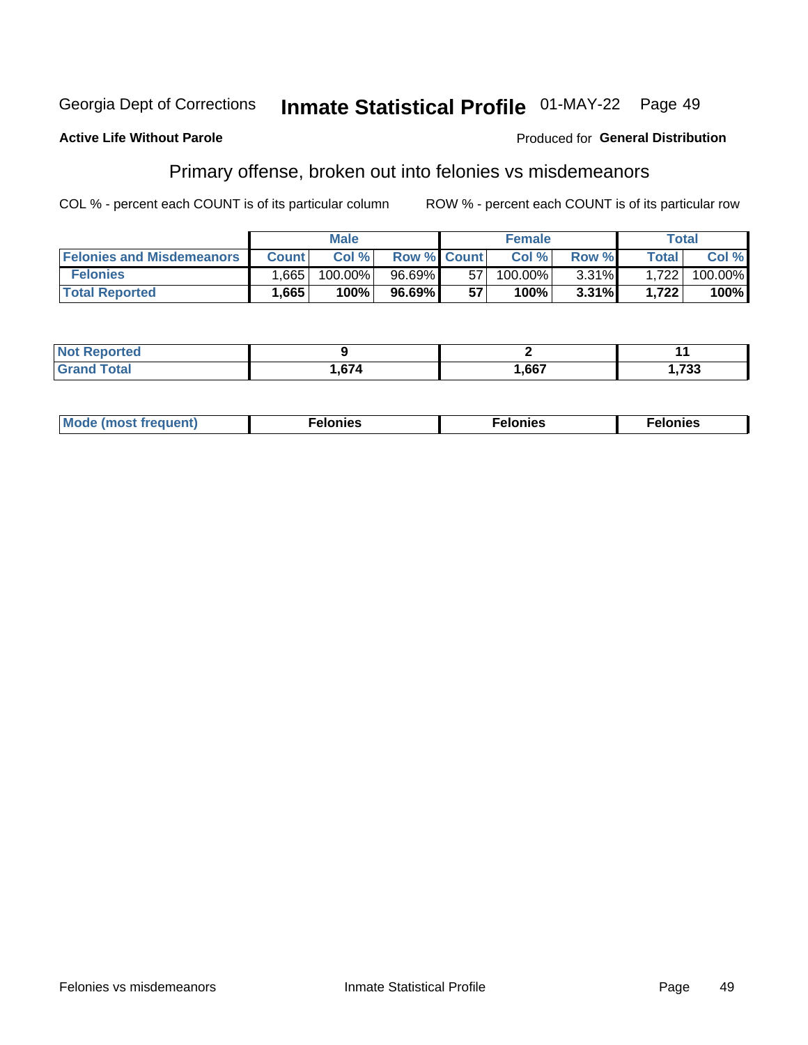Georgia Dept of Corrections **Inmate Statistical Profile** 01-MAY-22

**Active Life Without Parole**

Produced for **General Distribution**

## Primary offense, broken out into felonies vs misdemeanors

COL % - percent each COUNT is of its particular column ROW % - percent each COUNT is of its particular row

| | Male | | | Female | | | Total | |
|---|---|---|---|---|---|---|---|---|
| Felonies and Misdemeanors | Count | Col % | Row % | Count | Col % | Row % | Total | Col % |
| Felonies | 1,665 | 100.00% | 96.69% | 57 | 100.00% | 3.31% | 1,722 | 100.00% |
| **Total Reported** | **1,665** | **100%** | **96.69%** | **57** | **100%** | **3.31%** | **1,722** | **100%** |

| | Male | Female | Total |
|---|---|---|---|
| Not Reported | 9 | 2 | 11 |
| Grand Total | 1,674 | 1,667 | 1,733 |

| | Male | Female | Total |
|---|---|---|---|
| Mode (most frequent) | Felonies | Felonies | Felonies |

Felonies vs misdemeanors Inmate Statistical Profile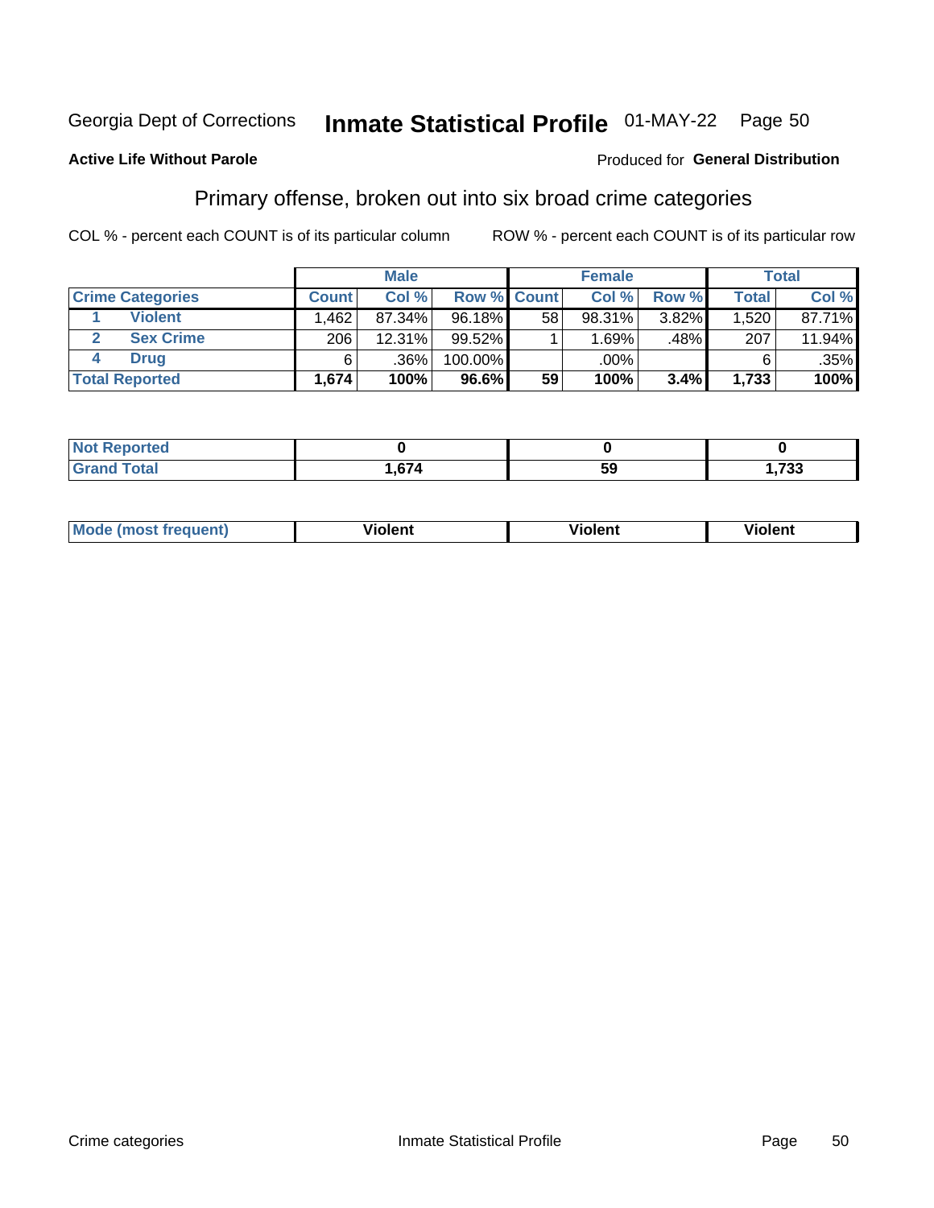Georgia Dept of Corrections **Inmate Statistical Profile** 01-MAY-22

**Active Life Without Parole**

Produced for **General Distribution**

## Primary offense, broken out into six broad crime categories

COL % - percent each COUNT is of its particular column    ROW % - percent each COUNT is of its particular row

| | | Male | | | Female | | | Total | |
|---|---|---|---|---|---|---|---|---|---|
| **Crime Categories** | | **Count** | **Col %** | **Row %** | **Count** | **Col %** | **Row %** | **Total** | **Col %** |
| 1 | **Violent** | 1,462 | 87.34% | 96.18% | 58 | 98.31% | 3.82% | 1,520 | 87.71% |
| 2 | **Sex Crime** | 206 | 12.31% | 99.52% | 1 | 1.69% | .48% | 207 | 11.94% |
| 4 | **Drug** | 6 | .36% | 100.00% | | .00% | | 6 | .35% |
| **Total Reported** | | **1,674** | **100%** | **96.6%** | **59** | **100%** | **3.4%** | **1,733** | **100%** |

| | Male | Female | Total |
|---|---|---|---|
| **Not Reported** | **0** | **0** | **0** |
| **Grand Total** | **1,674** | **59** | **1,733** |

| | Male | Female | Total |
|---|---|---|---|
| **Mode (most frequent)** | **Violent** | **Violent** | **Violent** |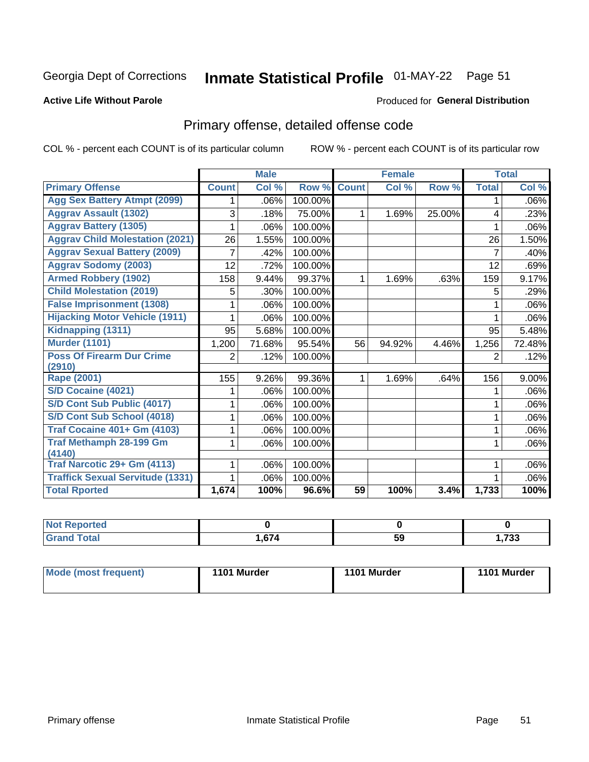Georgia Dept of Corrections **Inmate Statistical Profile** 01-MAY-22

**Active Life Without Parole**

Produced for **General Distribution**

## Primary offense, detailed offense code

COL % - percent each COUNT is of its particular column ROW % - percent each COUNT is of its particular row

| | Male | | | Female | | | Total | |
|---|---|---|---|---|---|---|---|---|
| Primary Offense | Count | Col % | Row % | Count | Col % | Row % | Total | Col % |
| Agg Sex Battery Atmpt (2099) | 1 | .06% | 100.00% | | | | 1 | .06% |
| Aggrav Assault (1302) | 3 | .18% | 75.00% | 1 | 1.69% | 25.00% | 4 | .23% |
| Aggrav Battery (1305) | 1 | .06% | 100.00% | | | | 1 | .06% |
| Aggrav Child Molestation (2021) | 26 | 1.55% | 100.00% | | | | 26 | 1.50% |
| Aggrav Sexual Battery (2009) | 7 | .42% | 100.00% | | | | 7 | .40% |
| Aggrav Sodomy (2003) | 12 | .72% | 100.00% | | | | 12 | .69% |
| Armed Robbery (1902) | 158 | 9.44% | 99.37% | 1 | 1.69% | .63% | 159 | 9.17% |
| Child Molestation (2019) | 5 | .30% | 100.00% | | | | 5 | .29% |
| False Imprisonment (1308) | 1 | .06% | 100.00% | | | | 1 | .06% |
| Hijacking Motor Vehicle (1911) | 1 | .06% | 100.00% | | | | 1 | .06% |
| Kidnapping (1311) | 95 | 5.68% | 100.00% | | | | 95 | 5.48% |
| Murder (1101) | 1,200 | 71.68% | 95.54% | 56 | 94.92% | 4.46% | 1,256 | 72.48% |
| Poss Of Firearm Dur Crime (2910) | 2 | .12% | 100.00% | | | | 2 | .12% |
| Rape (2001) | 155 | 9.26% | 99.36% | 1 | 1.69% | .64% | 156 | 9.00% |
| S/D Cocaine (4021) | 1 | .06% | 100.00% | | | | 1 | .06% |
| S/D Cont Sub Public (4017) | 1 | .06% | 100.00% | | | | 1 | .06% |
| S/D Cont Sub School (4018) | 1 | .06% | 100.00% | | | | 1 | .06% |
| Traf Cocaine 401+ Gm (4103) | 1 | .06% | 100.00% | | | | 1 | .06% |
| Traf Methamph 28-199 Gm (4140) | 1 | .06% | 100.00% | | | | 1 | .06% |
| Traf Narcotic 29+ Gm (4113) | 1 | .06% | 100.00% | | | | 1 | .06% |
| Traffick Sexual Servitude (1331) | 1 | .06% | 100.00% | | | | 1 | .06% |
| **Total Rported** | **1,674** | **100%** | **96.6%** | **59** | **100%** | **3.4%** | **1,733** | **100%** |

| | Male | Female | Total |
|---|---|---|---|
| Not Reported | **0** | **0** | **0** |
| Grand Total | **1,674** | **59** | **1,733** |

| | Male | Female | Total |
|---|---|---|---|
| Mode (most frequent) | **1101 Murder** | **1101 Murder** | **1101 Murder** |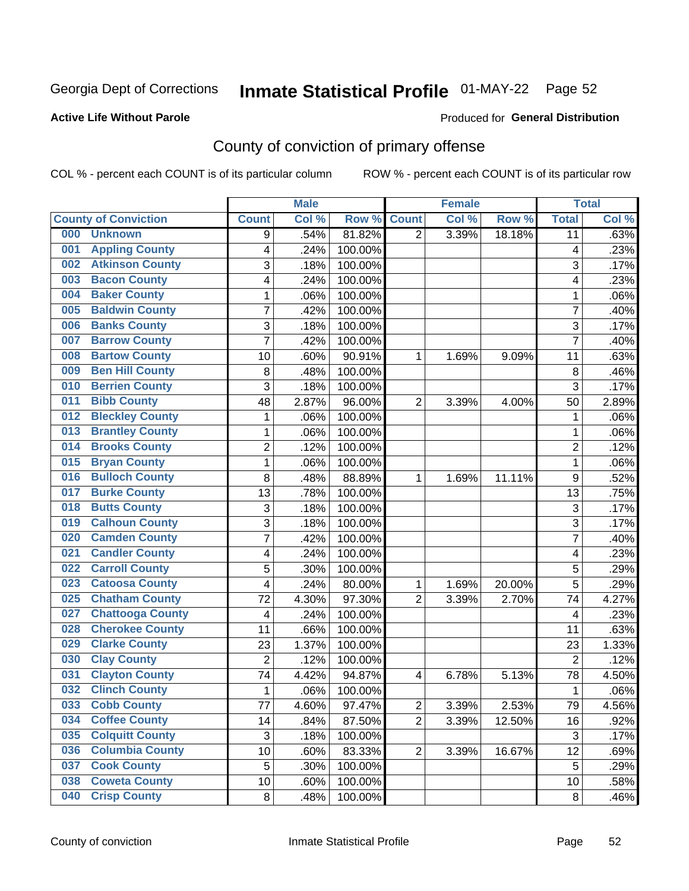Georgia Dept of Corrections **Inmate Statistical Profile** 01-MAY-22 Page 52

**Active Life Without Parole**

Produced for **General Distribution**

## County of conviction of primary offense

COL % - percent each COUNT is of its particular column ROW % - percent each COUNT is of its particular row

| County of Conviction | Male | | | Female | | | Total | |
|---|---|---|---|---|---|---|---|---|
| | Count | Col % | Row % | Count | Col % | Row % | Total | Col % |
| 000 Unknown | 9 | .54% | 81.82% | 2 | 3.39% | 18.18% | 11 | .63% |
| 001 Appling County | 4 | .24% | 100.00% | | | | 4 | .23% |
| 002 Atkinson County | 3 | .18% | 100.00% | | | | 3 | .17% |
| 003 Bacon County | 4 | .24% | 100.00% | | | | 4 | .23% |
| 004 Baker County | 1 | .06% | 100.00% | | | | 1 | .06% |
| 005 Baldwin County | 7 | .42% | 100.00% | | | | 7 | .40% |
| 006 Banks County | 3 | .18% | 100.00% | | | | 3 | .17% |
| 007 Barrow County | 7 | .42% | 100.00% | | | | 7 | .40% |
| 008 Bartow County | 10 | .60% | 90.91% | 1 | 1.69% | 9.09% | 11 | .63% |
| 009 Ben Hill County | 8 | .48% | 100.00% | | | | 8 | .46% |
| 010 Berrien County | 3 | .18% | 100.00% | | | | 3 | .17% |
| 011 Bibb County | 48 | 2.87% | 96.00% | 2 | 3.39% | 4.00% | 50 | 2.89% |
| 012 Bleckley County | 1 | .06% | 100.00% | | | | 1 | .06% |
| 013 Brantley County | 1 | .06% | 100.00% | | | | 1 | .06% |
| 014 Brooks County | 2 | .12% | 100.00% | | | | 2 | .12% |
| 015 Bryan County | 1 | .06% | 100.00% | | | | 1 | .06% |
| 016 Bulloch County | 8 | .48% | 88.89% | 1 | 1.69% | 11.11% | 9 | .52% |
| 017 Burke County | 13 | .78% | 100.00% | | | | 13 | .75% |
| 018 Butts County | 3 | .18% | 100.00% | | | | 3 | .17% |
| 019 Calhoun County | 3 | .18% | 100.00% | | | | 3 | .17% |
| 020 Camden County | 7 | .42% | 100.00% | | | | 7 | .40% |
| 021 Candler County | 4 | .24% | 100.00% | | | | 4 | .23% |
| 022 Carroll County | 5 | .30% | 100.00% | | | | 5 | .29% |
| 023 Catoosa County | 4 | .24% | 80.00% | 1 | 1.69% | 20.00% | 5 | .29% |
| 025 Chatham County | 72 | 4.30% | 97.30% | 2 | 3.39% | 2.70% | 74 | 4.27% |
| 027 Chattooga County | 4 | .24% | 100.00% | | | | 4 | .23% |
| 028 Cherokee County | 11 | .66% | 100.00% | | | | 11 | .63% |
| 029 Clarke County | 23 | 1.37% | 100.00% | | | | 23 | 1.33% |
| 030 Clay County | 2 | .12% | 100.00% | | | | 2 | .12% |
| 031 Clayton County | 74 | 4.42% | 94.87% | 4 | 6.78% | 5.13% | 78 | 4.50% |
| 032 Clinch County | 1 | .06% | 100.00% | | | | 1 | .06% |
| 033 Cobb County | 77 | 4.60% | 97.47% | 2 | 3.39% | 2.53% | 79 | 4.56% |
| 034 Coffee County | 14 | .84% | 87.50% | 2 | 3.39% | 12.50% | 16 | .92% |
| 035 Colquitt County | 3 | .18% | 100.00% | | | | 3 | .17% |
| 036 Columbia County | 10 | .60% | 83.33% | 2 | 3.39% | 16.67% | 12 | .69% |
| 037 Cook County | 5 | .30% | 100.00% | | | | 5 | .29% |
| 038 Coweta County | 10 | .60% | 100.00% | | | | 10 | .58% |
| 040 Crisp County | 8 | .48% | 100.00% | | | | 8 | .46% |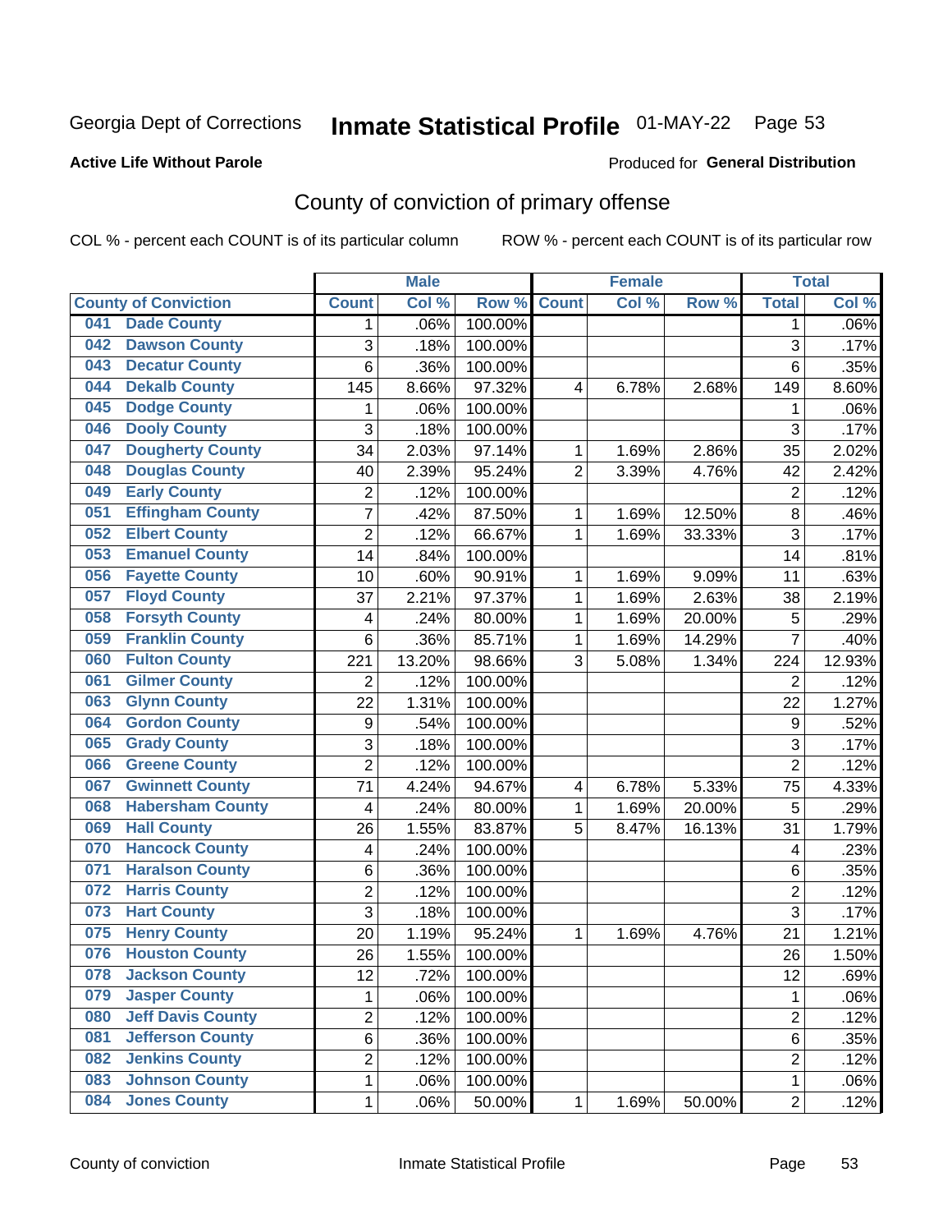Georgia Dept of Corrections **Inmate Statistical Profile** 01-MAY-22 Page 53

**Active Life Without Parole**

Produced for **General Distribution**

# County of conviction of primary offense

COL % - percent each COUNT is of its particular column ROW % - percent each COUNT is of its particular row

| | | Male | | | Female | | | Total | |
|---|---|---|---|---|---|---|---|---|---|
| County of Conviction | | Count | Col % | Row % | Count | Col % | Row % | Total | Col % |
| 041 | Dade County | 1 | .06% | 100.00% | | | | 1 | .06% |
| 042 | Dawson County | 3 | .18% | 100.00% | | | | 3 | .17% |
| 043 | Decatur County | 6 | .36% | 100.00% | | | | 6 | .35% |
| 044 | Dekalb County | 145 | 8.66% | 97.32% | 4 | 6.78% | 2.68% | 149 | 8.60% |
| 045 | Dodge County | 1 | .06% | 100.00% | | | | 1 | .06% |
| 046 | Dooly County | 3 | .18% | 100.00% | | | | 3 | .17% |
| 047 | Dougherty County | 34 | 2.03% | 97.14% | 1 | 1.69% | 2.86% | 35 | 2.02% |
| 048 | Douglas County | 40 | 2.39% | 95.24% | 2 | 3.39% | 4.76% | 42 | 2.42% |
| 049 | Early County | 2 | .12% | 100.00% | | | | 2 | .12% |
| 051 | Effingham County | 7 | .42% | 87.50% | 1 | 1.69% | 12.50% | 8 | .46% |
| 052 | Elbert County | 2 | .12% | 66.67% | 1 | 1.69% | 33.33% | 3 | .17% |
| 053 | Emanuel County | 14 | .84% | 100.00% | | | | 14 | .81% |
| 056 | Fayette County | 10 | .60% | 90.91% | 1 | 1.69% | 9.09% | 11 | .63% |
| 057 | Floyd County | 37 | 2.21% | 97.37% | 1 | 1.69% | 2.63% | 38 | 2.19% |
| 058 | Forsyth County | 4 | .24% | 80.00% | 1 | 1.69% | 20.00% | 5 | .29% |
| 059 | Franklin County | 6 | .36% | 85.71% | 1 | 1.69% | 14.29% | 7 | .40% |
| 060 | Fulton County | 221 | 13.20% | 98.66% | 3 | 5.08% | 1.34% | 224 | 12.93% |
| 061 | Gilmer County | 2 | .12% | 100.00% | | | | 2 | .12% |
| 063 | Glynn County | 22 | 1.31% | 100.00% | | | | 22 | 1.27% |
| 064 | Gordon County | 9 | .54% | 100.00% | | | | 9 | .52% |
| 065 | Grady County | 3 | .18% | 100.00% | | | | 3 | .17% |
| 066 | Greene County | 2 | .12% | 100.00% | | | | 2 | .12% |
| 067 | Gwinnett County | 71 | 4.24% | 94.67% | 4 | 6.78% | 5.33% | 75 | 4.33% |
| 068 | Habersham County | 4 | .24% | 80.00% | 1 | 1.69% | 20.00% | 5 | .29% |
| 069 | Hall County | 26 | 1.55% | 83.87% | 5 | 8.47% | 16.13% | 31 | 1.79% |
| 070 | Hancock County | 4 | .24% | 100.00% | | | | 4 | .23% |
| 071 | Haralson County | 6 | .36% | 100.00% | | | | 6 | .35% |
| 072 | Harris County | 2 | .12% | 100.00% | | | | 2 | .12% |
| 073 | Hart County | 3 | .18% | 100.00% | | | | 3 | .17% |
| 075 | Henry County | 20 | 1.19% | 95.24% | 1 | 1.69% | 4.76% | 21 | 1.21% |
| 076 | Houston County | 26 | 1.55% | 100.00% | | | | 26 | 1.50% |
| 078 | Jackson County | 12 | .72% | 100.00% | | | | 12 | .69% |
| 079 | Jasper County | 1 | .06% | 100.00% | | | | 1 | .06% |
| 080 | Jeff Davis County | 2 | .12% | 100.00% | | | | 2 | .12% |
| 081 | Jefferson County | 6 | .36% | 100.00% | | | | 6 | .35% |
| 082 | Jenkins County | 2 | .12% | 100.00% | | | | 2 | .12% |
| 083 | Johnson County | 1 | .06% | 100.00% | | | | 1 | .06% |
| 084 | Jones County | 1 | .06% | 50.00% | 1 | 1.69% | 50.00% | 2 | .12% |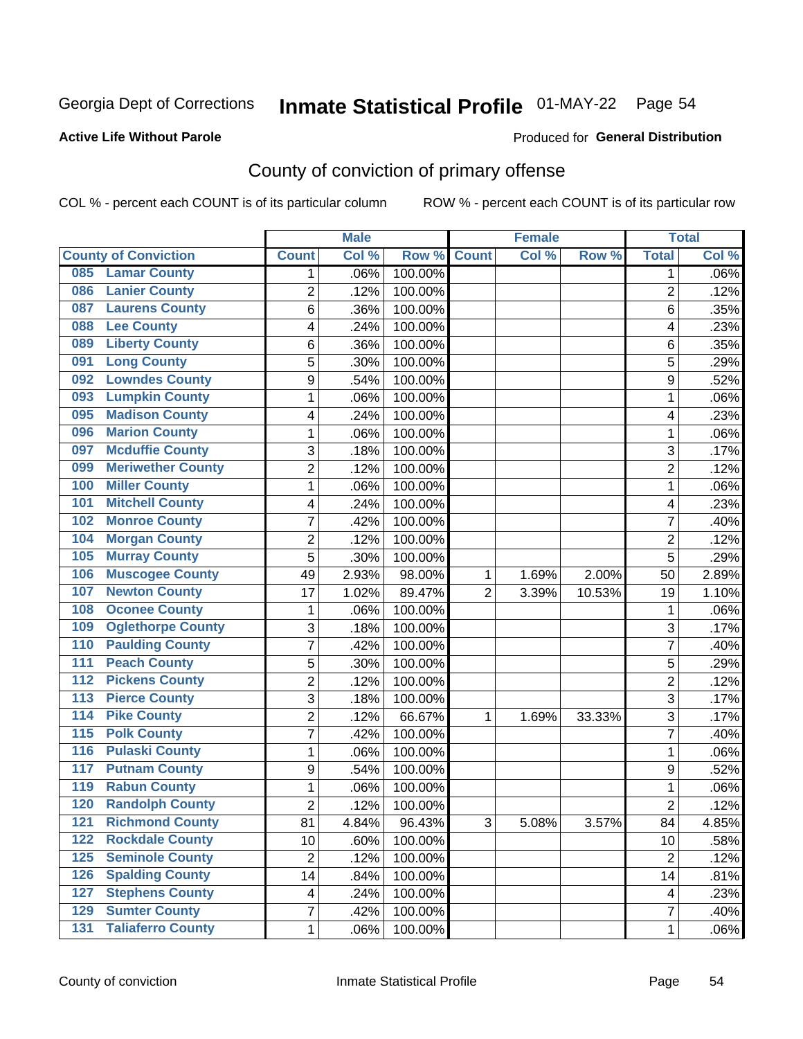Georgia Dept of Corrections **Inmate Statistical Profile** 01-MAY-22 Page 54

**Active Life Without Parole**

Produced for **General Distribution**

## County of conviction of primary offense

COL % - percent each COUNT is of its particular column ROW % - percent each COUNT is of its particular row

| County of Conviction | Male | | | Female | | | Total | |
|---|---|---|---|---|---|---|---|---|
| | Count | Col % | Row % | Count | Col % | Row % | Total | Col % |
| 085 Lamar County | 1 | .06% | 100.00% | | | | 1 | .06% |
| 086 Lanier County | 2 | .12% | 100.00% | | | | 2 | .12% |
| 087 Laurens County | 6 | .36% | 100.00% | | | | 6 | .35% |
| 088 Lee County | 4 | .24% | 100.00% | | | | 4 | .23% |
| 089 Liberty County | 6 | .36% | 100.00% | | | | 6 | .35% |
| 091 Long County | 5 | .30% | 100.00% | | | | 5 | .29% |
| 092 Lowndes County | 9 | .54% | 100.00% | | | | 9 | .52% |
| 093 Lumpkin County | 1 | .06% | 100.00% | | | | 1 | .06% |
| 095 Madison County | 4 | .24% | 100.00% | | | | 4 | .23% |
| 096 Marion County | 1 | .06% | 100.00% | | | | 1 | .06% |
| 097 Mcduffie County | 3 | .18% | 100.00% | | | | 3 | .17% |
| 099 Meriwether County | 2 | .12% | 100.00% | | | | 2 | .12% |
| 100 Miller County | 1 | .06% | 100.00% | | | | 1 | .06% |
| 101 Mitchell County | 4 | .24% | 100.00% | | | | 4 | .23% |
| 102 Monroe County | 7 | .42% | 100.00% | | | | 7 | .40% |
| 104 Morgan County | 2 | .12% | 100.00% | | | | 2 | .12% |
| 105 Murray County | 5 | .30% | 100.00% | | | | 5 | .29% |
| 106 Muscogee County | 49 | 2.93% | 98.00% | 1 | 1.69% | 2.00% | 50 | 2.89% |
| 107 Newton County | 17 | 1.02% | 89.47% | 2 | 3.39% | 10.53% | 19 | 1.10% |
| 108 Oconee County | 1 | .06% | 100.00% | | | | 1 | .06% |
| 109 Oglethorpe County | 3 | .18% | 100.00% | | | | 3 | .17% |
| 110 Paulding County | 7 | .42% | 100.00% | | | | 7 | .40% |
| 111 Peach County | 5 | .30% | 100.00% | | | | 5 | .29% |
| 112 Pickens County | 2 | .12% | 100.00% | | | | 2 | .12% |
| 113 Pierce County | 3 | .18% | 100.00% | | | | 3 | .17% |
| 114 Pike County | 2 | .12% | 66.67% | 1 | 1.69% | 33.33% | 3 | .17% |
| 115 Polk County | 7 | .42% | 100.00% | | | | 7 | .40% |
| 116 Pulaski County | 1 | .06% | 100.00% | | | | 1 | .06% |
| 117 Putnam County | 9 | .54% | 100.00% | | | | 9 | .52% |
| 119 Rabun County | 1 | .06% | 100.00% | | | | 1 | .06% |
| 120 Randolph County | 2 | .12% | 100.00% | | | | 2 | .12% |
| 121 Richmond County | 81 | 4.84% | 96.43% | 3 | 5.08% | 3.57% | 84 | 4.85% |
| 122 Rockdale County | 10 | .60% | 100.00% | | | | 10 | .58% |
| 125 Seminole County | 2 | .12% | 100.00% | | | | 2 | .12% |
| 126 Spalding County | 14 | .84% | 100.00% | | | | 14 | .81% |
| 127 Stephens County | 4 | .24% | 100.00% | | | | 4 | .23% |
| 129 Sumter County | 7 | .42% | 100.00% | | | | 7 | .40% |
| 131 Taliaferro County | 1 | .06% | 100.00% | | | | 1 | .06% |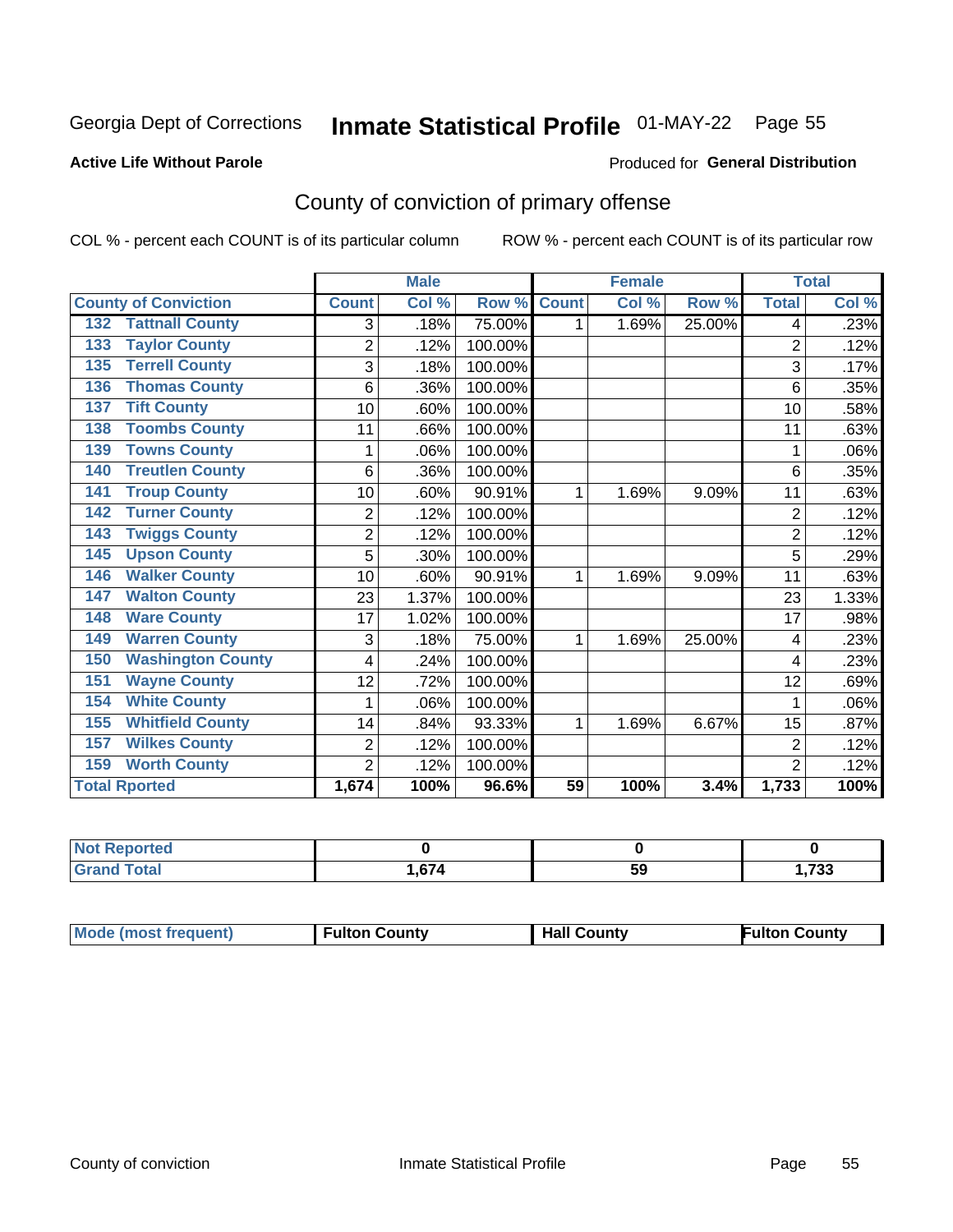Georgia Dept of Corrections **Inmate Statistical Profile** 01-MAY-22 Page 55

**Active Life Without Parole**

Produced for **General Distribution**

## County of conviction of primary offense

COL % - percent each COUNT is of its particular column ROW % - percent each COUNT is of its particular row

| County of Conviction | Male | | | Female | | | Total | |
|---|---|---|---|---|---|---|---|---|
| | Count | Col % | Row % | Count | Col % | Row % | Total | Col % |
| 132 Tattnall County | 3 | .18% | 75.00% | 1 | 1.69% | 25.00% | 4 | .23% |
| 133 Taylor County | 2 | .12% | 100.00% | | | | 2 | .12% |
| 135 Terrell County | 3 | .18% | 100.00% | | | | 3 | .17% |
| 136 Thomas County | 6 | .36% | 100.00% | | | | 6 | .35% |
| 137 Tift County | 10 | .60% | 100.00% | | | | 10 | .58% |
| 138 Toombs County | 11 | .66% | 100.00% | | | | 11 | .63% |
| 139 Towns County | 1 | .06% | 100.00% | | | | 1 | .06% |
| 140 Treutlen County | 6 | .36% | 100.00% | | | | 6 | .35% |
| 141 Troup County | 10 | .60% | 90.91% | 1 | 1.69% | 9.09% | 11 | .63% |
| 142 Turner County | 2 | .12% | 100.00% | | | | 2 | .12% |
| 143 Twiggs County | 2 | .12% | 100.00% | | | | 2 | .12% |
| 145 Upson County | 5 | .30% | 100.00% | | | | 5 | .29% |
| 146 Walker County | 10 | .60% | 90.91% | 1 | 1.69% | 9.09% | 11 | .63% |
| 147 Walton County | 23 | 1.37% | 100.00% | | | | 23 | 1.33% |
| 148 Ware County | 17 | 1.02% | 100.00% | | | | 17 | .98% |
| 149 Warren County | 3 | .18% | 75.00% | 1 | 1.69% | 25.00% | 4 | .23% |
| 150 Washington County | 4 | .24% | 100.00% | | | | 4 | .23% |
| 151 Wayne County | 12 | .72% | 100.00% | | | | 12 | .69% |
| 154 White County | 1 | .06% | 100.00% | | | | 1 | .06% |
| 155 Whitfield County | 14 | .84% | 93.33% | 1 | 1.69% | 6.67% | 15 | .87% |
| 157 Wilkes County | 2 | .12% | 100.00% | | | | 2 | .12% |
| 159 Worth County | 2 | .12% | 100.00% | | | | 2 | .12% |
| **Total Rported** | **1,674** | **100%** | **96.6%** | **59** | **100%** | **3.4%** | **1,733** | **100%** |

| | Male | Female | Total |
|---|---|---|---|
| Not Reported | 0 | 0 | 0 |
| Grand Total | 1,674 | 59 | 1,733 |

| | Male | Female | Total |
|---|---|---|---|
| Mode (most frequent) | Fulton County | Hall County | Fulton County |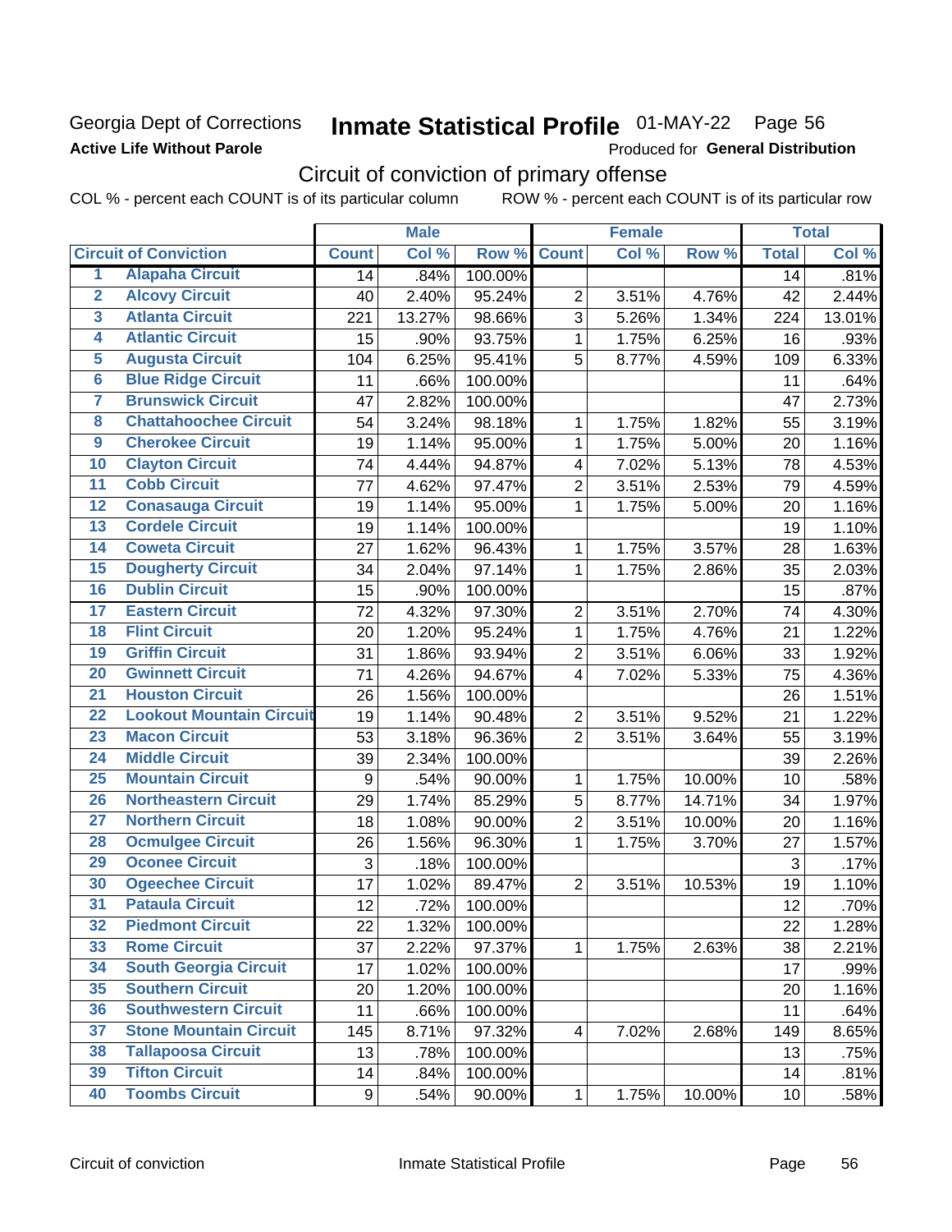Georgia Dept of Corrections **Inmate Statistical Profile** 01-MAY-22

**Active Life Without Parole**

Produced for **General Distribution**

## Circuit of conviction of primary offense

COL % - percent each COUNT is of its particular column ROW % - percent each COUNT is of its particular row

| | | Male | | | Female | | | Total | |
|---|---|---|---|---|---|---|---|---|---|
| | **Circuit of Conviction** | **Count** | **Col %** | **Row %** | **Count** | **Col %** | **Row %** | **Total** | **Col %** |
| 1 | Alapaha Circuit | 14 | .84% | 100.00% | | | | 14 | .81% |
| 2 | Alcovy Circuit | 40 | 2.40% | 95.24% | 2 | 3.51% | 4.76% | 42 | 2.44% |
| 3 | Atlanta Circuit | 221 | 13.27% | 98.66% | 3 | 5.26% | 1.34% | 224 | 13.01% |
| 4 | Atlantic Circuit | 15 | .90% | 93.75% | 1 | 1.75% | 6.25% | 16 | .93% |
| 5 | Augusta Circuit | 104 | 6.25% | 95.41% | 5 | 8.77% | 4.59% | 109 | 6.33% |
| 6 | Blue Ridge Circuit | 11 | .66% | 100.00% | | | | 11 | .64% |
| 7 | Brunswick Circuit | 47 | 2.82% | 100.00% | | | | 47 | 2.73% |
| 8 | Chattahoochee Circuit | 54 | 3.24% | 98.18% | 1 | 1.75% | 1.82% | 55 | 3.19% |
| 9 | Cherokee Circuit | 19 | 1.14% | 95.00% | 1 | 1.75% | 5.00% | 20 | 1.16% |
| 10 | Clayton Circuit | 74 | 4.44% | 94.87% | 4 | 7.02% | 5.13% | 78 | 4.53% |
| 11 | Cobb Circuit | 77 | 4.62% | 97.47% | 2 | 3.51% | 2.53% | 79 | 4.59% |
| 12 | Conasauga Circuit | 19 | 1.14% | 95.00% | 1 | 1.75% | 5.00% | 20 | 1.16% |
| 13 | Cordele Circuit | 19 | 1.14% | 100.00% | | | | 19 | 1.10% |
| 14 | Coweta Circuit | 27 | 1.62% | 96.43% | 1 | 1.75% | 3.57% | 28 | 1.63% |
| 15 | Dougherty Circuit | 34 | 2.04% | 97.14% | 1 | 1.75% | 2.86% | 35 | 2.03% |
| 16 | Dublin Circuit | 15 | .90% | 100.00% | | | | 15 | .87% |
| 17 | Eastern Circuit | 72 | 4.32% | 97.30% | 2 | 3.51% | 2.70% | 74 | 4.30% |
| 18 | Flint Circuit | 20 | 1.20% | 95.24% | 1 | 1.75% | 4.76% | 21 | 1.22% |
| 19 | Griffin Circuit | 31 | 1.86% | 93.94% | 2 | 3.51% | 6.06% | 33 | 1.92% |
| 20 | Gwinnett Circuit | 71 | 4.26% | 94.67% | 4 | 7.02% | 5.33% | 75 | 4.36% |
| 21 | Houston Circuit | 26 | 1.56% | 100.00% | | | | 26 | 1.51% |
| 22 | Lookout Mountain Circuit | 19 | 1.14% | 90.48% | 2 | 3.51% | 9.52% | 21 | 1.22% |
| 23 | Macon Circuit | 53 | 3.18% | 96.36% | 2 | 3.51% | 3.64% | 55 | 3.19% |
| 24 | Middle Circuit | 39 | 2.34% | 100.00% | | | | 39 | 2.26% |
| 25 | Mountain Circuit | 9 | .54% | 90.00% | 1 | 1.75% | 10.00% | 10 | .58% |
| 26 | Northeastern Circuit | 29 | 1.74% | 85.29% | 5 | 8.77% | 14.71% | 34 | 1.97% |
| 27 | Northern Circuit | 18 | 1.08% | 90.00% | 2 | 3.51% | 10.00% | 20 | 1.16% |
| 28 | Ocmulgee Circuit | 26 | 1.56% | 96.30% | 1 | 1.75% | 3.70% | 27 | 1.57% |
| 29 | Oconee Circuit | 3 | .18% | 100.00% | | | | 3 | .17% |
| 30 | Ogeechee Circuit | 17 | 1.02% | 89.47% | 2 | 3.51% | 10.53% | 19 | 1.10% |
| 31 | Pataula Circuit | 12 | .72% | 100.00% | | | | 12 | .70% |
| 32 | Piedmont Circuit | 22 | 1.32% | 100.00% | | | | 22 | 1.28% |
| 33 | Rome Circuit | 37 | 2.22% | 97.37% | 1 | 1.75% | 2.63% | 38 | 2.21% |
| 34 | South Georgia Circuit | 17 | 1.02% | 100.00% | | | | 17 | .99% |
| 35 | Southern Circuit | 20 | 1.20% | 100.00% | | | | 20 | 1.16% |
| 36 | Southwestern Circuit | 11 | .66% | 100.00% | | | | 11 | .64% |
| 37 | Stone Mountain Circuit | 145 | 8.71% | 97.32% | 4 | 7.02% | 2.68% | 149 | 8.65% |
| 38 | Tallapoosa Circuit | 13 | .78% | 100.00% | | | | 13 | .75% |
| 39 | Tifton Circuit | 14 | .84% | 100.00% | | | | 14 | .81% |
| 40 | Toombs Circuit | 9 | .54% | 90.00% | 1 | 1.75% | 10.00% | 10 | .58% |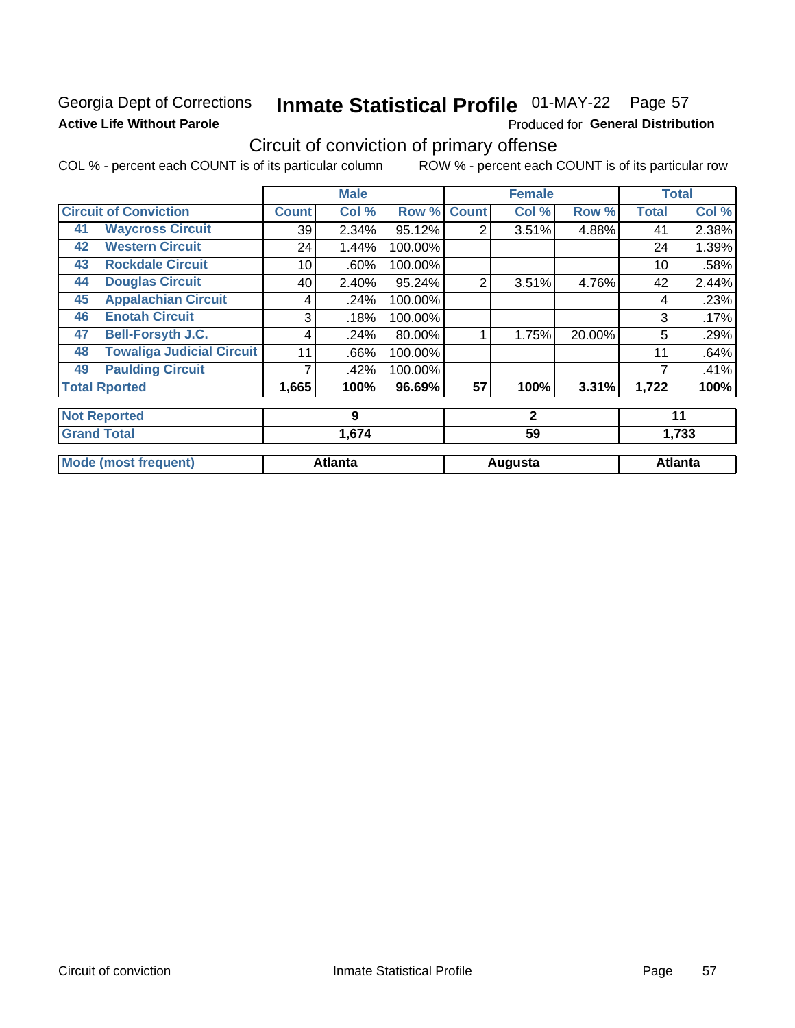Georgia Dept of Corrections
**Active Life Without Parole**

# Inmate Statistical Profile 01-MAY-22 Page 57

Produced for **General Distribution**

## Circuit of conviction of primary offense

COL % - percent each COUNT is of its particular column ROW % - percent each COUNT is of its particular row

| Circuit of Conviction | | Male | | | Female | | | Total | |
|---|---|---|---|---|---|---|---|---|---|
| | | Count | Col % | Row % | Count | Col % | Row % | Total | Col % |
| 41 | Waycross Circuit | 39 | 2.34% | 95.12% | 2 | 3.51% | 4.88% | 41 | 2.38% |
| 42 | Western Circuit | 24 | 1.44% | 100.00% | | | | 24 | 1.39% |
| 43 | Rockdale Circuit | 10 | .60% | 100.00% | | | | 10 | .58% |
| 44 | Douglas Circuit | 40 | 2.40% | 95.24% | 2 | 3.51% | 4.76% | 42 | 2.44% |
| 45 | Appalachian Circuit | 4 | .24% | 100.00% | | | | 4 | .23% |
| 46 | Enotah Circuit | 3 | .18% | 100.00% | | | | 3 | .17% |
| 47 | Bell-Forsyth J.C. | 4 | .24% | 80.00% | 1 | 1.75% | 20.00% | 5 | .29% |
| 48 | Towaliga Judicial Circuit | 11 | .66% | 100.00% | | | | 11 | .64% |
| 49 | Paulding Circuit | 7 | .42% | 100.00% | | | | 7 | .41% |
| Total Rported | | 1,665 | 100% | 96.69% | 57 | 100% | 3.31% | 1,722 | 100% |
| Not Reported | | 9 | | | 2 | | | 11 | |
| Grand Total | | 1,674 | | | 59 | | | 1,733 | |
| Mode (most frequent) | | Atlanta | | | Augusta | | | Atlanta | |

Circuit of conviction Inmate Statistical Profile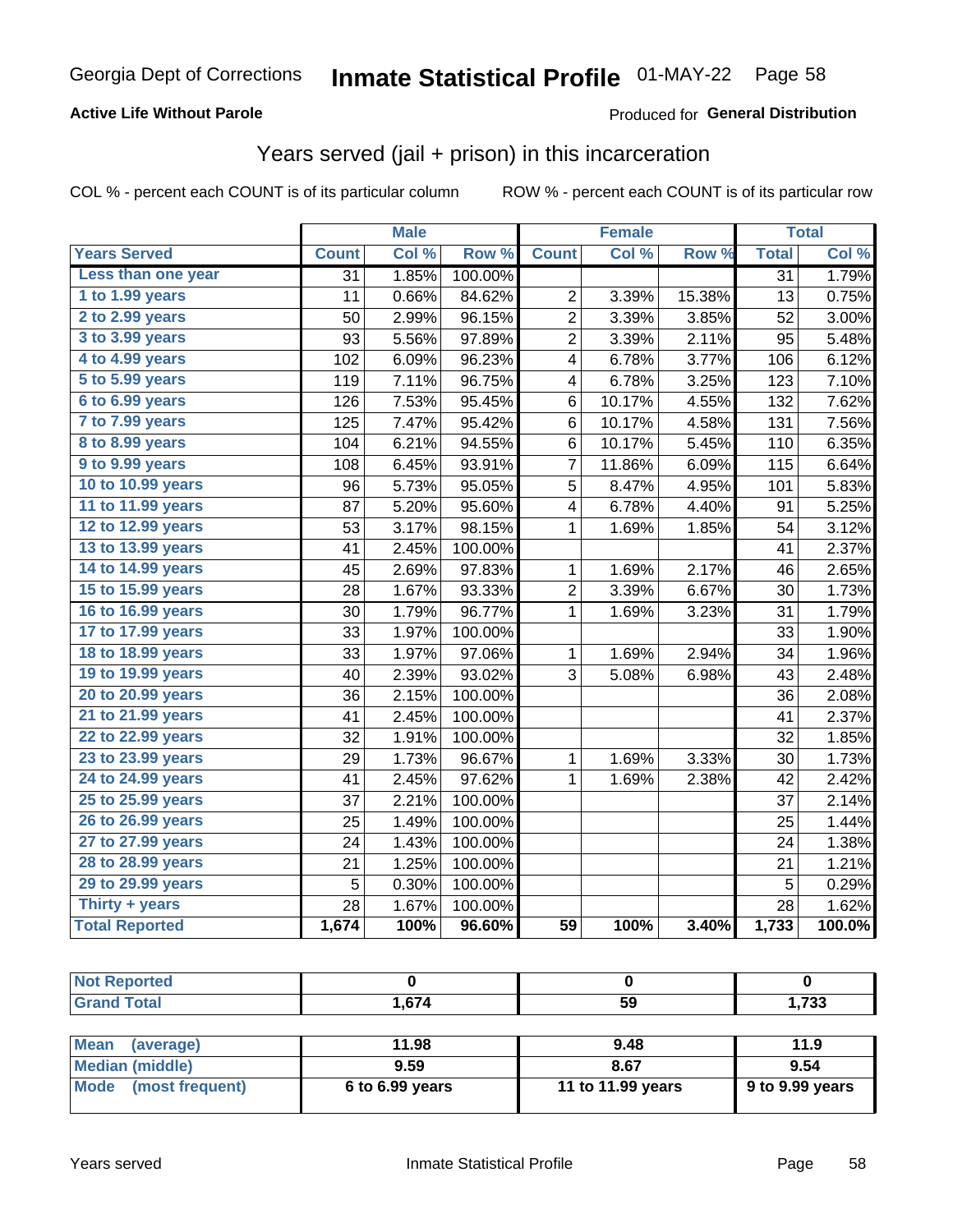Georgia Dept of Corrections **Inmate Statistical Profile** 01-MAY-22

**Active Life Without Parole**

Produced for **General Distribution**

## Years served (jail + prison) in this incarceration

COL % - percent each COUNT is of its particular column ROW % - percent each COUNT is of its particular row

| | Male | | | Female | | | Total | |
|---|---|---|---|---|---|---|---|---|
| **Years Served** | **Count** | **Col %** | **Row %** | **Count** | **Col %** | **Row %** | **Total** | **Col %** |
| Less than one year | 31 | 1.85% | 100.00% | | | | 31 | 1.79% |
| 1 to 1.99 years | 11 | 0.66% | 84.62% | 2 | 3.39% | 15.38% | 13 | 0.75% |
| 2 to 2.99 years | 50 | 2.99% | 96.15% | 2 | 3.39% | 3.85% | 52 | 3.00% |
| 3 to 3.99 years | 93 | 5.56% | 97.89% | 2 | 3.39% | 2.11% | 95 | 5.48% |
| 4 to 4.99 years | 102 | 6.09% | 96.23% | 4 | 6.78% | 3.77% | 106 | 6.12% |
| 5 to 5.99 years | 119 | 7.11% | 96.75% | 4 | 6.78% | 3.25% | 123 | 7.10% |
| 6 to 6.99 years | 126 | 7.53% | 95.45% | 6 | 10.17% | 4.55% | 132 | 7.62% |
| 7 to 7.99 years | 125 | 7.47% | 95.42% | 6 | 10.17% | 4.58% | 131 | 7.56% |
| 8 to 8.99 years | 104 | 6.21% | 94.55% | 6 | 10.17% | 5.45% | 110 | 6.35% |
| 9 to 9.99 years | 108 | 6.45% | 93.91% | 7 | 11.86% | 6.09% | 115 | 6.64% |
| 10 to 10.99 years | 96 | 5.73% | 95.05% | 5 | 8.47% | 4.95% | 101 | 5.83% |
| 11 to 11.99 years | 87 | 5.20% | 95.60% | 4 | 6.78% | 4.40% | 91 | 5.25% |
| 12 to 12.99 years | 53 | 3.17% | 98.15% | 1 | 1.69% | 1.85% | 54 | 3.12% |
| 13 to 13.99 years | 41 | 2.45% | 100.00% | | | | 41 | 2.37% |
| 14 to 14.99 years | 45 | 2.69% | 97.83% | 1 | 1.69% | 2.17% | 46 | 2.65% |
| 15 to 15.99 years | 28 | 1.67% | 93.33% | 2 | 3.39% | 6.67% | 30 | 1.73% |
| 16 to 16.99 years | 30 | 1.79% | 96.77% | 1 | 1.69% | 3.23% | 31 | 1.79% |
| 17 to 17.99 years | 33 | 1.97% | 100.00% | | | | 33 | 1.90% |
| 18 to 18.99 years | 33 | 1.97% | 97.06% | 1 | 1.69% | 2.94% | 34 | 1.96% |
| 19 to 19.99 years | 40 | 2.39% | 93.02% | 3 | 5.08% | 6.98% | 43 | 2.48% |
| 20 to 20.99 years | 36 | 2.15% | 100.00% | | | | 36 | 2.08% |
| 21 to 21.99 years | 41 | 2.45% | 100.00% | | | | 41 | 2.37% |
| 22 to 22.99 years | 32 | 1.91% | 100.00% | | | | 32 | 1.85% |
| 23 to 23.99 years | 29 | 1.73% | 96.67% | 1 | 1.69% | 3.33% | 30 | 1.73% |
| 24 to 24.99 years | 41 | 2.45% | 97.62% | 1 | 1.69% | 2.38% | 42 | 2.42% |
| 25 to 25.99 years | 37 | 2.21% | 100.00% | | | | 37 | 2.14% |
| 26 to 26.99 years | 25 | 1.49% | 100.00% | | | | 25 | 1.44% |
| 27 to 27.99 years | 24 | 1.43% | 100.00% | | | | 24 | 1.38% |
| 28 to 28.99 years | 21 | 1.25% | 100.00% | | | | 21 | 1.21% |
| 29 to 29.99 years | 5 | 0.30% | 100.00% | | | | 5 | 0.29% |
| Thirty + years | 28 | 1.67% | 100.00% | | | | 28 | 1.62% |
| **Total Reported** | **1,674** | **100%** | **96.60%** | **59** | **100%** | **3.40%** | **1,733** | **100.0%** |

| | Male | Female | Total |
|---|---|---|---|
| Not Reported | 0 | 0 | 0 |
| Grand Total | 1,674 | 59 | 1,733 |

| | Male | Female | Total |
|---|---|---|---|
| Mean (average) | 11.98 | 9.48 | 11.9 |
| Median (middle) | 9.59 | 8.67 | 9.54 |
| Mode (most frequent) | 6 to 6.99 years | 11 to 11.99 years | 9 to 9.99 years |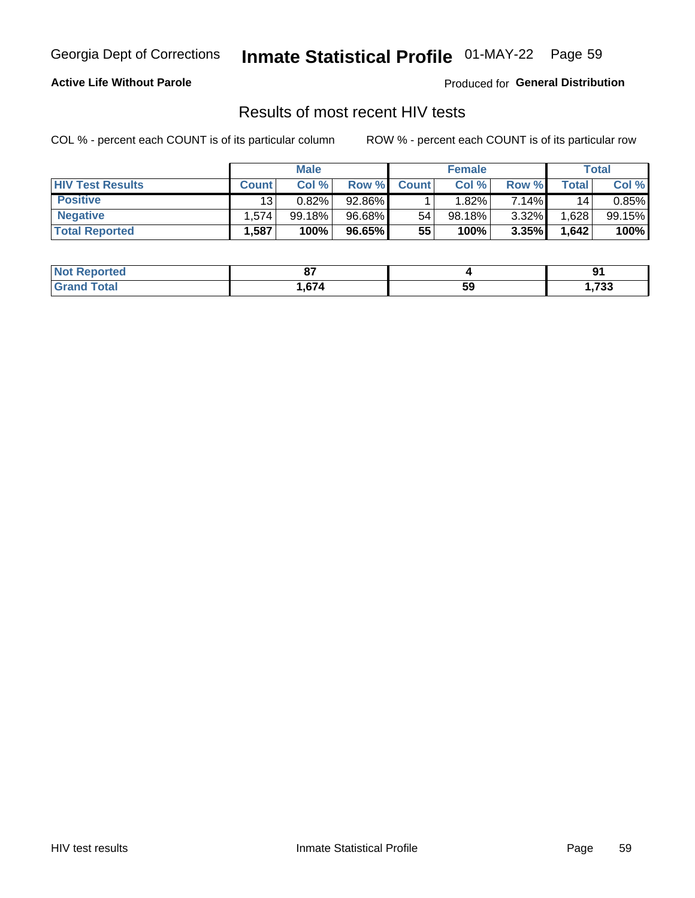Georgia Dept of Corrections **Inmate Statistical Profile** 01-MAY-22 Page 59

**Active Life Without Parole**

Produced for **General Distribution**

## Results of most recent HIV tests

COL % - percent each COUNT is of its particular column ROW % - percent each COUNT is of its particular row

| | Male | | | Female | | | Total | |
|---|---|---|---|---|---|---|---|---|
| **HIV Test Results** | **Count** | **Col %** | **Row %** | **Count** | **Col %** | **Row %** | **Total** | **Col %** |
| **Positive** | 13 | 0.82% | 92.86% | 1 | 1.82% | 7.14% | 14 | 0.85% |
| **Negative** | 1,574 | 99.18% | 96.68% | 54 | 98.18% | 3.32% | 1,628 | 99.15% |
| **Total Reported** | **1,587** | **100%** | **96.65%** | **55** | **100%** | **3.35%** | **1,642** | **100%** |

| | Male | Female | Total |
|---|---|---|---|
| **Not Reported** | **87** | **4** | **91** |
| **Grand Total** | **1,674** | **59** | **1,733** |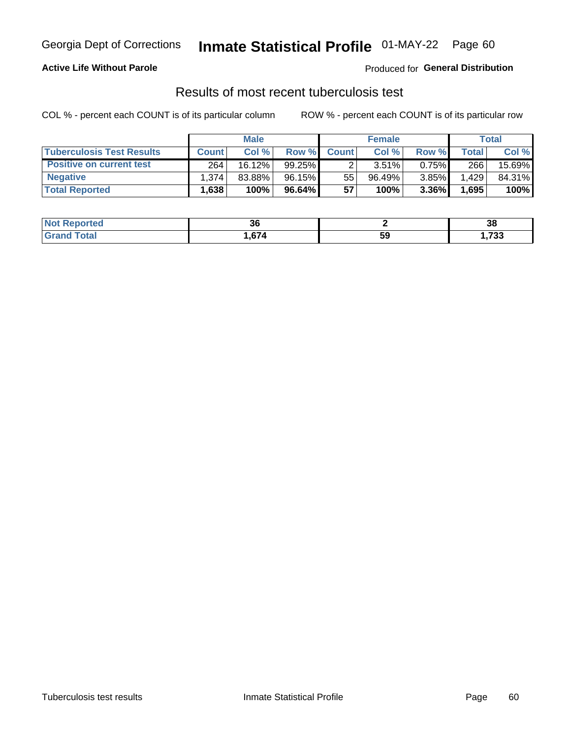Georgia Dept of Corrections **Inmate Statistical Profile** 01-MAY-22

**Active Life Without Parole**

Produced for **General Distribution**

## Results of most recent tuberculosis test

COL % - percent each COUNT is of its particular column

ROW % - percent each COUNT is of its particular row

| | Male | | | Female | | | Total | |
|---|---|---|---|---|---|---|---|---|
| **Tuberculosis Test Results** | **Count** | **Col %** | **Row %** | **Count** | **Col %** | **Row %** | **Total** | **Col %** |
| **Positive on current test** | 264 | 16.12% | 99.25% | 2 | 3.51% | 0.75% | 266 | 15.69% |
| **Negative** | 1,374 | 83.88% | 96.15% | 55 | 96.49% | 3.85% | 1,429 | 84.31% |
| **Total Reported** | **1,638** | **100%** | **96.64%** | **57** | **100%** | **3.36%** | **1,695** | **100%** |

| | Male | Female | Total |
|---|---|---|---|
| **Not Reported** | **36** | **2** | **38** |
| **Grand Total** | **1,674** | **59** | **1,733** |

Tuberculosis test results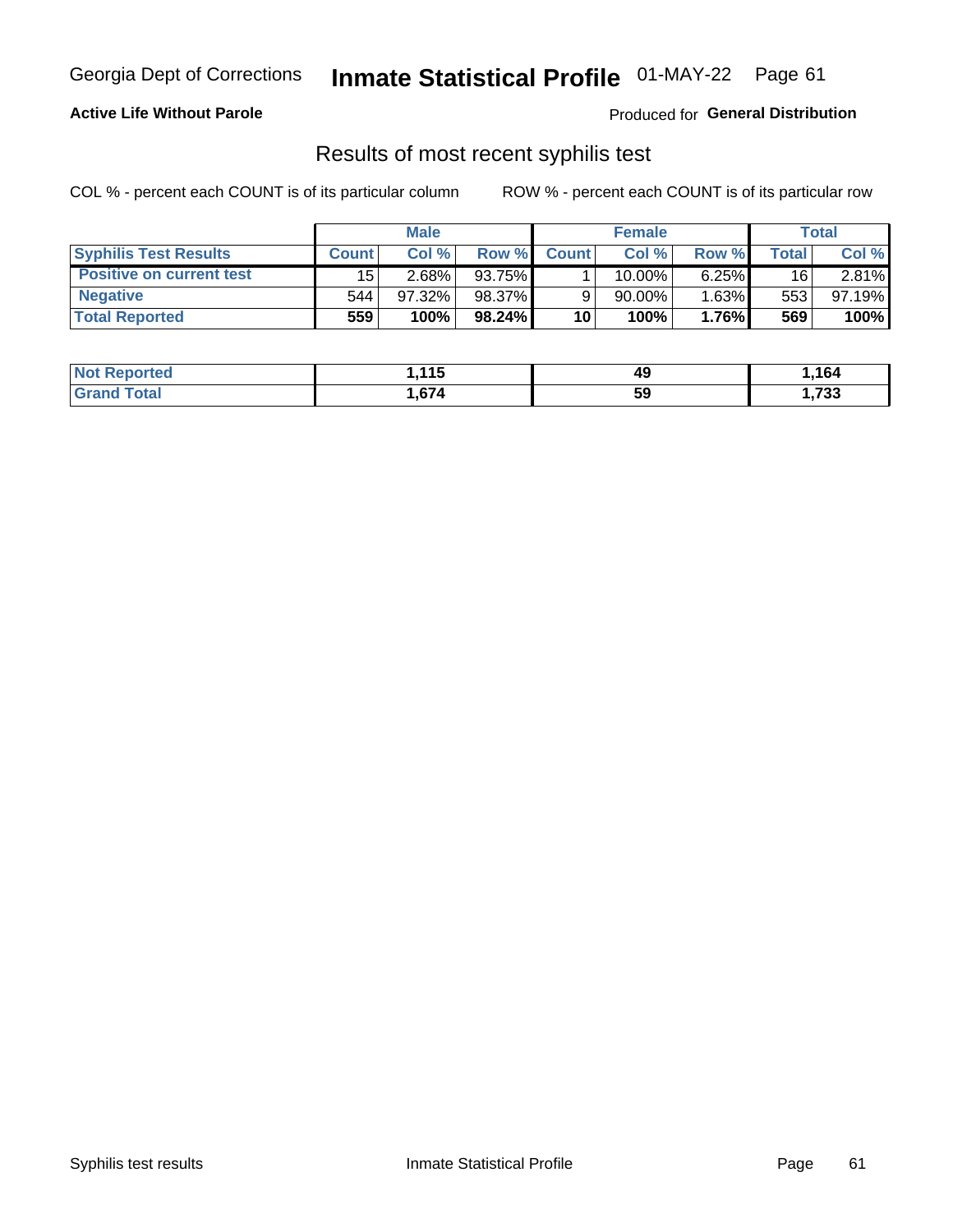Georgia Dept of Corrections **Inmate Statistical Profile** 01-MAY-22

**Active Life Without Parole**

Produced for **General Distribution**

## Results of most recent syphilis test

COL % - percent each COUNT is of its particular column    ROW % - percent each COUNT is of its particular row

| | Male | | | Female | | | Total | |
|---|---|---|---|---|---|---|---|---|
| **Syphilis Test Results** | **Count** | **Col %** | **Row %** | **Count** | **Col %** | **Row %** | **Total** | **Col %** |
| **Positive on current test** | 15 | 2.68% | 93.75% | 1 | 10.00% | 6.25% | 16 | 2.81% |
| **Negative** | 544 | 97.32% | 98.37% | 9 | 90.00% | 1.63% | 553 | 97.19% |
| **Total Reported** | **559** | **100%** | **98.24%** | **10** | **100%** | **1.76%** | **569** | **100%** |

| | Male | Female | Total |
|---|---|---|---|
| **Not Reported** | **1,115** | **49** | **1,164** |
| **Grand Total** | **1,674** | **59** | **1,733** |

Syphilis test results    Inmate Statistical Profile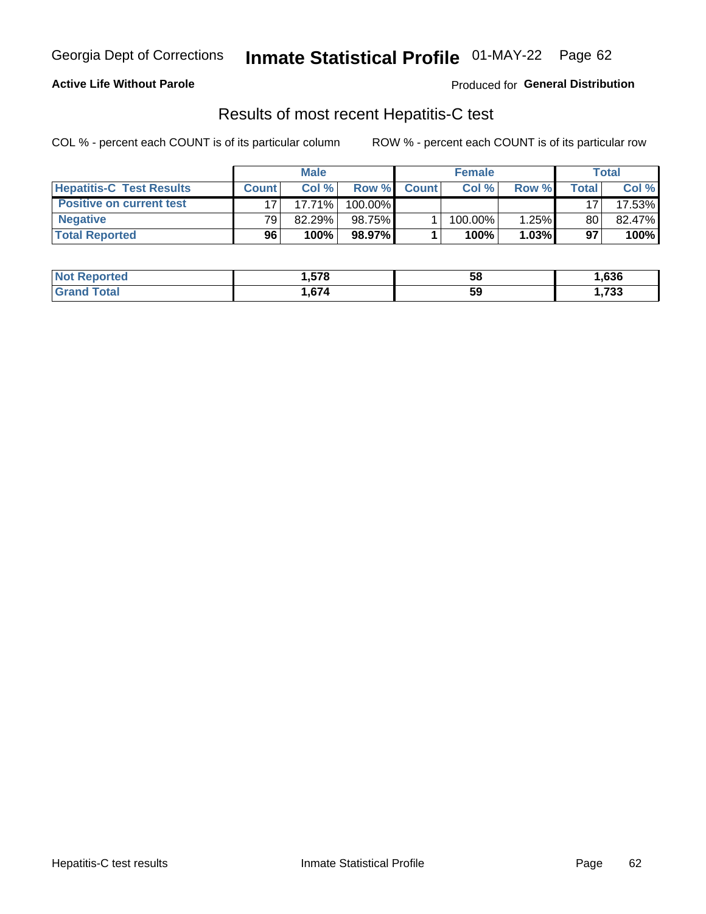Georgia Dept of Corrections **Inmate Statistical Profile** 01-MAY-22

**Active Life Without Parole**

Produced for **General Distribution**

## Results of most recent Hepatitis-C test

COL % - percent each COUNT is of its particular column

ROW % - percent each COUNT is of its particular row

| | Male | | | Female | | | Total | |
|---|---|---|---|---|---|---|---|---|
| **Hepatitis-C Test Results** | **Count** | **Col %** | **Row %** | **Count** | **Col %** | **Row %** | **Total** | **Col %** |
| **Positive on current test** | 17 | 17.71% | 100.00% | | | | 17 | 17.53% |
| **Negative** | 79 | 82.29% | 98.75% | 1 | 100.00% | 1.25% | 80 | 82.47% |
| **Total Reported** | **96** | **100%** | **98.97%** | **1** | **100%** | **1.03%** | **97** | **100%** |

| | Male | Female | Total |
|---|---|---|---|
| **Not Reported** | **1,578** | **58** | **1,636** |
| **Grand Total** | **1,674** | **59** | **1,733** |